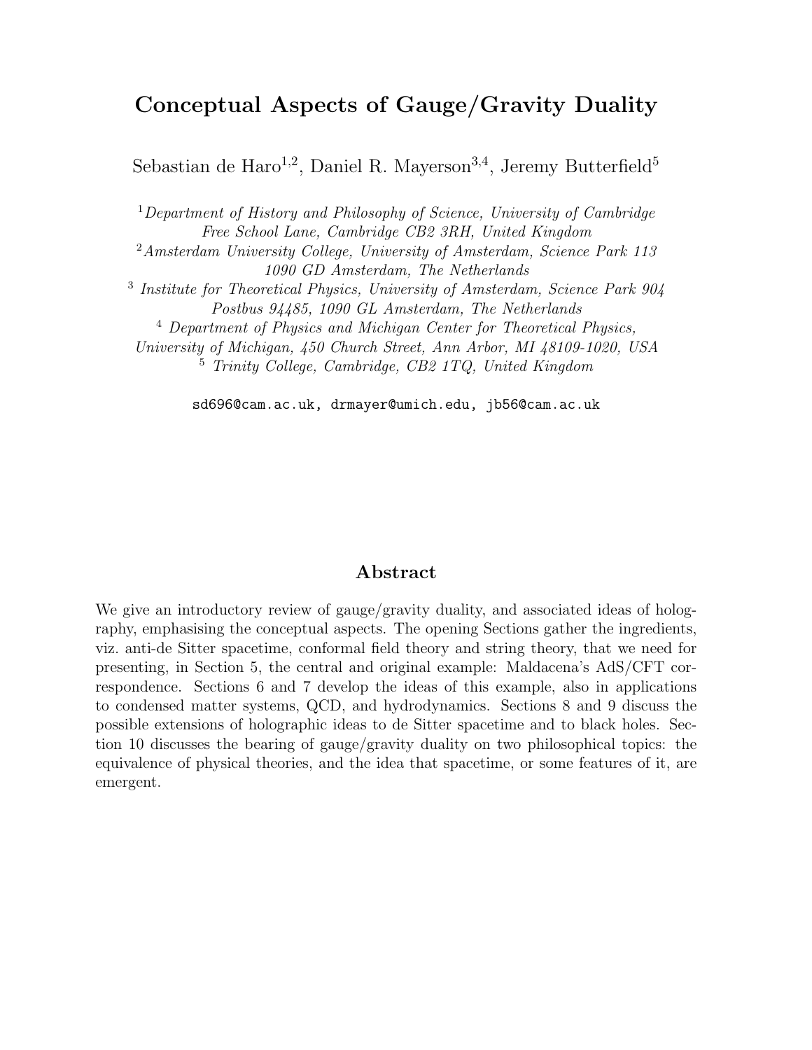# Conceptual Aspects of Gauge/Gravity Duality

Sebastian de Haro[1,2], Daniel R. Mayerson[3,4], Jeremy Butterfield[5]

[1] *Department of History and Philosophy of Science, University of Cambridge Free School Lane, Cambridge CB2 3RH, United Kingdom*

[2] *Amsterdam University College, University of Amsterdam, Science Park 113 1090 GD Amsterdam, The Netherlands*

[3] *Institute for Theoretical Physics, University of Amsterdam, Science Park 904 Postbus 94485, 1090 GL Amsterdam, The Netherlands*

[4] *Department of Physics and Michigan Center for Theoretical Physics, University of Michigan, 450 Church Street, Ann Arbor, MI 48109-1020, USA*

[5] *Trinity College, Cambridge, CB2 1TQ, United Kingdom*

sd696@cam.ac.uk, drmayer@umich.edu, jb56@cam.ac.uk

## Abstract

We give an introductory review of gauge/gravity duality, and associated ideas of holography, emphasising the conceptual aspects. The opening Sections gather the ingredients, viz. anti-de Sitter spacetime, conformal field theory and string theory, that we need for presenting, in Section 5, the central and original example: Maldacena's AdS/CFT correspondence. Sections 6 and 7 develop the ideas of this example, also in applications to condensed matter systems, QCD, and hydrodynamics. Sections 8 and 9 discuss the possible extensions of holographic ideas to de Sitter spacetime and to black holes. Section 10 discusses the bearing of gauge/gravity duality on two philosophical topics: the equivalence of physical theories, and the idea that spacetime, or some features of it, are emergent.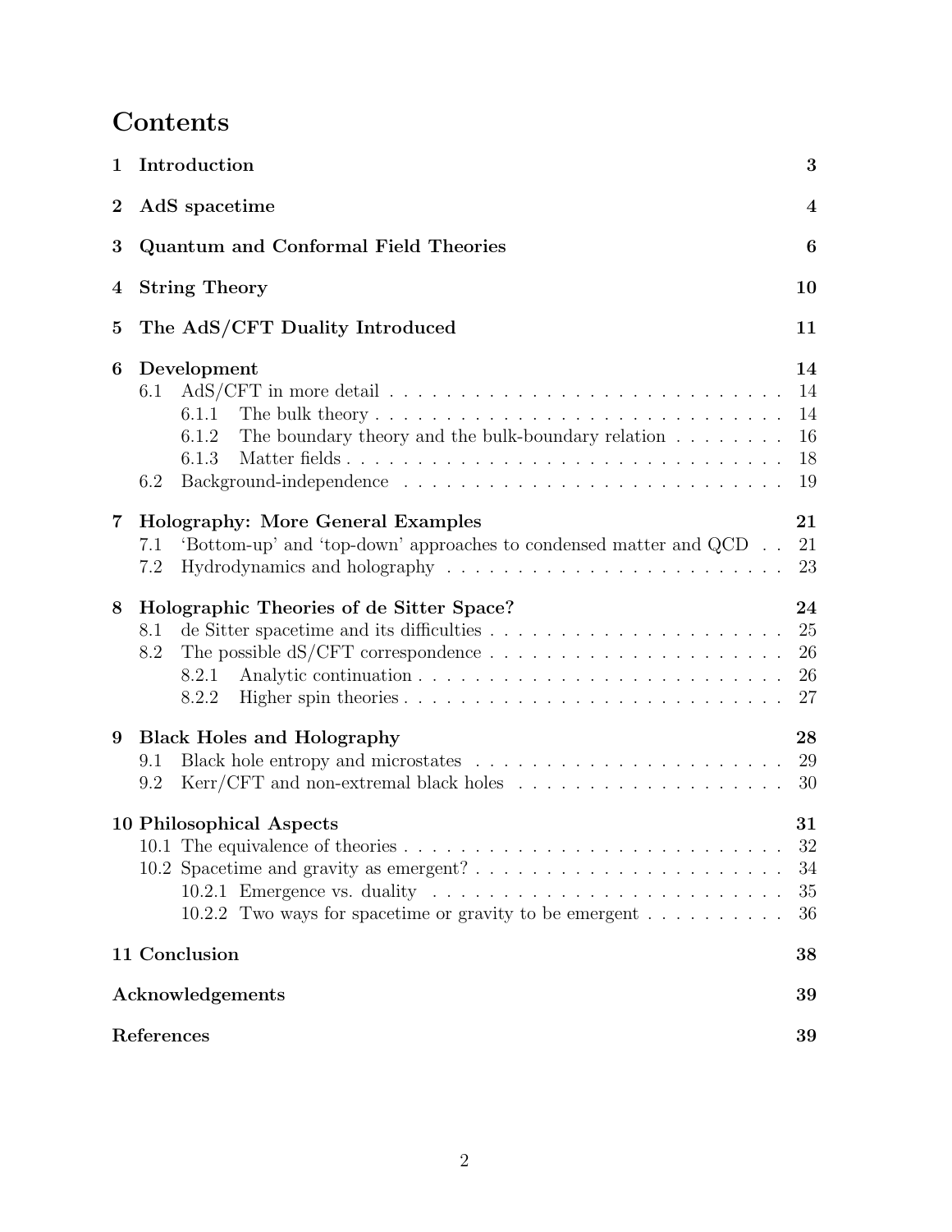# Contents

**1 Introduction** — **3**

**2 AdS spacetime** — **4**

**3 Quantum and Conformal Field Theories** — **6**

**4 String Theory** — **10**

**5 The AdS/CFT Duality Introduced** — **11**

**6 Development** — **14**

- 6.1 AdS/CFT in more detail — 14
  - 6.1.1 The bulk theory — 14
  - 6.1.2 The boundary theory and the bulk-boundary relation — 16
  - 6.1.3 Matter fields — 18
- 6.2 Background-independence — 19

**7 Holography: More General Examples** — **21**

- 7.1 'Bottom-up' and 'top-down' approaches to condensed matter and QCD — 21
- 7.2 Hydrodynamics and holography — 23

**8 Holographic Theories of de Sitter Space?** — **24**

- 8.1 de Sitter spacetime and its difficulties — 25
- 8.2 The possible dS/CFT correspondence — 26
  - 8.2.1 Analytic continuation — 26
  - 8.2.2 Higher spin theories — 27

**9 Black Holes and Holography** — **28**

- 9.1 Black hole entropy and microstates — 29
- 9.2 Kerr/CFT and non-extremal black holes — 30

**10 Philosophical Aspects** — **31**

- 10.1 The equivalence of theories — 32
- 10.2 Spacetime and gravity as emergent? — 34
  - 10.2.1 Emergence vs. duality — 35
  - 10.2.2 Two ways for spacetime or gravity to be emergent — 36

**11 Conclusion** — **38**

**Acknowledgements** — **39**

**References** — **39**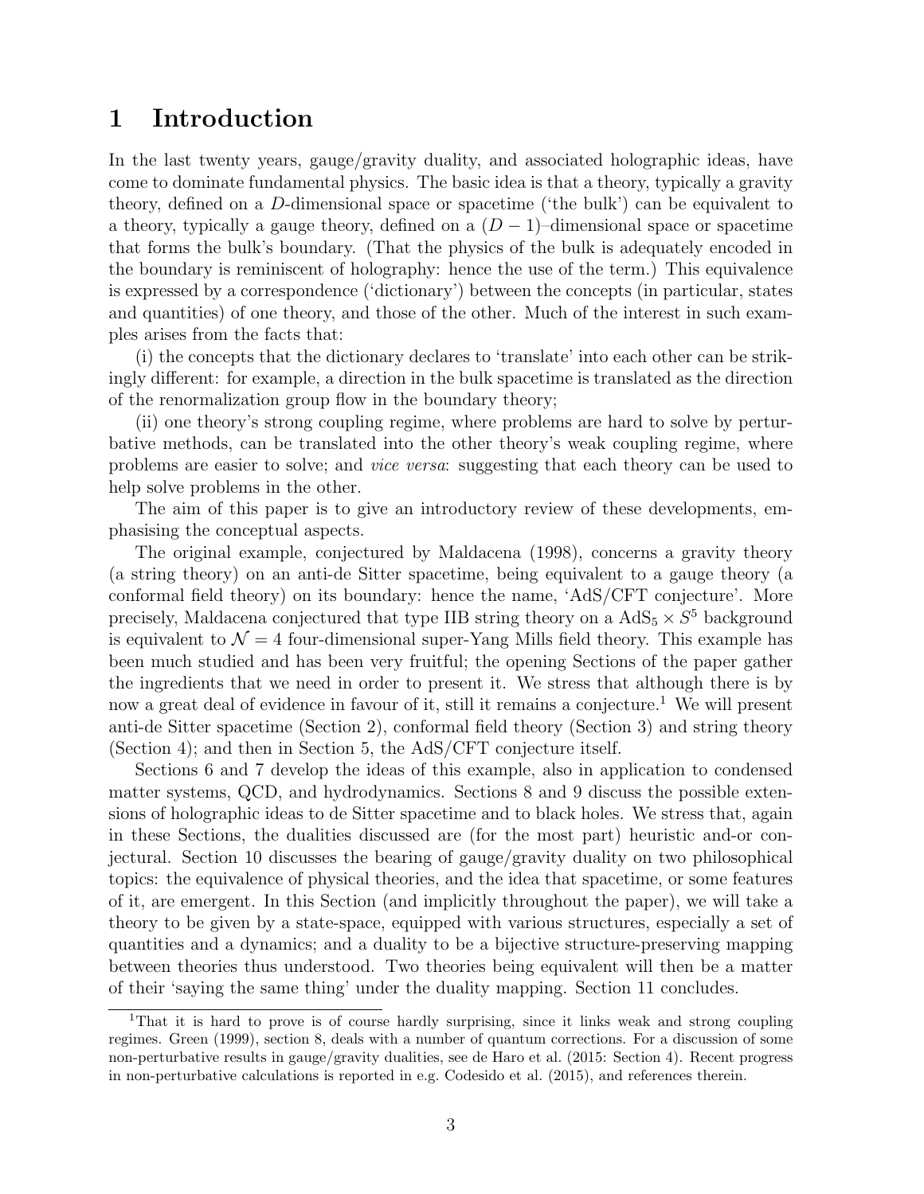# 1 Introduction

In the last twenty years, gauge/gravity duality, and associated holographic ideas, have come to dominate fundamental physics. The basic idea is that a theory, typically a gravity theory, defined on a $D$-dimensional space or spacetime ('the bulk') can be equivalent to a theory, typically a gauge theory, defined on a $(D-1)$–dimensional space or spacetime that forms the bulk's boundary. (That the physics of the bulk is adequately encoded in the boundary is reminiscent of holography: hence the use of the term.) This equivalence is expressed by a correspondence ('dictionary') between the concepts (in particular, states and quantities) of one theory, and those of the other. Much of the interest in such examples arises from the facts that:

(i) the concepts that the dictionary declares to 'translate' into each other can be strikingly different: for example, a direction in the bulk spacetime is translated as the direction of the renormalization group flow in the boundary theory;

(ii) one theory's strong coupling regime, where problems are hard to solve by perturbative methods, can be translated into the other theory's weak coupling regime, where problems are easier to solve; and *vice versa*: suggesting that each theory can be used to help solve problems in the other.

The aim of this paper is to give an introductory review of these developments, emphasising the conceptual aspects.

The original example, conjectured by Maldacena (1998), concerns a gravity theory (a string theory) on an anti-de Sitter spacetime, being equivalent to a gauge theory (a conformal field theory) on its boundary: hence the name, 'AdS/CFT conjecture'. More precisely, Maldacena conjectured that type IIB string theory on a $\text{AdS}_5 \times S^5$ background is equivalent to $\mathcal{N} = 4$ four-dimensional super-Yang Mills field theory. This example has been much studied and has been very fruitful; the opening Sections of the paper gather the ingredients that we need in order to present it. We stress that although there is by now a great deal of evidence in favour of it, still it remains a conjecture.[1] We will present anti-de Sitter spacetime (Section 2), conformal field theory (Section 3) and string theory (Section 4); and then in Section 5, the AdS/CFT conjecture itself.

Sections 6 and 7 develop the ideas of this example, also in application to condensed matter systems, QCD, and hydrodynamics. Sections 8 and 9 discuss the possible extensions of holographic ideas to de Sitter spacetime and to black holes. We stress that, again in these Sections, the dualities discussed are (for the most part) heuristic and-or conjectural. Section 10 discusses the bearing of gauge/gravity duality on two philosophical topics: the equivalence of physical theories, and the idea that spacetime, or some features of it, are emergent. In this Section (and implicitly throughout the paper), we will take a theory to be given by a state-space, equipped with various structures, especially a set of quantities and a dynamics; and a duality to be a bijective structure-preserving mapping between theories thus understood. Two theories being equivalent will then be a matter of their 'saying the same thing' under the duality mapping. Section 11 concludes.

---

[1] That it is hard to prove is of course hardly surprising, since it links weak and strong coupling regimes. Green (1999), section 8, deals with a number of quantum corrections. For a discussion of some non-perturbative results in gauge/gravity dualities, see de Haro et al. (2015: Section 4). Recent progress in non-perturbative calculations is reported in e.g. Codesido et al. (2015), and references therein.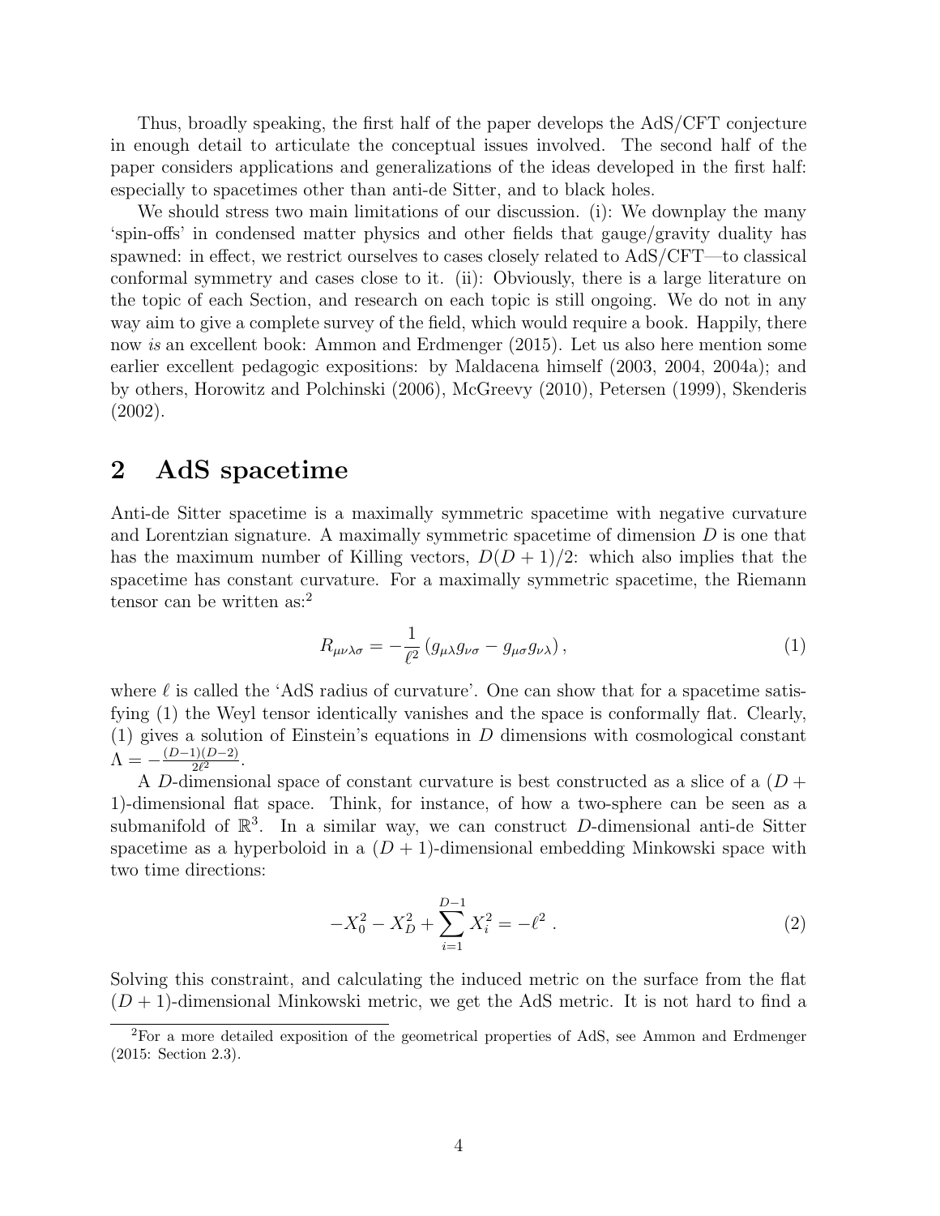Thus, broadly speaking, the first half of the paper develops the AdS/CFT conjecture in enough detail to articulate the conceptual issues involved. The second half of the paper considers applications and generalizations of the ideas developed in the first half: especially to spacetimes other than anti-de Sitter, and to black holes.

We should stress two main limitations of our discussion. (i): We downplay the many 'spin-offs' in condensed matter physics and other fields that gauge/gravity duality has spawned: in effect, we restrict ourselves to cases closely related to AdS/CFT—to classical conformal symmetry and cases close to it. (ii): Obviously, there is a large literature on the topic of each Section, and research on each topic is still ongoing. We do not in any way aim to give a complete survey of the field, which would require a book. Happily, there now *is* an excellent book: Ammon and Erdmenger (2015). Let us also here mention some earlier excellent pedagogic expositions: by Maldacena himself (2003, 2004, 2004a); and by others, Horowitz and Polchinski (2006), McGreevy (2010), Petersen (1999), Skenderis (2002).

## 2 AdS spacetime

Anti-de Sitter spacetime is a maximally symmetric spacetime with negative curvature and Lorentzian signature. A maximally symmetric spacetime of dimension $D$ is one that has the maximum number of Killing vectors, $D(D+1)/2$: which also implies that the spacetime has constant curvature. For a maximally symmetric spacetime, the Riemann tensor can be written as:[2]

$$R_{\mu\nu\lambda\sigma} = -\frac{1}{\ell^2}\left(g_{\mu\lambda}g_{\nu\sigma} - g_{\mu\sigma}g_{\nu\lambda}\right), \tag{1}$$

where $\ell$ is called the 'AdS radius of curvature'. One can show that for a spacetime satisfying (1) the Weyl tensor identically vanishes and the space is conformally flat. Clearly, (1) gives a solution of Einstein's equations in $D$ dimensions with cosmological constant $\Lambda = -\frac{(D-1)(D-2)}{2\ell^2}$.

A $D$-dimensional space of constant curvature is best constructed as a slice of a $(D+1)$-dimensional flat space. Think, for instance, of how a two-sphere can be seen as a submanifold of $\mathbb{R}^3$. In a similar way, we can construct $D$-dimensional anti-de Sitter spacetime as a hyperboloid in a $(D+1)$-dimensional embedding Minkowski space with two time directions:

$$-X_0^2 - X_D^2 + \sum_{i=1}^{D-1} X_i^2 = -\ell^2 \ . \tag{2}$$

Solving this constraint, and calculating the induced metric on the surface from the flat $(D+1)$-dimensional Minkowski metric, we get the AdS metric. It is not hard to find a

[2] For a more detailed exposition of the geometrical properties of AdS, see Ammon and Erdmenger (2015: Section 2.3).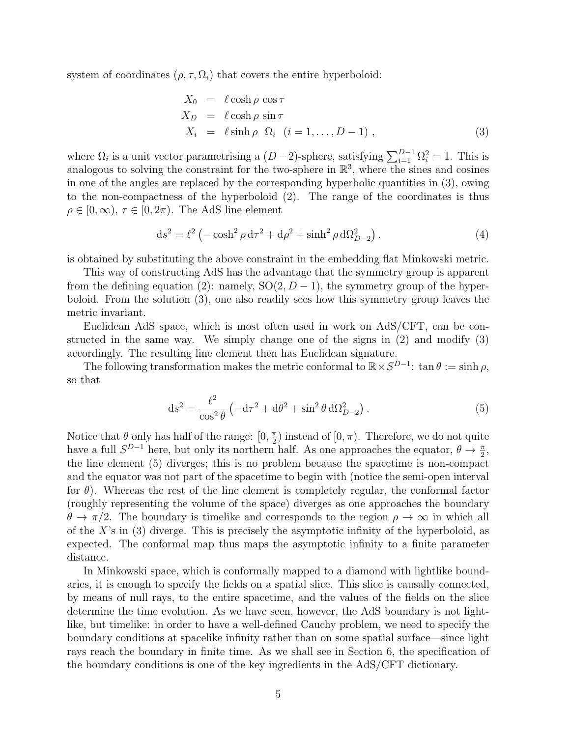system of coordinates $(\rho, \tau, \Omega_i)$ that covers the entire hyperboloid:

$$
\begin{aligned}
X_0 &= \ell \cosh\rho \, \cos\tau \\
X_D &= \ell \cosh\rho \, \sin\tau \\
X_i &= \ell \sinh\rho \;\; \Omega_i \;\; (i = 1, \ldots, D-1) \,,
\end{aligned}
\tag{3}
$$

where $\Omega_i$ is a unit vector parametrising a $(D-2)$-sphere, satisfying $\sum_{i=1}^{D-1} \Omega_i^2 = 1$. This is analogous to solving the constraint for the two-sphere in $\mathbb{R}^3$, where the sines and cosines in one of the angles are replaced by the corresponding hyperbolic quantities in (3), owing to the non-compactness of the hyperboloid (2). The range of the coordinates is thus $\rho \in [0, \infty)$, $\tau \in [0, 2\pi)$. The AdS line element

$$
\mathrm{d}s^2 = \ell^2 \left( -\cosh^2\rho \, \mathrm{d}\tau^2 + \mathrm{d}\rho^2 + \sinh^2\rho \, \mathrm{d}\Omega_{D-2}^2 \right) . \tag{4}
$$

is obtained by substituting the above constraint in the embedding flat Minkowski metric.

This way of constructing AdS has the advantage that the symmetry group is apparent from the defining equation (2): namely, $\mathrm{SO}(2, D-1)$, the symmetry group of the hyperboloid. From the solution (3), one also readily sees how this symmetry group leaves the metric invariant.

Euclidean AdS space, which is most often used in work on AdS/CFT, can be constructed in the same way. We simply change one of the signs in (2) and modify (3) accordingly. The resulting line element then has Euclidean signature.

The following transformation makes the metric conformal to $\mathbb{R} \times S^{D-1}$: $\tan\theta := \sinh\rho$, so that

$$
\mathrm{d}s^2 = \frac{\ell^2}{\cos^2\theta} \left( -\mathrm{d}\tau^2 + \mathrm{d}\theta^2 + \sin^2\theta \, \mathrm{d}\Omega_{D-2}^2 \right) . \tag{5}
$$

Notice that $\theta$ only has half of the range: $[0, \frac{\pi}{2})$ instead of $[0, \pi)$. Therefore, we do not quite have a full $S^{D-1}$ here, but only its northern half. As one approaches the equator, $\theta \to \frac{\pi}{2}$, the line element (5) diverges; this is no problem because the spacetime is non-compact and the equator was not part of the spacetime to begin with (notice the semi-open interval for $\theta$). Whereas the rest of the line element is completely regular, the conformal factor (roughly representing the volume of the space) diverges as one approaches the boundary $\theta \to \pi/2$. The boundary is timelike and corresponds to the region $\rho \to \infty$ in which all of the $X$'s in (3) diverge. This is precisely the asymptotic infinity of the hyperboloid, as expected. The conformal map thus maps the asymptotic infinity to a finite parameter distance.

In Minkowski space, which is conformally mapped to a diamond with lightlike boundaries, it is enough to specify the fields on a spatial slice. This slice is causally connected, by means of null rays, to the entire spacetime, and the values of the fields on the slice determine the time evolution. As we have seen, however, the AdS boundary is not lightlike, but timelike: in order to have a well-defined Cauchy problem, we need to specify the boundary conditions at spacelike infinity rather than on some spatial surface—since light rays reach the boundary in finite time. As we shall see in Section 6, the specification of the boundary conditions is one of the key ingredients in the AdS/CFT dictionary.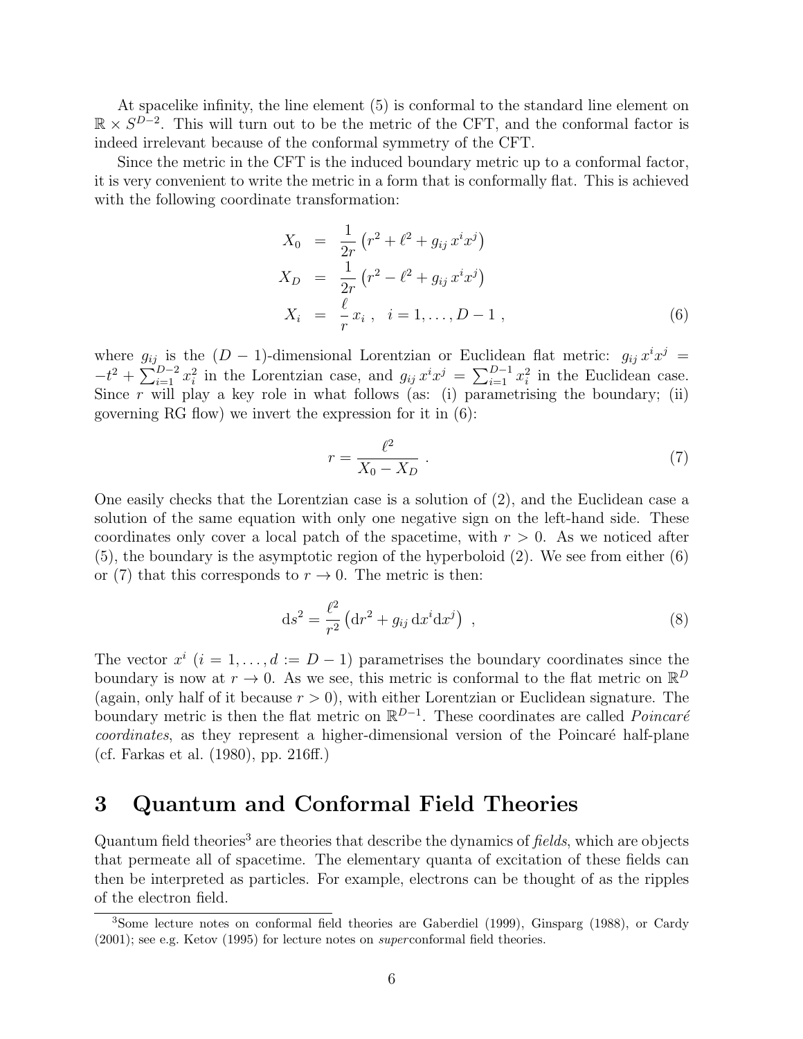At spacelike infinity, the line element (5) is conformal to the standard line element on $\mathbb{R} \times S^{D-2}$. This will turn out to be the metric of the CFT, and the conformal factor is indeed irrelevant because of the conformal symmetry of the CFT.

Since the metric in the CFT is the induced boundary metric up to a conformal factor, it is very convenient to write the metric in a form that is conformally flat. This is achieved with the following coordinate transformation:

$$
\begin{aligned}
X_0 &= \frac{1}{2r}\left(r^2 + \ell^2 + g_{ij}\, x^i x^j\right) \\
X_D &= \frac{1}{2r}\left(r^2 - \ell^2 + g_{ij}\, x^i x^j\right) \\
X_i &= \frac{\ell}{r}\, x_i \ , \quad i = 1, \ldots, D-1 \ ,
\end{aligned}
\tag{6}
$$

where $g_{ij}$ is the $(D-1)$-dimensional Lorentzian or Euclidean flat metric: $g_{ij}\, x^i x^j = -t^2 + \sum_{i=1}^{D-2} x_i^2$ in the Lorentzian case, and $g_{ij}\, x^i x^j = \sum_{i=1}^{D-1} x_i^2$ in the Euclidean case. Since $r$ will play a key role in what follows (as: (i) parametrising the boundary; (ii) governing RG flow) we invert the expression for it in (6):

$$
r = \frac{\ell^2}{X_0 - X_D} \ . \tag{7}
$$

One easily checks that the Lorentzian case is a solution of (2), and the Euclidean case a solution of the same equation with only one negative sign on the left-hand side. These coordinates only cover a local patch of the spacetime, with $r > 0$. As we noticed after (5), the boundary is the asymptotic region of the hyperboloid (2). We see from either (6) or (7) that this corresponds to $r \to 0$. The metric is then:

$$
\mathrm{d}s^2 = \frac{\ell^2}{r^2}\left(\mathrm{d}r^2 + g_{ij}\, \mathrm{d}x^i \mathrm{d}x^j\right) \ , \tag{8}
$$

The vector $x^i$ ($i = 1, \ldots, d := D-1$) parametrises the boundary coordinates since the boundary is now at $r \to 0$. As we see, this metric is conformal to the flat metric on $\mathbb{R}^D$ (again, only half of it because $r > 0$), with either Lorentzian or Euclidean signature. The boundary metric is then the flat metric on $\mathbb{R}^{D-1}$. These coordinates are called *Poincaré coordinates*, as they represent a higher-dimensional version of the Poincaré half-plane (cf. Farkas et al. (1980), pp. 216ff.)

# 3 Quantum and Conformal Field Theories

Quantum field theories[3] are theories that describe the dynamics of *fields*, which are objects that permeate all of spacetime. The elementary quanta of excitation of these fields can then be interpreted as particles. For example, electrons can be thought of as the ripples of the electron field.

[3] Some lecture notes on conformal field theories are Gaberdiel (1999), Ginsparg (1988), or Cardy (2001); see e.g. Ketov (1995) for lecture notes on *super*conformal field theories.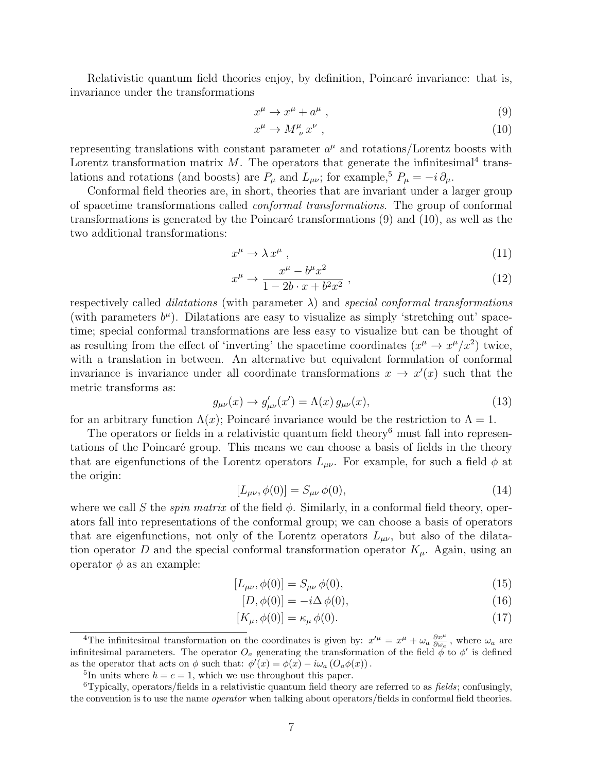Relativistic quantum field theories enjoy, by definition, Poincaré invariance: that is, invariance under the transformations

$$x^\mu \to x^\mu + a^\mu \ , \tag{9}$$

$$x^\mu \to M^\mu_{\ \nu}\, x^\nu \ , \tag{10}$$

representing translations with constant parameter $a^\mu$ and rotations/Lorentz boosts with Lorentz transformation matrix $M$. The operators that generate the infinitesimal[4] translations and rotations (and boosts) are $P_\mu$ and $L_{\mu\nu}$; for example,[5] $P_\mu = -i\,\partial_\mu$.

Conformal field theories are, in short, theories that are invariant under a larger group of spacetime transformations called *conformal transformations*. The group of conformal transformations is generated by the Poincaré transformations (9) and (10), as well as the two additional transformations:

$$x^\mu \to \lambda\, x^\mu \ , \tag{11}$$

$$x^\mu \to \frac{x^\mu - b^\mu x^2}{1 - 2b\cdot x + b^2 x^2} \ , \tag{12}$$

respectively called *dilatations* (with parameter $\lambda$) and *special conformal transformations* (with parameters $b^\mu$). Dilatations are easy to visualize as simply 'stretching out' spacetime; special conformal transformations are less easy to visualize but can be thought of as resulting from the effect of 'inverting' the spacetime coordinates ($x^\mu \to x^\mu/x^2$) twice, with a translation in between. An alternative but equivalent formulation of conformal invariance is invariance under all coordinate transformations $x \to x'(x)$ such that the metric transforms as:

$$g_{\mu\nu}(x) \to g'_{\mu\nu}(x') = \Lambda(x)\, g_{\mu\nu}(x), \tag{13}$$

for an arbitrary function $\Lambda(x)$; Poincaré invariance would be the restriction to $\Lambda = 1$.

The operators or fields in a relativistic quantum field theory[6] must fall into representations of the Poincaré group. This means we can choose a basis of fields in the theory that are eigenfunctions of the Lorentz operators $L_{\mu\nu}$. For example, for such a field $\phi$ at the origin:

$$[L_{\mu\nu}, \phi(0)] = S_{\mu\nu}\, \phi(0), \tag{14}$$

where we call $S$ the *spin matrix* of the field $\phi$. Similarly, in a conformal field theory, operators fall into representations of the conformal group; we can choose a basis of operators that are eigenfunctions, not only of the Lorentz operators $L_{\mu\nu}$, but also of the dilatation operator $D$ and the special conformal transformation operator $K_\mu$. Again, using an operator $\phi$ as an example:

$$[L_{\mu\nu}, \phi(0)] = S_{\mu\nu}\, \phi(0), \tag{15}$$

$$[D, \phi(0)] = -i\Delta\, \phi(0), \tag{16}$$

$$[K_\mu, \phi(0)] = \kappa_\mu\, \phi(0). \tag{17}$$

---

[4] The infinitesimal transformation on the coordinates is given by: $x'^\mu = x^\mu + \omega_a \frac{\partial x^\mu}{\partial \omega_a}$, where $\omega_a$ are infinitesimal parameters. The operator $O_a$ generating the transformation of the field $\phi$ to $\phi'$ is defined as the operator that acts on $\phi$ such that: $\phi'(x) = \phi(x) - i\omega_a\,(O_a \phi(x))$.

[5] In units where $\hbar = c = 1$, which we use throughout this paper.

[6] Typically, operators/fields in a relativistic quantum field theory are referred to as *fields*; confusingly, the convention is to use the name *operator* when talking about operators/fields in conformal field theories.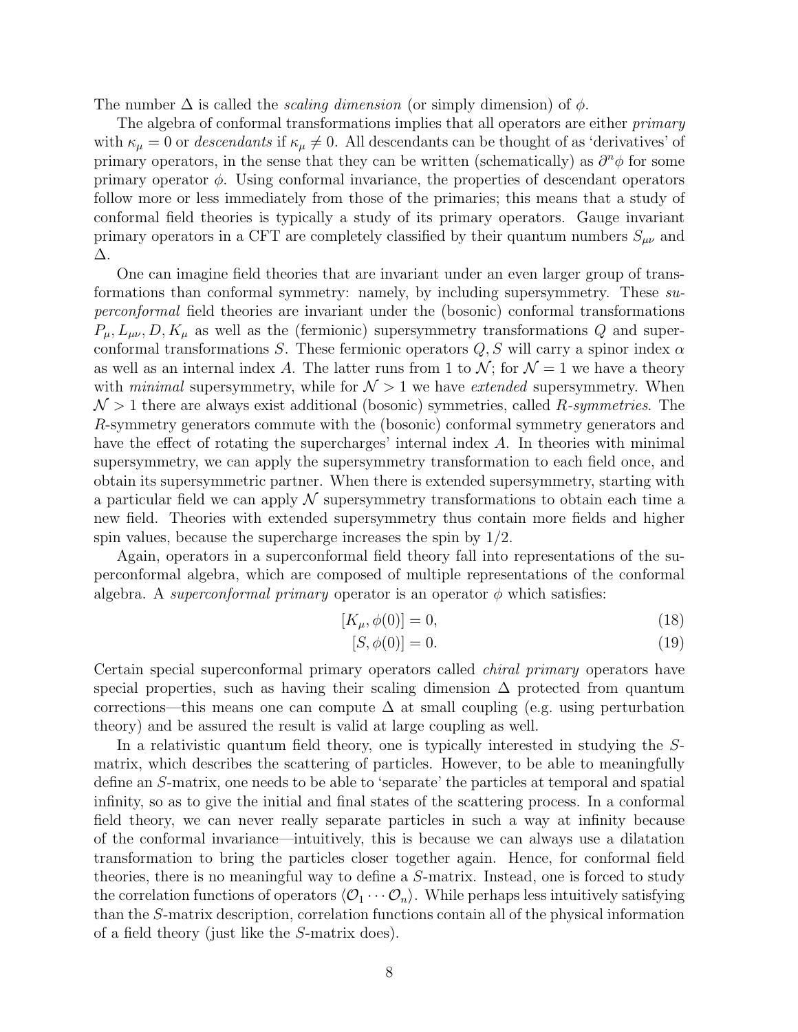The number $\Delta$ is called the *scaling dimension* (or simply dimension) of $\phi$.

The algebra of conformal transformations implies that all operators are either *primary* with $\kappa_\mu = 0$ or *descendants* if $\kappa_\mu \neq 0$. All descendants can be thought of as 'derivatives' of primary operators, in the sense that they can be written (schematically) as $\partial^n \phi$ for some primary operator $\phi$. Using conformal invariance, the properties of descendant operators follow more or less immediately from those of the primaries; this means that a study of conformal field theories is typically a study of its primary operators. Gauge invariant primary operators in a CFT are completely classified by their quantum numbers $S_{\mu\nu}$ and $\Delta$.

One can imagine field theories that are invariant under an even larger group of transformations than conformal symmetry: namely, by including supersymmetry. These *superconformal* field theories are invariant under the (bosonic) conformal transformations $P_\mu, L_{\mu\nu}, D, K_\mu$ as well as the (fermionic) supersymmetry transformations $Q$ and superconformal transformations $S$. These fermionic operators $Q, S$ will carry a spinor index $\alpha$ as well as an internal index $A$. The latter runs from 1 to $\mathcal{N}$; for $\mathcal{N} = 1$ we have a theory with *minimal* supersymmetry, while for $\mathcal{N} > 1$ we have *extended* supersymmetry. When $\mathcal{N} > 1$ there are always exist additional (bosonic) symmetries, called *R-symmetries*. The $R$-symmetry generators commute with the (bosonic) conformal symmetry generators and have the effect of rotating the supercharges' internal index $A$. In theories with minimal supersymmetry, we can apply the supersymmetry transformation to each field once, and obtain its supersymmetric partner. When there is extended supersymmetry, starting with a particular field we can apply $\mathcal{N}$ supersymmetry transformations to obtain each time a new field. Theories with extended supersymmetry thus contain more fields and higher spin values, because the supercharge increases the spin by 1/2.

Again, operators in a superconformal field theory fall into representations of the superconformal algebra, which are composed of multiple representations of the conformal algebra. A *superconformal primary* operator is an operator $\phi$ which satisfies:

$$[K_\mu, \phi(0)] = 0, \tag{18}$$

$$[S, \phi(0)] = 0. \tag{19}$$

Certain special superconformal primary operators called *chiral primary* operators have special properties, such as having their scaling dimension $\Delta$ protected from quantum corrections—this means one can compute $\Delta$ at small coupling (e.g. using perturbation theory) and be assured the result is valid at large coupling as well.

In a relativistic quantum field theory, one is typically interested in studying the $S$-matrix, which describes the scattering of particles. However, to be able to meaningfully define an $S$-matrix, one needs to be able to 'separate' the particles at temporal and spatial infinity, so as to give the initial and final states of the scattering process. In a conformal field theory, we can never really separate particles in such a way at infinity because of the conformal invariance—intuitively, this is because we can always use a dilatation transformation to bring the particles closer together again. Hence, for conformal field theories, there is no meaningful way to define a $S$-matrix. Instead, one is forced to study the correlation functions of operators $\langle \mathcal{O}_1 \cdots \mathcal{O}_n \rangle$. While perhaps less intuitively satisfying than the $S$-matrix description, correlation functions contain all of the physical information of a field theory (just like the $S$-matrix does).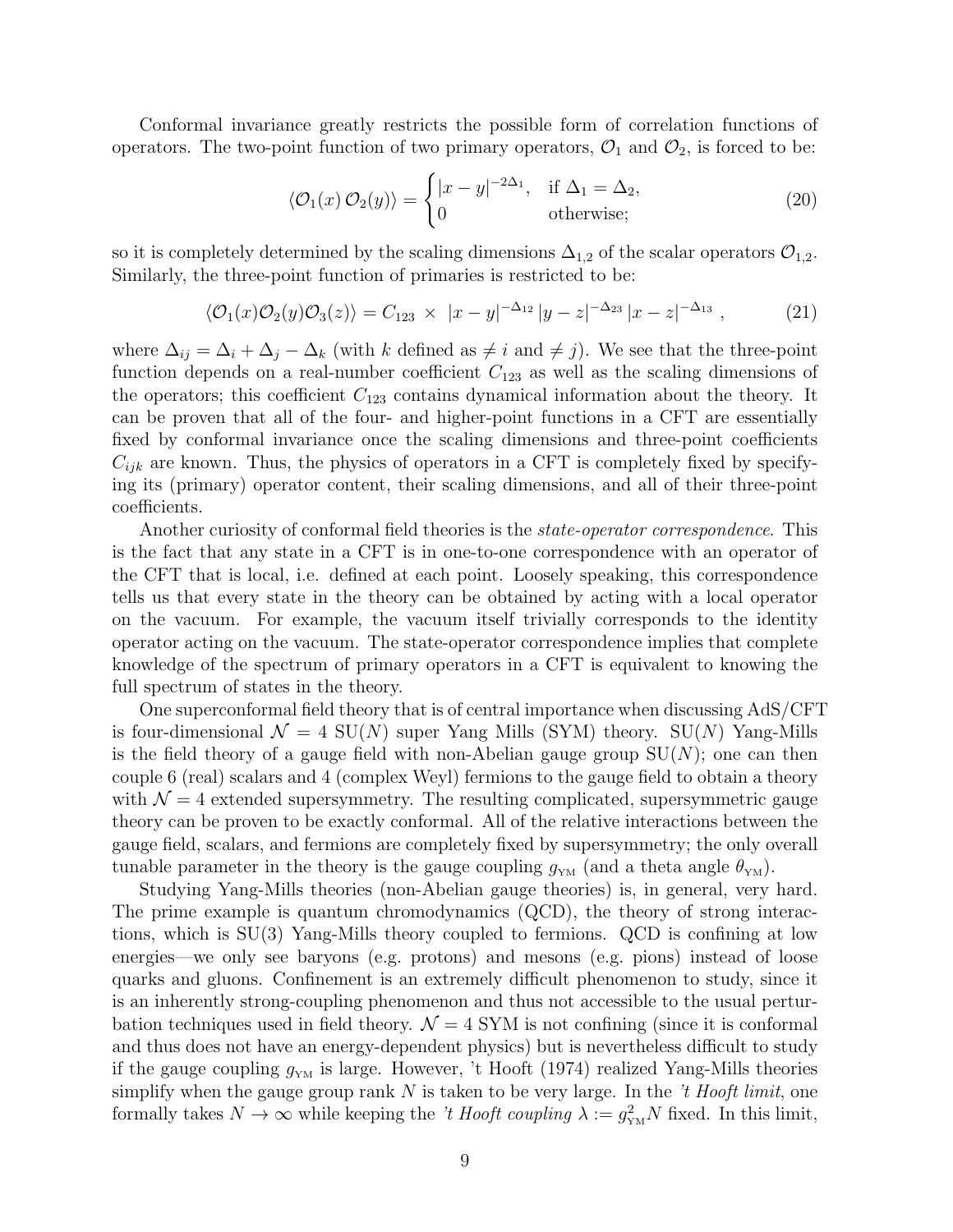Conformal invariance greatly restricts the possible form of correlation functions of operators. The two-point function of two primary operators, $\mathcal{O}_1$ and $\mathcal{O}_2$, is forced to be:

$$\langle \mathcal{O}_1(x)\, \mathcal{O}_2(y)\rangle = \begin{cases} |x-y|^{-2\Delta_1}, & \text{if } \Delta_1 = \Delta_2, \\ 0 & \text{otherwise;} \end{cases} \tag{20}$$

so it is completely determined by the scaling dimensions $\Delta_{1,2}$ of the scalar operators $\mathcal{O}_{1,2}$. Similarly, the three-point function of primaries is restricted to be:

$$\langle \mathcal{O}_1(x)\mathcal{O}_2(y)\mathcal{O}_3(z)\rangle = C_{123}\ \times\ |x-y|^{-\Delta_{12}}\,|y-z|^{-\Delta_{23}}\,|x-z|^{-\Delta_{13}}\ , \tag{21}$$

where $\Delta_{ij} = \Delta_i + \Delta_j - \Delta_k$ (with $k$ defined as $\neq i$ and $\neq j$). We see that the three-point function depends on a real-number coefficient $C_{123}$ as well as the scaling dimensions of the operators; this coefficient $C_{123}$ contains dynamical information about the theory. It can be proven that all of the four- and higher-point functions in a CFT are essentially fixed by conformal invariance once the scaling dimensions and three-point coefficients $C_{ijk}$ are known. Thus, the physics of operators in a CFT is completely fixed by specifying its (primary) operator content, their scaling dimensions, and all of their three-point coefficients.

Another curiosity of conformal field theories is the *state-operator correspondence*. This is the fact that any state in a CFT is in one-to-one correspondence with an operator of the CFT that is local, i.e. defined at each point. Loosely speaking, this correspondence tells us that every state in the theory can be obtained by acting with a local operator on the vacuum. For example, the vacuum itself trivially corresponds to the identity operator acting on the vacuum. The state-operator correspondence implies that complete knowledge of the spectrum of primary operators in a CFT is equivalent to knowing the full spectrum of states in the theory.

One superconformal field theory that is of central importance when discussing AdS/CFT is four-dimensional $\mathcal{N} = 4$ SU($N$) super Yang Mills (SYM) theory. SU($N$) Yang-Mills is the field theory of a gauge field with non-Abelian gauge group SU($N$); one can then couple 6 (real) scalars and 4 (complex Weyl) fermions to the gauge field to obtain a theory with $\mathcal{N} = 4$ extended supersymmetry. The resulting complicated, supersymmetric gauge theory can be proven to be exactly conformal. All of the relative interactions between the gauge field, scalars, and fermions are completely fixed by supersymmetry; the only overall tunable parameter in the theory is the gauge coupling $g_{\text{YM}}$ (and a theta angle $\theta_{\text{YM}}$).

Studying Yang-Mills theories (non-Abelian gauge theories) is, in general, very hard. The prime example is quantum chromodynamics (QCD), the theory of strong interactions, which is SU(3) Yang-Mills theory coupled to fermions. QCD is confining at low energies—we only see baryons (e.g. protons) and mesons (e.g. pions) instead of loose quarks and gluons. Confinement is an extremely difficult phenomenon to study, since it is an inherently strong-coupling phenomenon and thus not accessible to the usual perturbation techniques used in field theory. $\mathcal{N} = 4$ SYM is not confining (since it is conformal and thus does not have an energy-dependent physics) but is nevertheless difficult to study if the gauge coupling $g_{\text{YM}}$ is large. However, 't Hooft (1974) realized Yang-Mills theories simplify when the gauge group rank $N$ is taken to be very large. In the *'t Hooft limit*, one formally takes $N \to \infty$ while keeping the *'t Hooft coupling* $\lambda := g_{\text{YM}}^2 N$ fixed. In this limit,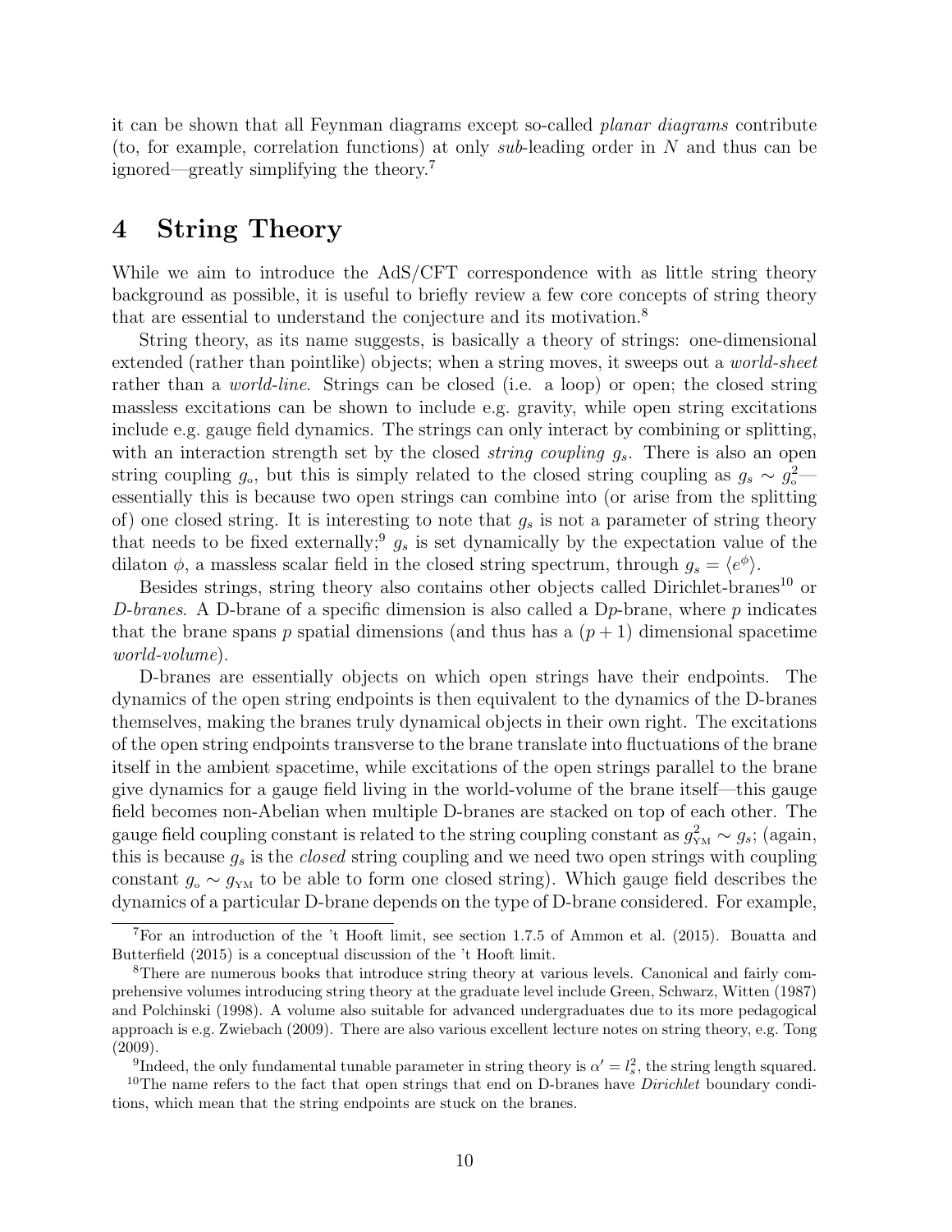it can be shown that all Feynman diagrams except so-called *planar diagrams* contribute (to, for example, correlation functions) at only *sub*-leading order in $N$ and thus can be ignored—greatly simplifying the theory.[7]

# 4 String Theory

While we aim to introduce the AdS/CFT correspondence with as little string theory background as possible, it is useful to briefly review a few core concepts of string theory that are essential to understand the conjecture and its motivation.[8]

String theory, as its name suggests, is basically a theory of strings: one-dimensional extended (rather than pointlike) objects; when a string moves, it sweeps out a *world-sheet* rather than a *world-line*. Strings can be closed (i.e. a loop) or open; the closed string massless excitations can be shown to include e.g. gravity, while open string excitations include e.g. gauge field dynamics. The strings can only interact by combining or splitting, with an interaction strength set by the closed *string coupling* $g_s$. There is also an open string coupling $g_o$, but this is simply related to the closed string coupling as $g_s \sim g_o^2$—essentially this is because two open strings can combine into (or arise from the splitting of) one closed string. It is interesting to note that $g_s$ is not a parameter of string theory that needs to be fixed externally;[9] $g_s$ is set dynamically by the expectation value of the dilaton $\phi$, a massless scalar field in the closed string spectrum, through $g_s = \langle e^{\phi} \rangle$.

Besides strings, string theory also contains other objects called Dirichlet-branes[10] or *D-branes*. A D-brane of a specific dimension is also called a D$p$-brane, where $p$ indicates that the brane spans $p$ spatial dimensions (and thus has a $(p+1)$ dimensional spacetime *world-volume*).

D-branes are essentially objects on which open strings have their endpoints. The dynamics of the open string endpoints is then equivalent to the dynamics of the D-branes themselves, making the branes truly dynamical objects in their own right. The excitations of the open string endpoints transverse to the brane translate into fluctuations of the brane itself in the ambient spacetime, while excitations of the open strings parallel to the brane give dynamics for a gauge field living in the world-volume of the brane itself—this gauge field becomes non-Abelian when multiple D-branes are stacked on top of each other. The gauge field coupling constant is related to the string coupling constant as $g_{\text{YM}}^2 \sim g_s$; (again, this is because $g_s$ is the *closed* string coupling and we need two open strings with coupling constant $g_o \sim g_{\text{YM}}$ to be able to form one closed string). Which gauge field describes the dynamics of a particular D-brane depends on the type of D-brane considered. For example,

---

[7] For an introduction of the 't Hooft limit, see section 1.7.5 of Ammon et al. (2015). Bouatta and Butterfield (2015) is a conceptual discussion of the 't Hooft limit.

[8] There are numerous books that introduce string theory at various levels. Canonical and fairly comprehensive volumes introducing string theory at the graduate level include Green, Schwarz, Witten (1987) and Polchinski (1998). A volume also suitable for advanced undergraduates due to its more pedagogical approach is e.g. Zwiebach (2009). There are also various excellent lecture notes on string theory, e.g. Tong (2009).

[9] Indeed, the only fundamental tunable parameter in string theory is $\alpha' = l_s^2$, the string length squared.

[10] The name refers to the fact that open strings that end on D-branes have *Dirichlet* boundary conditions, which mean that the string endpoints are stuck on the branes.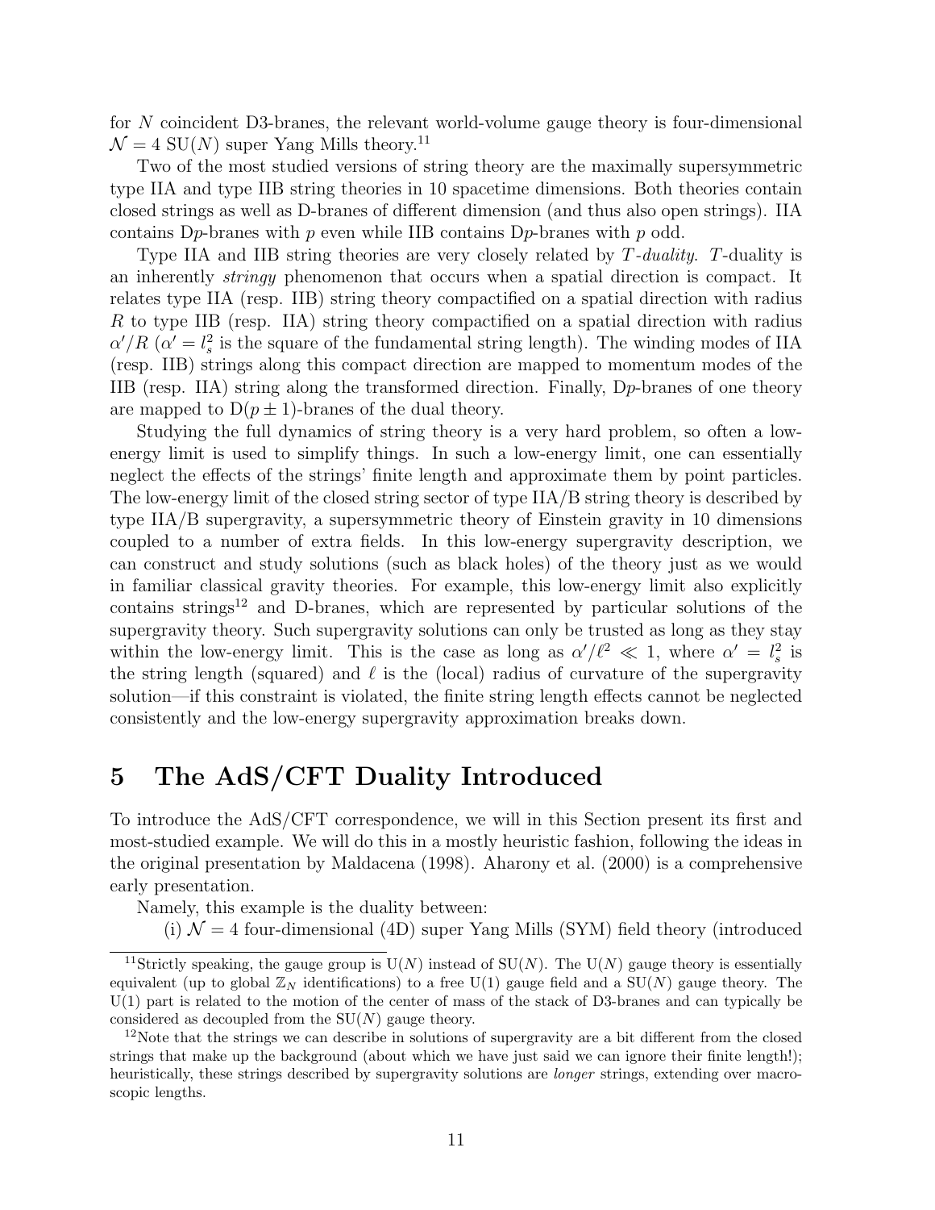for $N$ coincident D3-branes, the relevant world-volume gauge theory is four-dimensional $\mathcal{N} = 4$ SU($N$) super Yang Mills theory.[11]

Two of the most studied versions of string theory are the maximally supersymmetric type IIA and type IIB string theories in 10 spacetime dimensions. Both theories contain closed strings as well as D-branes of different dimension (and thus also open strings). IIA contains D$p$-branes with $p$ even while IIB contains D$p$-branes with $p$ odd.

Type IIA and IIB string theories are very closely related by *T-duality*. *T*-duality is an inherently *stringy* phenomenon that occurs when a spatial direction is compact. It relates type IIA (resp. IIB) string theory compactified on a spatial direction with radius $R$ to type IIB (resp. IIA) string theory compactified on a spatial direction with radius $\alpha'/R$ ($\alpha' = l_s^2$ is the square of the fundamental string length). The winding modes of IIA (resp. IIB) strings along this compact direction are mapped to momentum modes of the IIB (resp. IIA) string along the transformed direction. Finally, D$p$-branes of one theory are mapped to D$(p \pm 1)$-branes of the dual theory.

Studying the full dynamics of string theory is a very hard problem, so often a low-energy limit is used to simplify things. In such a low-energy limit, one can essentially neglect the effects of the strings' finite length and approximate them by point particles. The low-energy limit of the closed string sector of type IIA/B string theory is described by type IIA/B supergravity, a supersymmetric theory of Einstein gravity in 10 dimensions coupled to a number of extra fields. In this low-energy supergravity description, we can construct and study solutions (such as black holes) of the theory just as we would in familiar classical gravity theories. For example, this low-energy limit also explicitly contains strings[12] and D-branes, which are represented by particular solutions of the supergravity theory. Such supergravity solutions can only be trusted as long as they stay within the low-energy limit. This is the case as long as $\alpha'/\ell^2 \ll 1$, where $\alpha' = l_s^2$ is the string length (squared) and $\ell$ is the (local) radius of curvature of the supergravity solution—if this constraint is violated, the finite string length effects cannot be neglected consistently and the low-energy supergravity approximation breaks down.

# 5 The AdS/CFT Duality Introduced

To introduce the AdS/CFT correspondence, we will in this Section present its first and most-studied example. We will do this in a mostly heuristic fashion, following the ideas in the original presentation by Maldacena (1998). Aharony et al. (2000) is a comprehensive early presentation.

Namely, this example is the duality between:

(i) $\mathcal{N} = 4$ four-dimensional (4D) super Yang Mills (SYM) field theory (introduced

---

[11] Strictly speaking, the gauge group is U($N$) instead of SU($N$). The U($N$) gauge theory is essentially equivalent (up to global $\mathbb{Z}_N$ identifications) to a free U(1) gauge field and a SU($N$) gauge theory. The U(1) part is related to the motion of the center of mass of the stack of D3-branes and can typically be considered as decoupled from the SU($N$) gauge theory.

[12] Note that the strings we can describe in solutions of supergravity are a bit different from the closed strings that make up the background (about which we have just said we can ignore their finite length!); heuristically, these strings described by supergravity solutions are *longer* strings, extending over macroscopic lengths.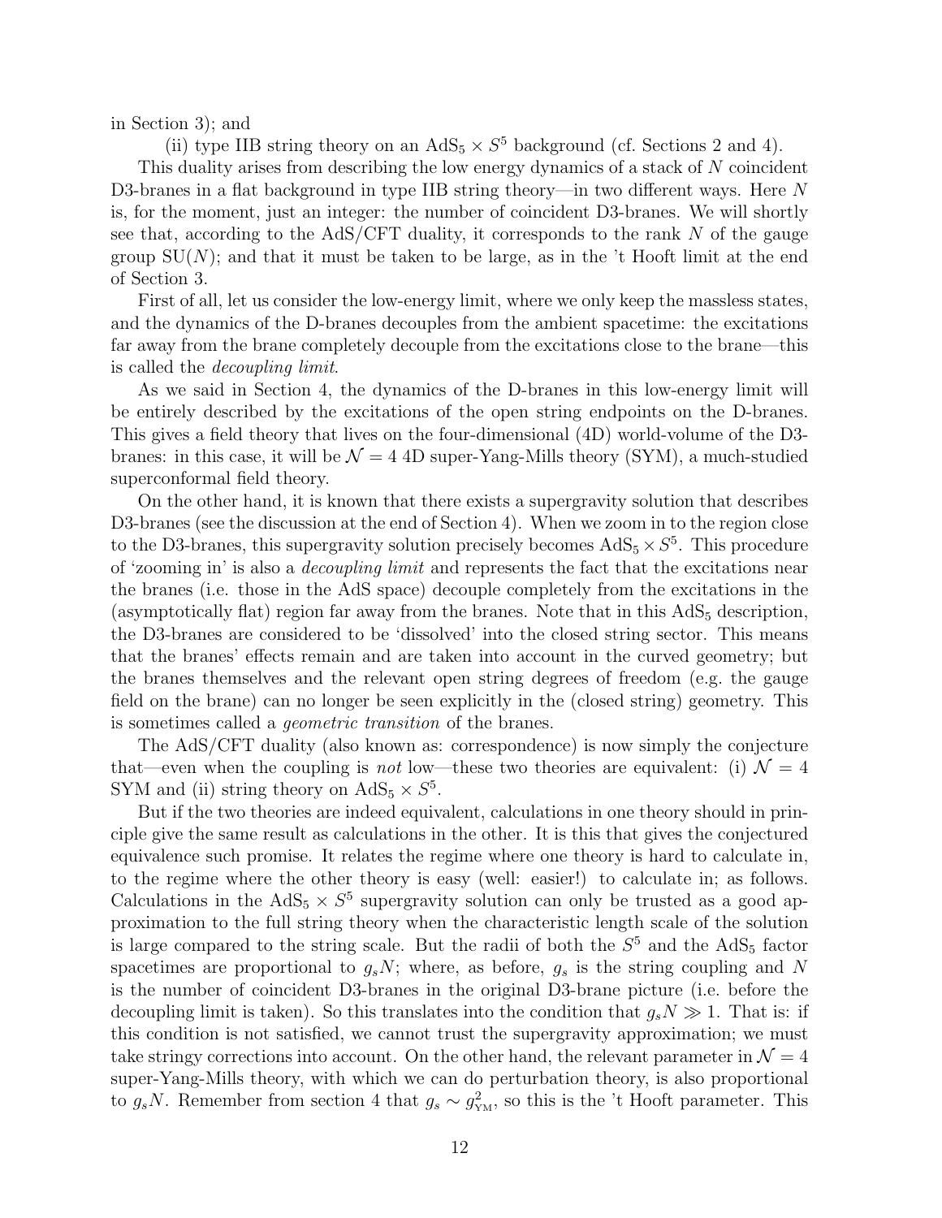in Section 3); and

(ii) type IIB string theory on an $\mathrm{AdS}_5 \times S^5$ background (cf. Sections 2 and 4).

This duality arises from describing the low energy dynamics of a stack of $N$ coincident D3-branes in a flat background in type IIB string theory—in two different ways. Here $N$ is, for the moment, just an integer: the number of coincident D3-branes. We will shortly see that, according to the AdS/CFT duality, it corresponds to the rank $N$ of the gauge group $\mathrm{SU}(N)$; and that it must be taken to be large, as in the 't Hooft limit at the end of Section 3.

First of all, let us consider the low-energy limit, where we only keep the massless states, and the dynamics of the D-branes decouples from the ambient spacetime: the excitations far away from the brane completely decouple from the excitations close to the brane—this is called the *decoupling limit*.

As we said in Section 4, the dynamics of the D-branes in this low-energy limit will be entirely described by the excitations of the open string endpoints on the D-branes. This gives a field theory that lives on the four-dimensional (4D) world-volume of the D3-branes: in this case, it will be $\mathcal{N} = 4$ 4D super-Yang-Mills theory (SYM), a much-studied superconformal field theory.

On the other hand, it is known that there exists a supergravity solution that describes D3-branes (see the discussion at the end of Section 4). When we zoom in to the region close to the D3-branes, this supergravity solution precisely becomes $\mathrm{AdS}_5 \times S^5$. This procedure of 'zooming in' is also a *decoupling limit* and represents the fact that the excitations near the branes (i.e. those in the AdS space) decouple completely from the excitations in the (asymptotically flat) region far away from the branes. Note that in this $\mathrm{AdS}_5$ description, the D3-branes are considered to be 'dissolved' into the closed string sector. This means that the branes' effects remain and are taken into account in the curved geometry; but the branes themselves and the relevant open string degrees of freedom (e.g. the gauge field on the brane) can no longer be seen explicitly in the (closed string) geometry. This is sometimes called a *geometric transition* of the branes.

The AdS/CFT duality (also known as: correspondence) is now simply the conjecture that—even when the coupling is *not* low—these two theories are equivalent: (i) $\mathcal{N} = 4$ SYM and (ii) string theory on $\mathrm{AdS}_5 \times S^5$.

But if the two theories are indeed equivalent, calculations in one theory should in principle give the same result as calculations in the other. It is this that gives the conjectured equivalence such promise. It relates the regime where one theory is hard to calculate in, to the regime where the other theory is easy (well: easier!) to calculate in; as follows. Calculations in the $\mathrm{AdS}_5 \times S^5$ supergravity solution can only be trusted as a good approximation to the full string theory when the characteristic length scale of the solution is large compared to the string scale. But the radii of both the $S^5$ and the $\mathrm{AdS}_5$ factor spacetimes are proportional to $g_s N$; where, as before, $g_s$ is the string coupling and $N$ is the number of coincident D3-branes in the original D3-brane picture (i.e. before the decoupling limit is taken). So this translates into the condition that $g_s N \gg 1$. That is: if this condition is not satisfied, we cannot trust the supergravity approximation; we must take stringy corrections into account. On the other hand, the relevant parameter in $\mathcal{N} = 4$ super-Yang-Mills theory, with which we can do perturbation theory, is also proportional to $g_s N$. Remember from section 4 that $g_s \sim g^2_{\text{YM}}$, so this is the 't Hooft parameter. This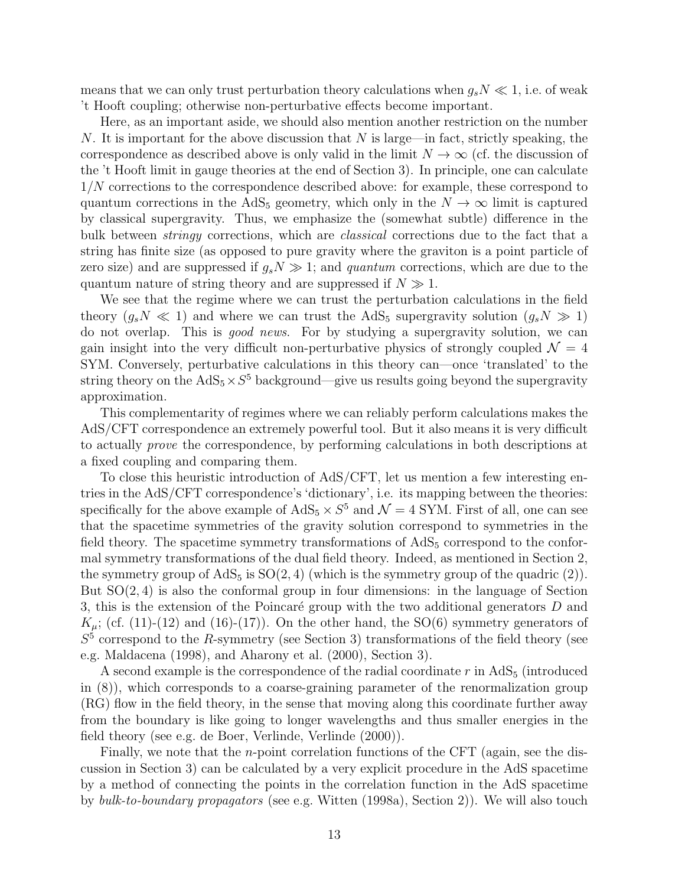means that we can only trust perturbation theory calculations when $g_sN \ll 1$, i.e. of weak 't Hooft coupling; otherwise non-perturbative effects become important.

Here, as an important aside, we should also mention another restriction on the number $N$. It is important for the above discussion that $N$ is large—in fact, strictly speaking, the correspondence as described above is only valid in the limit $N \to \infty$ (cf. the discussion of the 't Hooft limit in gauge theories at the end of Section 3). In principle, one can calculate $1/N$ corrections to the correspondence described above: for example, these correspond to quantum corrections in the $\text{AdS}_5$ geometry, which only in the $N \to \infty$ limit is captured by classical supergravity. Thus, we emphasize the (somewhat subtle) difference in the bulk between *stringy* corrections, which are *classical* corrections due to the fact that a string has finite size (as opposed to pure gravity where the graviton is a point particle of zero size) and are suppressed if $g_sN \gg 1$; and *quantum* corrections, which are due to the quantum nature of string theory and are suppressed if $N \gg 1$.

We see that the regime where we can trust the perturbation calculations in the field theory ($g_sN \ll 1$) and where we can trust the $\text{AdS}_5$ supergravity solution ($g_sN \gg 1$) do not overlap. This is *good news*. For by studying a supergravity solution, we can gain insight into the very difficult non-perturbative physics of strongly coupled $\mathcal{N} = 4$ SYM. Conversely, perturbative calculations in this theory can—once 'translated' to the string theory on the $\text{AdS}_5 \times S^5$ background—give us results going beyond the supergravity approximation.

This complementarity of regimes where we can reliably perform calculations makes the AdS/CFT correspondence an extremely powerful tool. But it also means it is very difficult to actually *prove* the correspondence, by performing calculations in both descriptions at a fixed coupling and comparing them.

To close this heuristic introduction of AdS/CFT, let us mention a few interesting entries in the AdS/CFT correspondence's 'dictionary', i.e. its mapping between the theories: specifically for the above example of $\text{AdS}_5 \times S^5$ and $\mathcal{N} = 4$ SYM. First of all, one can see that the spacetime symmetries of the gravity solution correspond to symmetries in the field theory. The spacetime symmetry transformations of $\text{AdS}_5$ correspond to the conformal symmetry transformations of the dual field theory. Indeed, as mentioned in Section 2, the symmetry group of $\text{AdS}_5$ is $\text{SO}(2, 4)$ (which is the symmetry group of the quadric (2)). But $\text{SO}(2, 4)$ is also the conformal group in four dimensions: in the language of Section 3, this is the extension of the Poincaré group with the two additional generators $D$ and $K_\mu$; (cf. (11)-(12) and (16)-(17)). On the other hand, the $\text{SO}(6)$ symmetry generators of $S^5$ correspond to the $R$-symmetry (see Section 3) transformations of the field theory (see e.g. Maldacena (1998), and Aharony et al. (2000), Section 3).

A second example is the correspondence of the radial coordinate $r$ in $\text{AdS}_5$ (introduced in (8)), which corresponds to a coarse-graining parameter of the renormalization group (RG) flow in the field theory, in the sense that moving along this coordinate further away from the boundary is like going to longer wavelengths and thus smaller energies in the field theory (see e.g. de Boer, Verlinde, Verlinde (2000)).

Finally, we note that the $n$-point correlation functions of the CFT (again, see the discussion in Section 3) can be calculated by a very explicit procedure in the AdS spacetime by a method of connecting the points in the correlation function in the AdS spacetime by *bulk-to-boundary propagators* (see e.g. Witten (1998a), Section 2)). We will also touch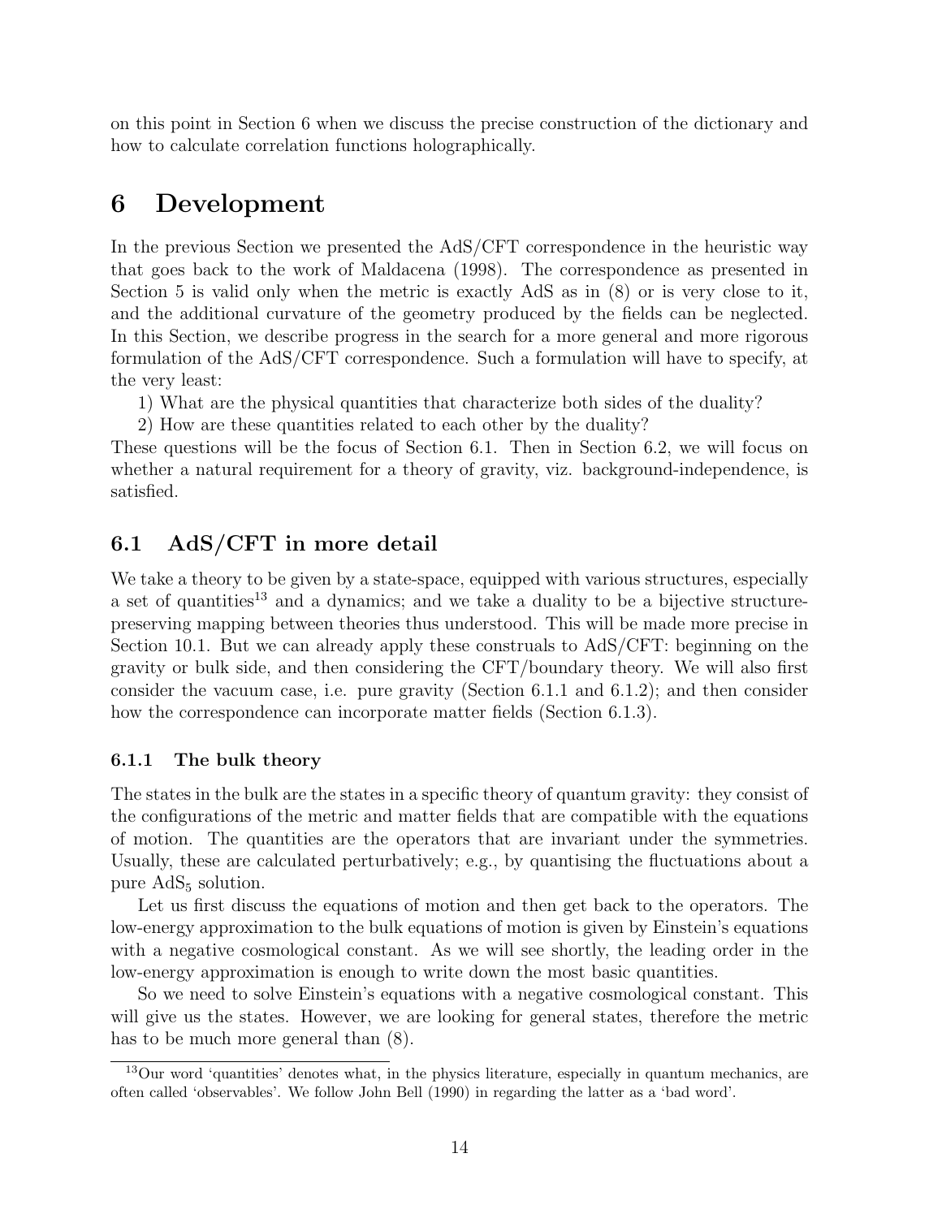on this point in Section 6 when we discuss the precise construction of the dictionary and how to calculate correlation functions holographically.

# 6 Development

In the previous Section we presented the AdS/CFT correspondence in the heuristic way that goes back to the work of Maldacena (1998). The correspondence as presented in Section 5 is valid only when the metric is exactly AdS as in (8) or is very close to it, and the additional curvature of the geometry produced by the fields can be neglected. In this Section, we describe progress in the search for a more general and more rigorous formulation of the AdS/CFT correspondence. Such a formulation will have to specify, at the very least:

1) What are the physical quantities that characterize both sides of the duality?

2) How are these quantities related to each other by the duality?

These questions will be the focus of Section 6.1. Then in Section 6.2, we will focus on whether a natural requirement for a theory of gravity, viz. background-independence, is satisfied.

## 6.1 AdS/CFT in more detail

We take a theory to be given by a state-space, equipped with various structures, especially a set of quantities[13] and a dynamics; and we take a duality to be a bijective structure-preserving mapping between theories thus understood. This will be made more precise in Section 10.1. But we can already apply these construals to AdS/CFT: beginning on the gravity or bulk side, and then considering the CFT/boundary theory. We will also first consider the vacuum case, i.e. pure gravity (Section 6.1.1 and 6.1.2); and then consider how the correspondence can incorporate matter fields (Section 6.1.3).

### 6.1.1 The bulk theory

The states in the bulk are the states in a specific theory of quantum gravity: they consist of the configurations of the metric and matter fields that are compatible with the equations of motion. The quantities are the operators that are invariant under the symmetries. Usually, these are calculated perturbatively; e.g., by quantising the fluctuations about a pure $\text{AdS}_5$ solution.

Let us first discuss the equations of motion and then get back to the operators. The low-energy approximation to the bulk equations of motion is given by Einstein's equations with a negative cosmological constant. As we will see shortly, the leading order in the low-energy approximation is enough to write down the most basic quantities.

So we need to solve Einstein's equations with a negative cosmological constant. This will give us the states. However, we are looking for general states, therefore the metric has to be much more general than (8).

[13] Our word 'quantities' denotes what, in the physics literature, especially in quantum mechanics, are often called 'observables'. We follow John Bell (1990) in regarding the latter as a 'bad word'.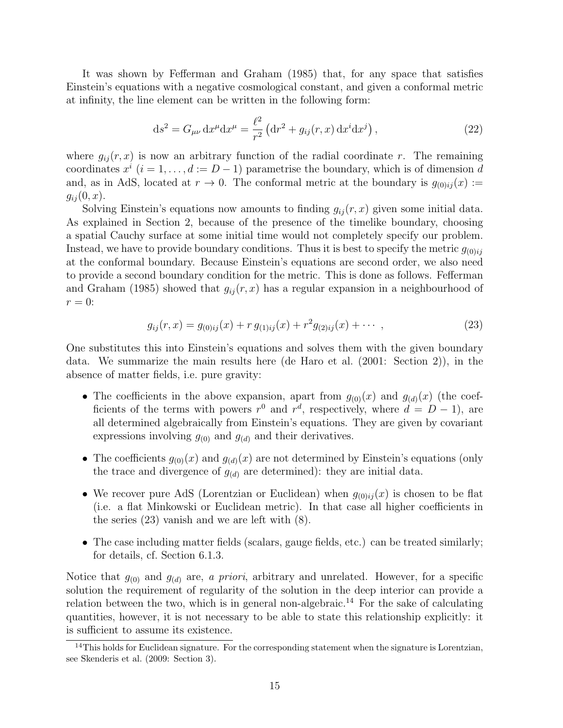It was shown by Fefferman and Graham (1985) that, for any space that satisfies Einstein's equations with a negative cosmological constant, and given a conformal metric at infinity, the line element can be written in the following form:

$$\mathrm{d}s^2 = G_{\mu\nu}\,\mathrm{d}x^\mu \mathrm{d}x^\mu = \frac{\ell^2}{r^2}\left(\mathrm{d}r^2 + g_{ij}(r,x)\,\mathrm{d}x^i \mathrm{d}x^j\right), \tag{22}$$

where $g_{ij}(r,x)$ is now an arbitrary function of the radial coordinate $r$. The remaining coordinates $x^i$ ($i = 1, \ldots, d := D-1$) parametrise the boundary, which is of dimension $d$ and, as in AdS, located at $r \to 0$. The conformal metric at the boundary is $g_{(0)ij}(x) := g_{ij}(0,x)$.

Solving Einstein's equations now amounts to finding $g_{ij}(r,x)$ given some initial data. As explained in Section 2, because of the presence of the timelike boundary, choosing a spatial Cauchy surface at some initial time would not completely specify our problem. Instead, we have to provide boundary conditions. Thus it is best to specify the metric $g_{(0)ij}$ at the conformal boundary. Because Einstein's equations are second order, we also need to provide a second boundary condition for the metric. This is done as follows. Fefferman and Graham (1985) showed that $g_{ij}(r,x)$ has a regular expansion in a neighbourhood of $r = 0$:

$$g_{ij}(r,x) = g_{(0)ij}(x) + r\,g_{(1)ij}(x) + r^2 g_{(2)ij}(x) + \cdots\,, \tag{23}$$

One substitutes this into Einstein's equations and solves them with the given boundary data. We summarize the main results here (de Haro et al. (2001: Section 2)), in the absence of matter fields, i.e. pure gravity:

- The coefficients in the above expansion, apart from $g_{(0)}(x)$ and $g_{(d)}(x)$ (the coefficients of the terms with powers $r^0$ and $r^d$, respectively, where $d = D-1$), are all determined algebraically from Einstein's equations. They are given by covariant expressions involving $g_{(0)}$ and $g_{(d)}$ and their derivatives.
- The coefficients $g_{(0)}(x)$ and $g_{(d)}(x)$ are not determined by Einstein's equations (only the trace and divergence of $g_{(d)}$ are determined): they are initial data.
- We recover pure AdS (Lorentzian or Euclidean) when $g_{(0)ij}(x)$ is chosen to be flat (i.e. a flat Minkowski or Euclidean metric). In that case all higher coefficients in the series (23) vanish and we are left with (8).
- The case including matter fields (scalars, gauge fields, etc.) can be treated similarly; for details, cf. Section 6.1.3.

Notice that $g_{(0)}$ and $g_{(d)}$ are, *a priori*, arbitrary and unrelated. However, for a specific solution the requirement of regularity of the solution in the deep interior can provide a relation between the two, which is in general non-algebraic.[14] For the sake of calculating quantities, however, it is not necessary to be able to state this relationship explicitly: it is sufficient to assume its existence.

[14] This holds for Euclidean signature. For the corresponding statement when the signature is Lorentzian, see Skenderis et al. (2009: Section 3).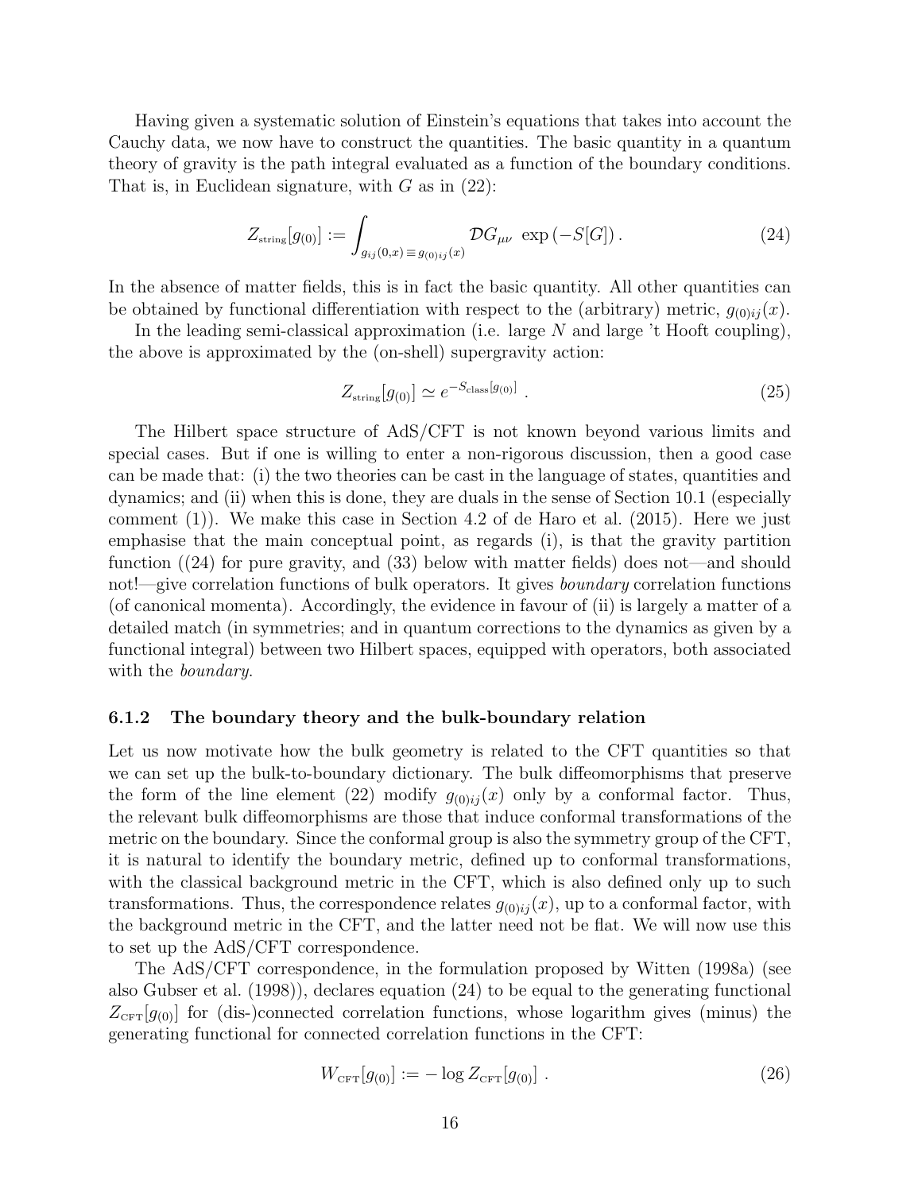Having given a systematic solution of Einstein's equations that takes into account the Cauchy data, we now have to construct the quantities. The basic quantity in a quantum theory of gravity is the path integral evaluated as a function of the boundary conditions. That is, in Euclidean signature, with $G$ as in (22):

$$Z_{\text{string}}[g_{(0)}] := \int_{g_{ij}(0,x)\equiv g_{(0)ij}(x)} \mathcal{D}G_{\mu\nu}\ \exp\left(-S[G]\right). \tag{24}$$

In the absence of matter fields, this is in fact the basic quantity. All other quantities can be obtained by functional differentiation with respect to the (arbitrary) metric, $g_{(0)ij}(x)$.

In the leading semi-classical approximation (i.e. large $N$ and large 't Hooft coupling), the above is approximated by the (on-shell) supergravity action:

$$Z_{\text{string}}[g_{(0)}] \simeq e^{-S_{\text{class}}[g_{(0)}]}\ . \tag{25}$$

The Hilbert space structure of AdS/CFT is not known beyond various limits and special cases. But if one is willing to enter a non-rigorous discussion, then a good case can be made that: (i) the two theories can be cast in the language of states, quantities and dynamics; and (ii) when this is done, they are duals in the sense of Section 10.1 (especially comment (1)). We make this case in Section 4.2 of de Haro et al. (2015). Here we just emphasise that the main conceptual point, as regards (i), is that the gravity partition function ((24) for pure gravity, and (33) below with matter fields) does not—and should not!—give correlation functions of bulk operators. It gives *boundary* correlation functions (of canonical momenta). Accordingly, the evidence in favour of (ii) is largely a matter of a detailed match (in symmetries; and in quantum corrections to the dynamics as given by a functional integral) between two Hilbert spaces, equipped with operators, both associated with the *boundary*.

### 6.1.2 The boundary theory and the bulk-boundary relation

Let us now motivate how the bulk geometry is related to the CFT quantities so that we can set up the bulk-to-boundary dictionary. The bulk diffeomorphisms that preserve the form of the line element (22) modify $g_{(0)ij}(x)$ only by a conformal factor. Thus, the relevant bulk diffeomorphisms are those that induce conformal transformations of the metric on the boundary. Since the conformal group is also the symmetry group of the CFT, it is natural to identify the boundary metric, defined up to conformal transformations, with the classical background metric in the CFT, which is also defined only up to such transformations. Thus, the correspondence relates $g_{(0)ij}(x)$, up to a conformal factor, with the background metric in the CFT, and the latter need not be flat. We will now use this to set up the AdS/CFT correspondence.

The AdS/CFT correspondence, in the formulation proposed by Witten (1998a) (see also Gubser et al. (1998)), declares equation (24) to be equal to the generating functional $Z_{\text{CFT}}[g_{(0)}]$ for (dis-)connected correlation functions, whose logarithm gives (minus) the generating functional for connected correlation functions in the CFT:

$$W_{\text{CFT}}[g_{(0)}] := -\log Z_{\text{CFT}}[g_{(0)}]\ . \tag{26}$$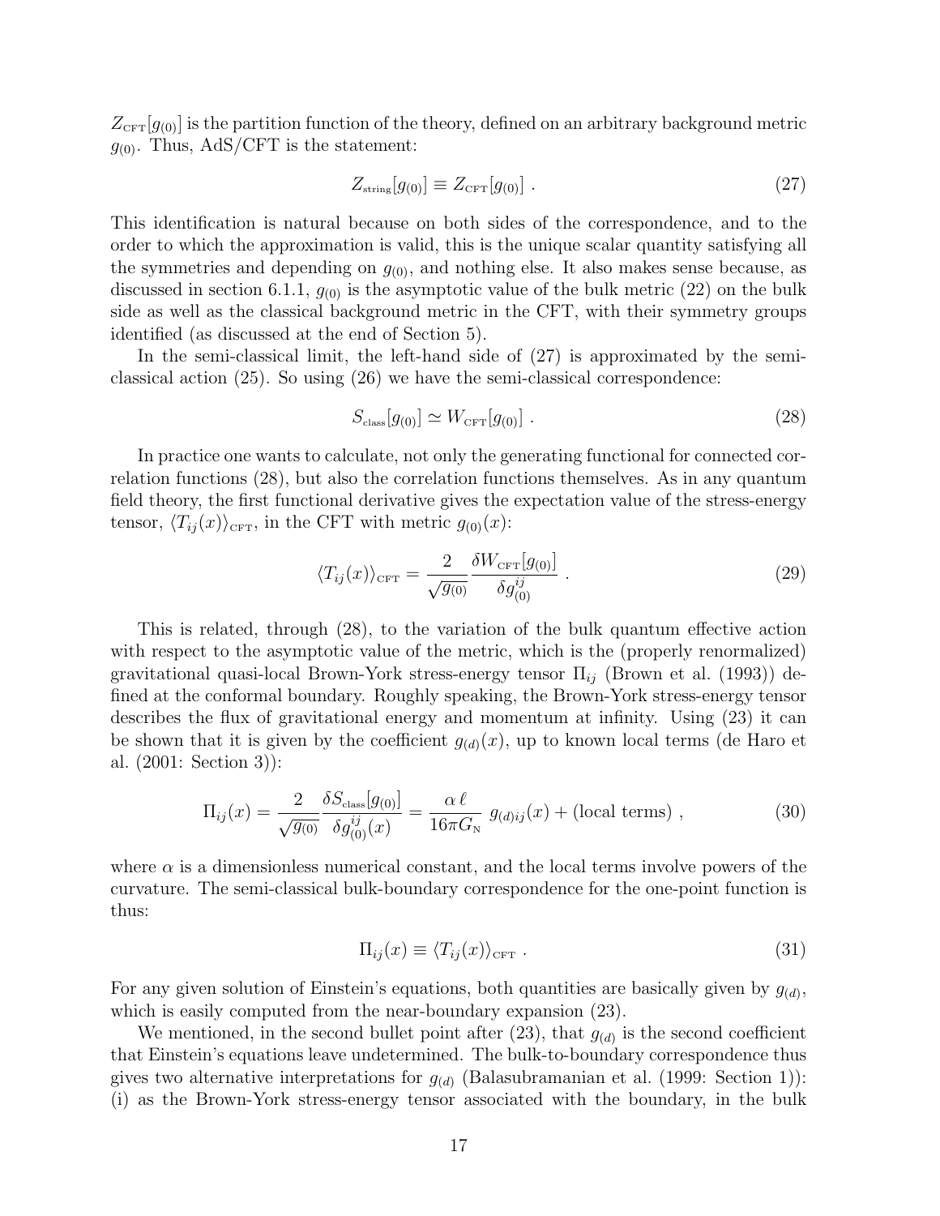$Z_{\text{CFT}}[g_{(0)}]$ is the partition function of the theory, defined on an arbitrary background metric $g_{(0)}$. Thus, AdS/CFT is the statement:

$$Z_{\text{string}}[g_{(0)}] \equiv Z_{\text{CFT}}[g_{(0)}] \ . \tag{27}$$

This identification is natural because on both sides of the correspondence, and to the order to which the approximation is valid, this is the unique scalar quantity satisfying all the symmetries and depending on $g_{(0)}$, and nothing else. It also makes sense because, as discussed in section 6.1.1, $g_{(0)}$ is the asymptotic value of the bulk metric (22) on the bulk side as well as the classical background metric in the CFT, with their symmetry groups identified (as discussed at the end of Section 5).

In the semi-classical limit, the left-hand side of (27) is approximated by the semi-classical action (25). So using (26) we have the semi-classical correspondence:

$$S_{\text{class}}[g_{(0)}] \simeq W_{\text{CFT}}[g_{(0)}] \ . \tag{28}$$

In practice one wants to calculate, not only the generating functional for connected correlation functions (28), but also the correlation functions themselves. As in any quantum field theory, the first functional derivative gives the expectation value of the stress-energy tensor, $\langle T_{ij}(x)\rangle_{\text{CFT}}$, in the CFT with metric $g_{(0)}(x)$:

$$\langle T_{ij}(x)\rangle_{\text{CFT}} = \frac{2}{\sqrt{g_{(0)}}}\frac{\delta W_{\text{CFT}}[g_{(0)}]}{\delta g^{ij}_{(0)}} \ . \tag{29}$$

This is related, through (28), to the variation of the bulk quantum effective action with respect to the asymptotic value of the metric, which is the (properly renormalized) gravitational quasi-local Brown-York stress-energy tensor $\Pi_{ij}$ (Brown et al. (1993)) defined at the conformal boundary. Roughly speaking, the Brown-York stress-energy tensor describes the flux of gravitational energy and momentum at infinity. Using (23) it can be shown that it is given by the coefficient $g_{(d)}(x)$, up to known local terms (de Haro et al. (2001: Section 3)):

$$\Pi_{ij}(x) = \frac{2}{\sqrt{g_{(0)}}}\frac{\delta S_{\text{class}}[g_{(0)}]}{\delta g^{ij}_{(0)}(x)} = \frac{\alpha\,\ell}{16\pi G_{\text{N}}}\ g_{(d)ij}(x) + (\text{local terms}) \ , \tag{30}$$

where $\alpha$ is a dimensionless numerical constant, and the local terms involve powers of the curvature. The semi-classical bulk-boundary correspondence for the one-point function is thus:

$$\Pi_{ij}(x) \equiv \langle T_{ij}(x)\rangle_{\text{CFT}} \ . \tag{31}$$

For any given solution of Einstein's equations, both quantities are basically given by $g_{(d)}$, which is easily computed from the near-boundary expansion (23).

We mentioned, in the second bullet point after (23), that $g_{(d)}$ is the second coefficient that Einstein's equations leave undetermined. The bulk-to-boundary correspondence thus gives two alternative interpretations for $g_{(d)}$ (Balasubramanian et al. (1999: Section 1)): (i) as the Brown-York stress-energy tensor associated with the boundary, in the bulk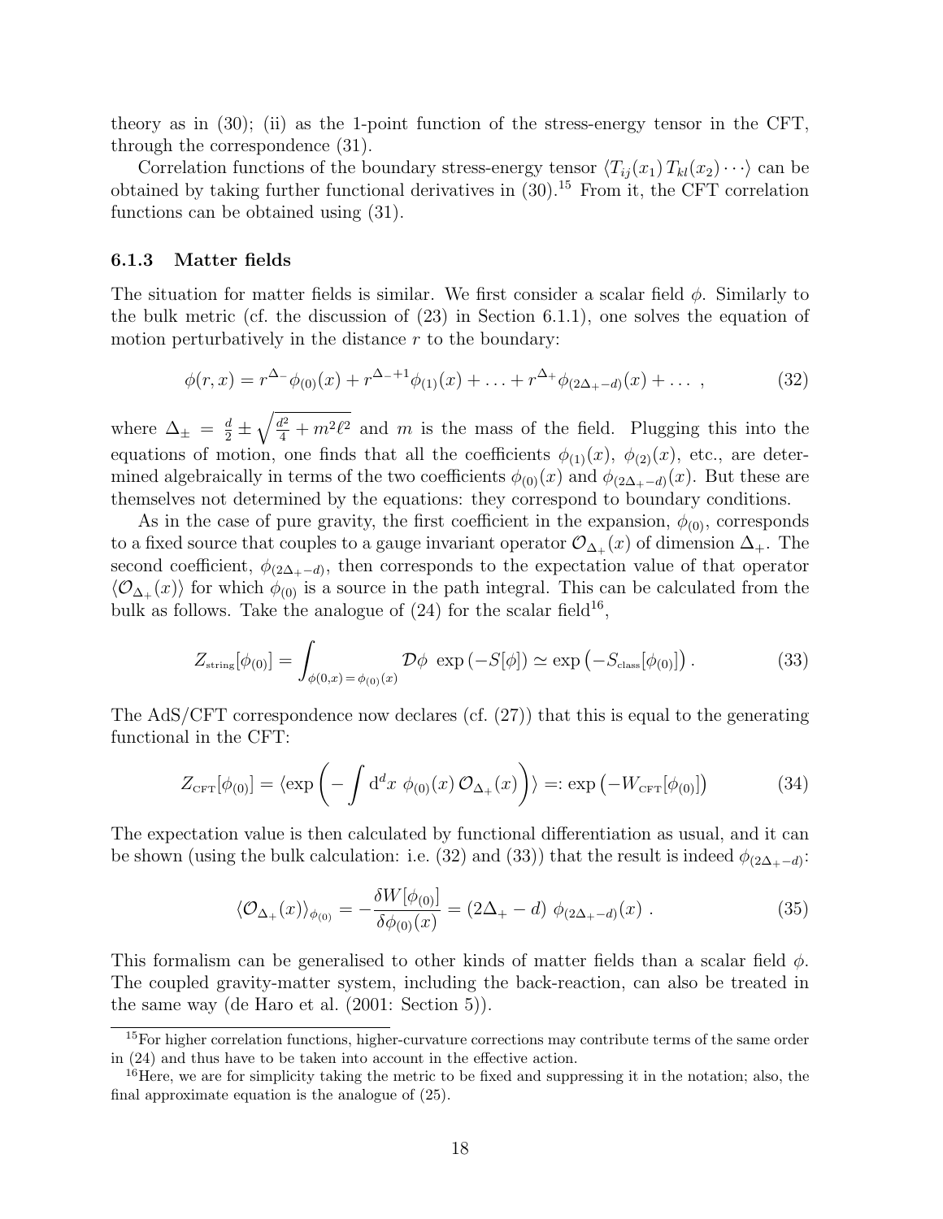theory as in (30); (ii) as the 1-point function of the stress-energy tensor in the CFT, through the correspondence (31).

Correlation functions of the boundary stress-energy tensor $\langle T_{ij}(x_1)\, T_{kl}(x_2)\cdots\rangle$ can be obtained by taking further functional derivatives in (30).[15] From it, the CFT correlation functions can be obtained using (31).

### 6.1.3 Matter fields

The situation for matter fields is similar. We first consider a scalar field $\phi$. Similarly to the bulk metric (cf. the discussion of (23) in Section 6.1.1), one solves the equation of motion perturbatively in the distance $r$ to the boundary:

$$\phi(r,x) = r^{\Delta_-}\phi_{(0)}(x) + r^{\Delta_-+1}\phi_{(1)}(x) + \ldots + r^{\Delta_+}\phi_{(2\Delta_+-d)}(x) + \ldots\ , \tag{32}$$

where $\Delta_\pm = \frac{d}{2} \pm \sqrt{\frac{d^2}{4} + m^2\ell^2}$ and $m$ is the mass of the field. Plugging this into the equations of motion, one finds that all the coefficients $\phi_{(1)}(x)$, $\phi_{(2)}(x)$, etc., are determined algebraically in terms of the two coefficients $\phi_{(0)}(x)$ and $\phi_{(2\Delta_+-d)}(x)$. But these are themselves not determined by the equations: they correspond to boundary conditions.

As in the case of pure gravity, the first coefficient in the expansion, $\phi_{(0)}$, corresponds to a fixed source that couples to a gauge invariant operator $\mathcal{O}_{\Delta_+}(x)$ of dimension $\Delta_+$. The second coefficient, $\phi_{(2\Delta_+-d)}$, then corresponds to the expectation value of that operator $\langle\mathcal{O}_{\Delta_+}(x)\rangle$ for which $\phi_{(0)}$ is a source in the path integral. This can be calculated from the bulk as follows. Take the analogue of (24) for the scalar field[16],

$$Z_{\text{string}}[\phi_{(0)}] = \int_{\phi(0,x)\,=\,\phi_{(0)}(x)} \mathcal{D}\phi\ \exp\left(-S[\phi]\right) \simeq \exp\left(-S_{\text{class}}[\phi_{(0)}]\right). \tag{33}$$

The AdS/CFT correspondence now declares (cf. (27)) that this is equal to the generating functional in the CFT:

$$Z_{\text{CFT}}[\phi_{(0)}] = \langle \exp\left(-\int \mathrm{d}^d x\ \phi_{(0)}(x)\, \mathcal{O}_{\Delta_+}(x)\right)\rangle =: \exp\left(-W_{\text{CFT}}[\phi_{(0)}]\right) \tag{34}$$

The expectation value is then calculated by functional differentiation as usual, and it can be shown (using the bulk calculation: i.e. (32) and (33)) that the result is indeed $\phi_{(2\Delta_+-d)}$:

$$\langle\mathcal{O}_{\Delta_+}(x)\rangle_{\phi_{(0)}} = -\frac{\delta W[\phi_{(0)}]}{\delta\phi_{(0)}(x)} = (2\Delta_+ - d)\ \phi_{(2\Delta_+-d)}(x)\ . \tag{35}$$

This formalism can be generalised to other kinds of matter fields than a scalar field $\phi$. The coupled gravity-matter system, including the back-reaction, can also be treated in the same way (de Haro et al. (2001: Section 5)).

[15] For higher correlation functions, higher-curvature corrections may contribute terms of the same order in (24) and thus have to be taken into account in the effective action.

[16] Here, we are for simplicity taking the metric to be fixed and suppressing it in the notation; also, the final approximate equation is the analogue of (25).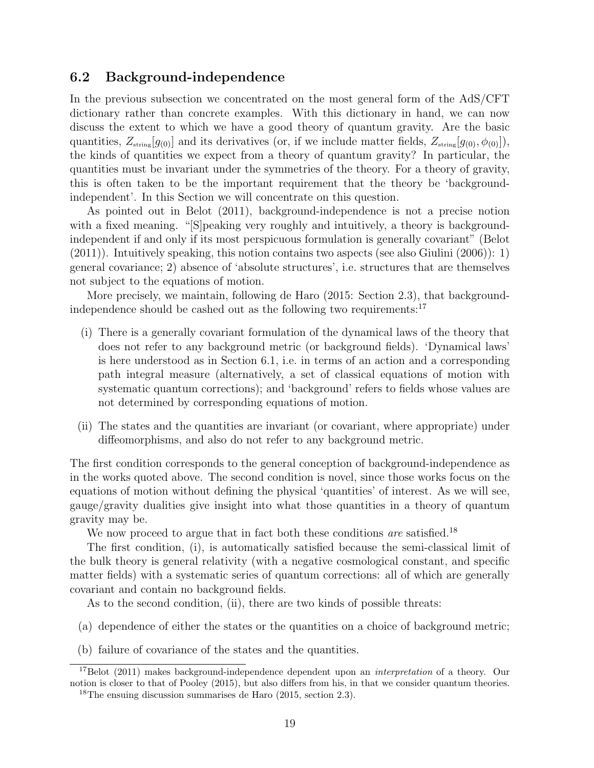### 6.2 Background-independence

In the previous subsection we concentrated on the most general form of the AdS/CFT dictionary rather than concrete examples. With this dictionary in hand, we can now discuss the extent to which we have a good theory of quantum gravity. Are the basic quantities, $Z_{\text{string}}[g_{(0)}]$ and its derivatives (or, if we include matter fields, $Z_{\text{string}}[g_{(0)}, \phi_{(0)}]$), the kinds of quantities we expect from a theory of quantum gravity? In particular, the quantities must be invariant under the symmetries of the theory. For a theory of gravity, this is often taken to be the important requirement that the theory be 'background-independent'. In this Section we will concentrate on this question.

As pointed out in Belot (2011), background-independence is not a precise notion with a fixed meaning. "[S]peaking very roughly and intuitively, a theory is background-independent if and only if its most perspicuous formulation is generally covariant" (Belot (2011)). Intuitively speaking, this notion contains two aspects (see also Giulini (2006)): 1) general covariance; 2) absence of 'absolute structures', i.e. structures that are themselves not subject to the equations of motion.

More precisely, we maintain, following de Haro (2015: Section 2.3), that background-independence should be cashed out as the following two requirements:[17]

(i) There is a generally covariant formulation of the dynamical laws of the theory that does not refer to any background metric (or background fields). 'Dynamical laws' is here understood as in Section 6.1, i.e. in terms of an action and a corresponding path integral measure (alternatively, a set of classical equations of motion with systematic quantum corrections); and 'background' refers to fields whose values are not determined by corresponding equations of motion.

(ii) The states and the quantities are invariant (or covariant, where appropriate) under diffeomorphisms, and also do not refer to any background metric.

The first condition corresponds to the general conception of background-independence as in the works quoted above. The second condition is novel, since those works focus on the equations of motion without defining the physical 'quantities' of interest. As we will see, gauge/gravity dualities give insight into what those quantities in a theory of quantum gravity may be.

We now proceed to argue that in fact both these conditions *are* satisfied.[18]

The first condition, (i), is automatically satisfied because the semi-classical limit of the bulk theory is general relativity (with a negative cosmological constant, and specific matter fields) with a systematic series of quantum corrections: all of which are generally covariant and contain no background fields.

As to the second condition, (ii), there are two kinds of possible threats:

(a) dependence of either the states or the quantities on a choice of background metric;

(b) failure of covariance of the states and the quantities.

---

[17] Belot (2011) makes background-independence dependent upon an *interpretation* of a theory. Our notion is closer to that of Pooley (2015), but also differs from his, in that we consider quantum theories.

[18] The ensuing discussion summarises de Haro (2015, section 2.3).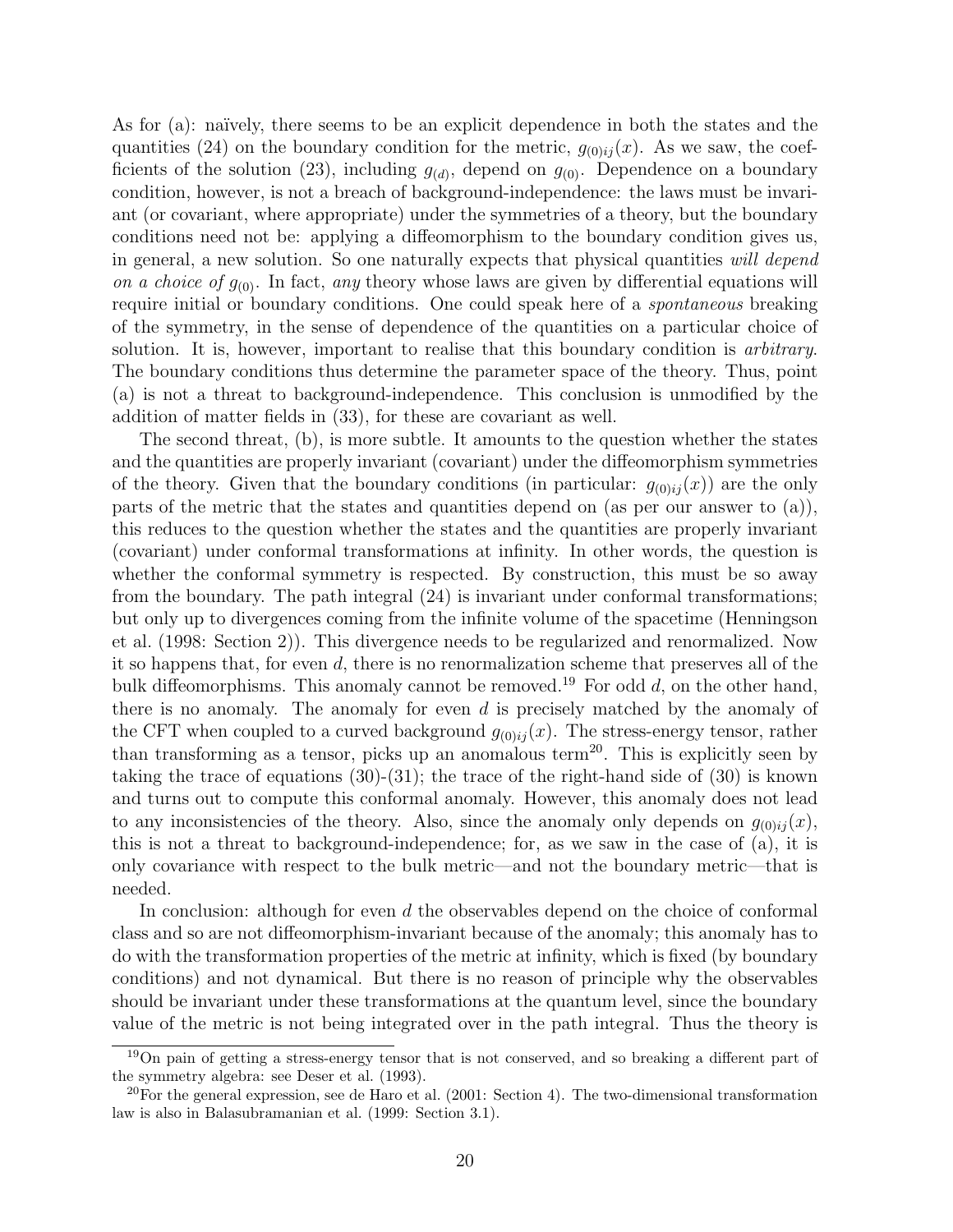As for (a): naïvely, there seems to be an explicit dependence in both the states and the quantities (24) on the boundary condition for the metric, $g_{(0)ij}(x)$. As we saw, the coefficients of the solution (23), including $g_{(d)}$, depend on $g_{(0)}$. Dependence on a boundary condition, however, is not a breach of background-independence: the laws must be invariant (or covariant, where appropriate) under the symmetries of a theory, but the boundary conditions need not be: applying a diffeomorphism to the boundary condition gives us, in general, a new solution. So one naturally expects that physical quantities *will depend on a choice of* $g_{(0)}$. In fact, *any* theory whose laws are given by differential equations will require initial or boundary conditions. One could speak here of a *spontaneous* breaking of the symmetry, in the sense of dependence of the quantities on a particular choice of solution. It is, however, important to realise that this boundary condition is *arbitrary*. The boundary conditions thus determine the parameter space of the theory. Thus, point (a) is not a threat to background-independence. This conclusion is unmodified by the addition of matter fields in (33), for these are covariant as well.

The second threat, (b), is more subtle. It amounts to the question whether the states and the quantities are properly invariant (covariant) under the diffeomorphism symmetries of the theory. Given that the boundary conditions (in particular: $g_{(0)ij}(x)$) are the only parts of the metric that the states and quantities depend on (as per our answer to (a)), this reduces to the question whether the states and the quantities are properly invariant (covariant) under conformal transformations at infinity. In other words, the question is whether the conformal symmetry is respected. By construction, this must be so away from the boundary. The path integral (24) is invariant under conformal transformations; but only up to divergences coming from the infinite volume of the spacetime (Henningson et al. (1998: Section 2)). This divergence needs to be regularized and renormalized. Now it so happens that, for even $d$, there is no renormalization scheme that preserves all of the bulk diffeomorphisms. This anomaly cannot be removed.[19] For odd $d$, on the other hand, there is no anomaly. The anomaly for even $d$ is precisely matched by the anomaly of the CFT when coupled to a curved background $g_{(0)ij}(x)$. The stress-energy tensor, rather than transforming as a tensor, picks up an anomalous term[20]. This is explicitly seen by taking the trace of equations (30)-(31); the trace of the right-hand side of (30) is known and turns out to compute this conformal anomaly. However, this anomaly does not lead to any inconsistencies of the theory. Also, since the anomaly only depends on $g_{(0)ij}(x)$, this is not a threat to background-independence; for, as we saw in the case of (a), it is only covariance with respect to the bulk metric—and not the boundary metric—that is needed.

In conclusion: although for even $d$ the observables depend on the choice of conformal class and so are not diffeomorphism-invariant because of the anomaly; this anomaly has to do with the transformation properties of the metric at infinity, which is fixed (by boundary conditions) and not dynamical. But there is no reason of principle why the observables should be invariant under these transformations at the quantum level, since the boundary value of the metric is not being integrated over in the path integral. Thus the theory is

[19] On pain of getting a stress-energy tensor that is not conserved, and so breaking a different part of the symmetry algebra: see Deser et al. (1993).

[20] For the general expression, see de Haro et al. (2001: Section 4). The two-dimensional transformation law is also in Balasubramanian et al. (1999: Section 3.1).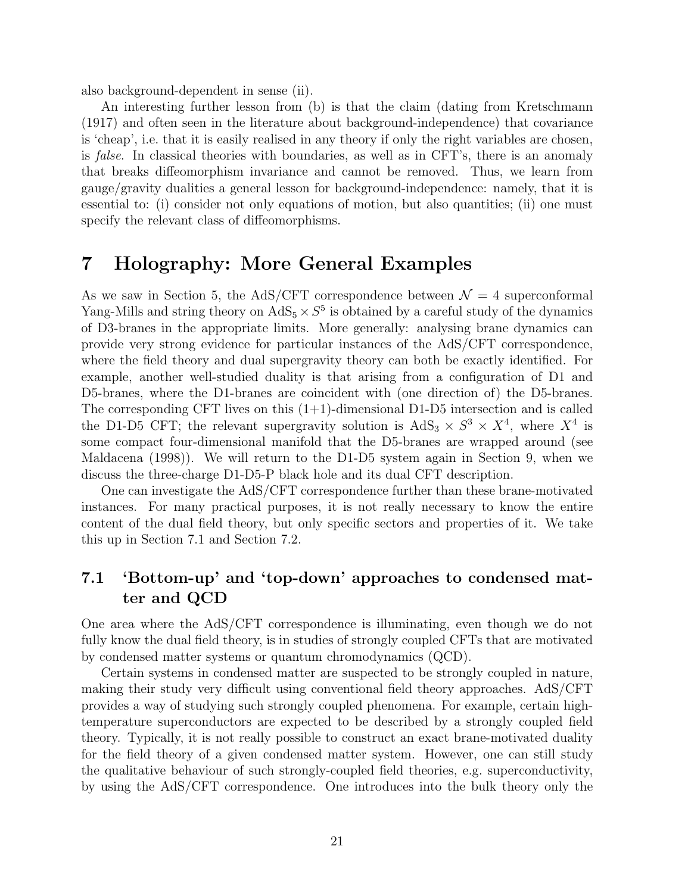also background-dependent in sense (ii).

An interesting further lesson from (b) is that the claim (dating from Kretschmann (1917) and often seen in the literature about background-independence) that covariance is 'cheap', i.e. that it is easily realised in any theory if only the right variables are chosen, is *false*. In classical theories with boundaries, as well as in CFT's, there is an anomaly that breaks diffeomorphism invariance and cannot be removed. Thus, we learn from gauge/gravity dualities a general lesson for background-independence: namely, that it is essential to: (i) consider not only equations of motion, but also quantities; (ii) one must specify the relevant class of diffeomorphisms.

# 7 Holography: More General Examples

As we saw in Section 5, the AdS/CFT correspondence between $\mathcal{N} = 4$ superconformal Yang-Mills and string theory on $\text{AdS}_5 \times S^5$ is obtained by a careful study of the dynamics of D3-branes in the appropriate limits. More generally: analysing brane dynamics can provide very strong evidence for particular instances of the AdS/CFT correspondence, where the field theory and dual supergravity theory can both be exactly identified. For example, another well-studied duality is that arising from a configuration of D1 and D5-branes, where the D1-branes are coincident with (one direction of) the D5-branes. The corresponding CFT lives on this (1+1)-dimensional D1-D5 intersection and is called the D1-D5 CFT; the relevant supergravity solution is $\text{AdS}_3 \times S^3 \times X^4$, where $X^4$ is some compact four-dimensional manifold that the D5-branes are wrapped around (see Maldacena (1998)). We will return to the D1-D5 system again in Section 9, when we discuss the three-charge D1-D5-P black hole and its dual CFT description.

One can investigate the AdS/CFT correspondence further than these brane-motivated instances. For many practical purposes, it is not really necessary to know the entire content of the dual field theory, but only specific sectors and properties of it. We take this up in Section 7.1 and Section 7.2.

## 7.1 'Bottom-up' and 'top-down' approaches to condensed matter and QCD

One area where the AdS/CFT correspondence is illuminating, even though we do not fully know the dual field theory, is in studies of strongly coupled CFTs that are motivated by condensed matter systems or quantum chromodynamics (QCD).

Certain systems in condensed matter are suspected to be strongly coupled in nature, making their study very difficult using conventional field theory approaches. AdS/CFT provides a way of studying such strongly coupled phenomena. For example, certain high-temperature superconductors are expected to be described by a strongly coupled field theory. Typically, it is not really possible to construct an exact brane-motivated duality for the field theory of a given condensed matter system. However, one can still study the qualitative behaviour of such strongly-coupled field theories, e.g. superconductivity, by using the AdS/CFT correspondence. One introduces into the bulk theory only the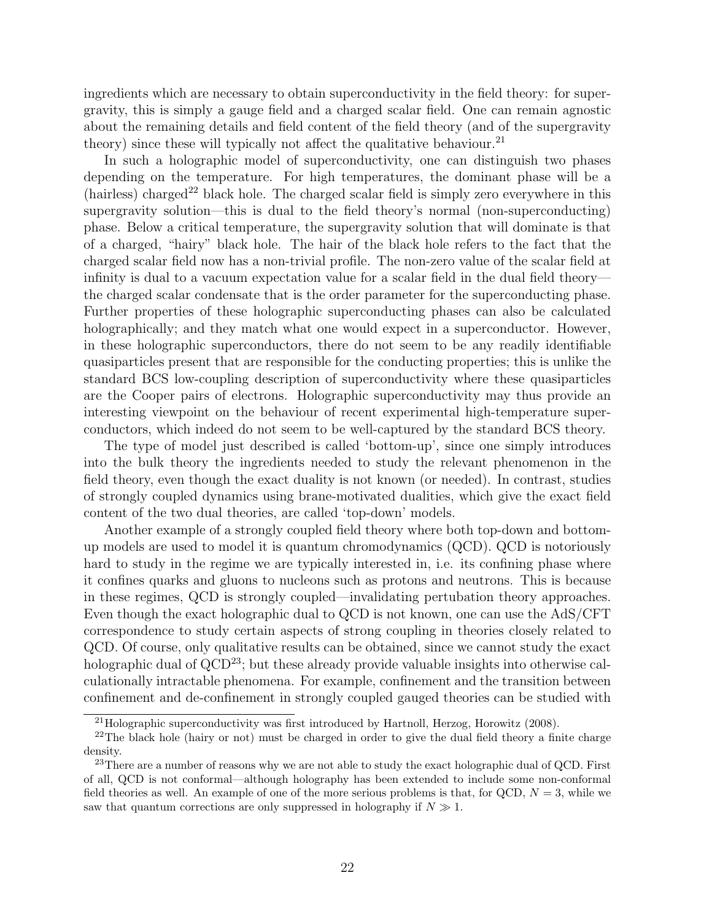ingredients which are necessary to obtain superconductivity in the field theory: for supergravity, this is simply a gauge field and a charged scalar field. One can remain agnostic about the remaining details and field content of the field theory (and of the supergravity theory) since these will typically not affect the qualitative behaviour.[21]

In such a holographic model of superconductivity, one can distinguish two phases depending on the temperature. For high temperatures, the dominant phase will be a (hairless) charged[22] black hole. The charged scalar field is simply zero everywhere in this supergravity solution—this is dual to the field theory's normal (non-superconducting) phase. Below a critical temperature, the supergravity solution that will dominate is that of a charged, "hairy" black hole. The hair of the black hole refers to the fact that the charged scalar field now has a non-trivial profile. The non-zero value of the scalar field at infinity is dual to a vacuum expectation value for a scalar field in the dual field theory—the charged scalar condensate that is the order parameter for the superconducting phase. Further properties of these holographic superconducting phases can also be calculated holographically; and they match what one would expect in a superconductor. However, in these holographic superconductors, there do not seem to be any readily identifiable quasiparticles present that are responsible for the conducting properties; this is unlike the standard BCS low-coupling description of superconductivity where these quasiparticles are the Cooper pairs of electrons. Holographic superconductivity may thus provide an interesting viewpoint on the behaviour of recent experimental high-temperature superconductors, which indeed do not seem to be well-captured by the standard BCS theory.

The type of model just described is called 'bottom-up', since one simply introduces into the bulk theory the ingredients needed to study the relevant phenomenon in the field theory, even though the exact duality is not known (or needed). In contrast, studies of strongly coupled dynamics using brane-motivated dualities, which give the exact field content of the two dual theories, are called 'top-down' models.

Another example of a strongly coupled field theory where both top-down and bottom-up models are used to model it is quantum chromodynamics (QCD). QCD is notoriously hard to study in the regime we are typically interested in, i.e. its confining phase where it confines quarks and gluons to nucleons such as protons and neutrons. This is because in these regimes, QCD is strongly coupled—invalidating pertubation theory approaches. Even though the exact holographic dual to QCD is not known, one can use the AdS/CFT correspondence to study certain aspects of strong coupling in theories closely related to QCD. Of course, only qualitative results can be obtained, since we cannot study the exact holographic dual of QCD[23]; but these already provide valuable insights into otherwise calculationally intractable phenomena. For example, confinement and the transition between confinement and de-confinement in strongly coupled gauged theories can be studied with

[21]Holographic superconductivity was first introduced by Hartnoll, Herzog, Horowitz (2008).

[22]The black hole (hairy or not) must be charged in order to give the dual field theory a finite charge density.

[23]There are a number of reasons why we are not able to study the exact holographic dual of QCD. First of all, QCD is not conformal—although holography has been extended to include some non-conformal field theories as well. An example of one of the more serious problems is that, for QCD, $N = 3$, while we saw that quantum corrections are only suppressed in holography if $N \gg 1$.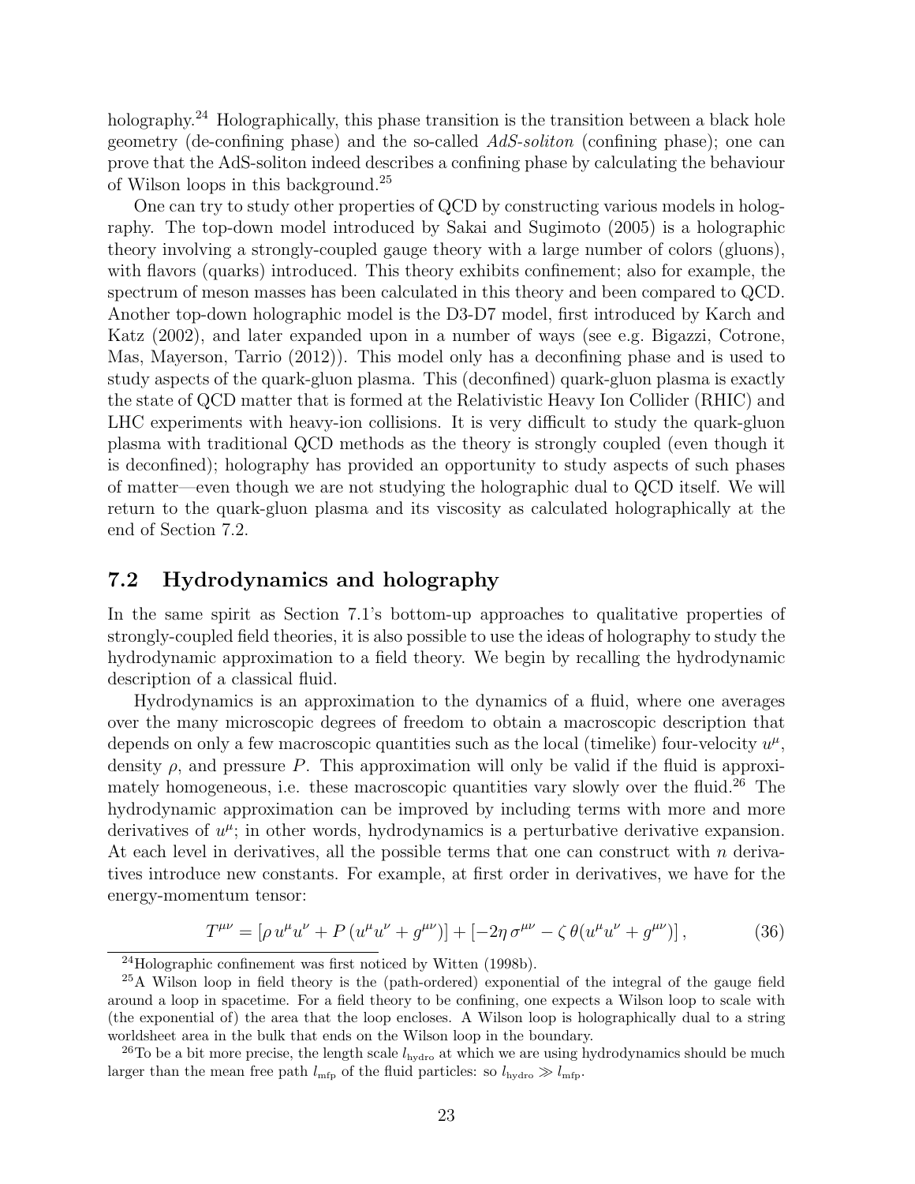holography.[24] Holographically, this phase transition is the transition between a black hole geometry (de-confining phase) and the so-called *AdS-soliton* (confining phase); one can prove that the AdS-soliton indeed describes a confining phase by calculating the behaviour of Wilson loops in this background.[25]

One can try to study other properties of QCD by constructing various models in holography. The top-down model introduced by Sakai and Sugimoto (2005) is a holographic theory involving a strongly-coupled gauge theory with a large number of colors (gluons), with flavors (quarks) introduced. This theory exhibits confinement; also for example, the spectrum of meson masses has been calculated in this theory and been compared to QCD. Another top-down holographic model is the D3-D7 model, first introduced by Karch and Katz (2002), and later expanded upon in a number of ways (see e.g. Bigazzi, Cotrone, Mas, Mayerson, Tarrio (2012)). This model only has a deconfining phase and is used to study aspects of the quark-gluon plasma. This (deconfined) quark-gluon plasma is exactly the state of QCD matter that is formed at the Relativistic Heavy Ion Collider (RHIC) and LHC experiments with heavy-ion collisions. It is very difficult to study the quark-gluon plasma with traditional QCD methods as the theory is strongly coupled (even though it is deconfined); holography has provided an opportunity to study aspects of such phases of matter—even though we are not studying the holographic dual to QCD itself. We will return to the quark-gluon plasma and its viscosity as calculated holographically at the end of Section 7.2.

## 7.2 Hydrodynamics and holography

In the same spirit as Section 7.1's bottom-up approaches to qualitative properties of strongly-coupled field theories, it is also possible to use the ideas of holography to study the hydrodynamic approximation to a field theory. We begin by recalling the hydrodynamic description of a classical fluid.

Hydrodynamics is an approximation to the dynamics of a fluid, where one averages over the many microscopic degrees of freedom to obtain a macroscopic description that depends on only a few macroscopic quantities such as the local (timelike) four-velocity $u^\mu$, density $\rho$, and pressure $P$. This approximation will only be valid if the fluid is approximately homogeneous, i.e. these macroscopic quantities vary slowly over the fluid.[26] The hydrodynamic approximation can be improved by including terms with more and more derivatives of $u^\mu$; in other words, hydrodynamics is a perturbative derivative expansion. At each level in derivatives, all the possible terms that one can construct with $n$ derivatives introduce new constants. For example, at first order in derivatives, we have for the energy-momentum tensor:

$$T^{\mu\nu} = [\rho\, u^\mu u^\nu + P\,(u^\mu u^\nu + g^{\mu\nu})] + [-2\eta\, \sigma^{\mu\nu} - \zeta\, \theta(u^\mu u^\nu + g^{\mu\nu})]\,, \tag{36}$$

[24] Holographic confinement was first noticed by Witten (1998b).

[25] A Wilson loop in field theory is the (path-ordered) exponential of the integral of the gauge field around a loop in spacetime. For a field theory to be confining, one expects a Wilson loop to scale with (the exponential of) the area that the loop encloses. A Wilson loop is holographically dual to a string worldsheet area in the bulk that ends on the Wilson loop in the boundary.

[26] To be a bit more precise, the length scale $l_{\rm hydro}$ at which we are using hydrodynamics should be much larger than the mean free path $l_{\rm mfp}$ of the fluid particles: so $l_{\rm hydro} \gg l_{\rm mfp}$.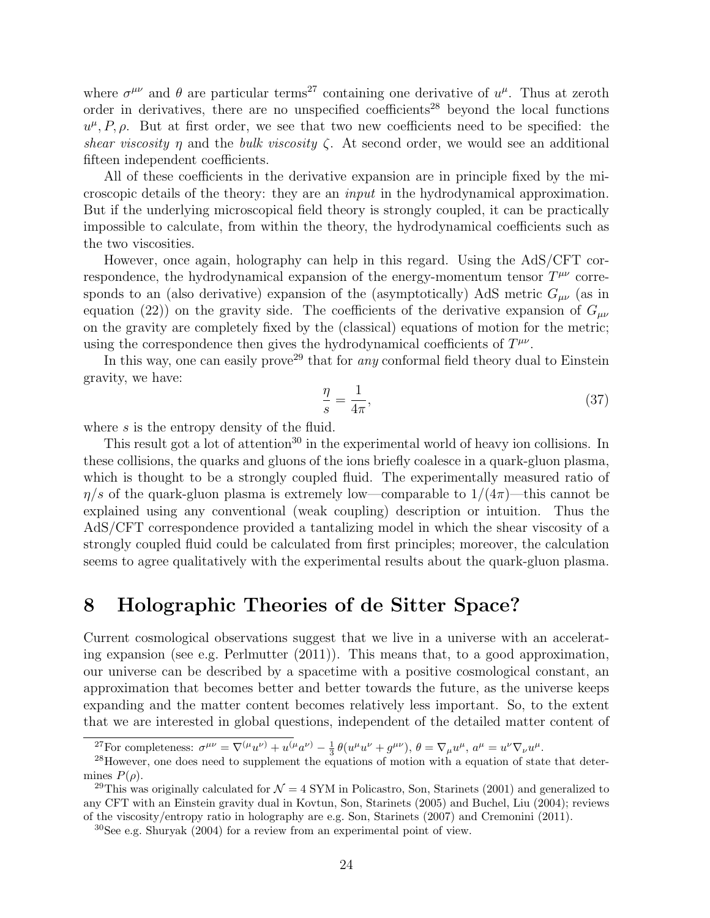where $\sigma^{\mu\nu}$ and $\theta$ are particular terms[27] containing one derivative of $u^\mu$. Thus at zeroth order in derivatives, there are no unspecified coefficients[28] beyond the local functions $u^\mu, P, \rho$. But at first order, we see that two new coefficients need to be specified: the *shear viscosity* $\eta$ and the *bulk viscosity* $\zeta$. At second order, we would see an additional fifteen independent coefficients.

All of these coefficients in the derivative expansion are in principle fixed by the microscopic details of the theory: they are an *input* in the hydrodynamical approximation. But if the underlying microscopical field theory is strongly coupled, it can be practically impossible to calculate, from within the theory, the hydrodynamical coefficients such as the two viscosities.

However, once again, holography can help in this regard. Using the AdS/CFT correspondence, the hydrodynamical expansion of the energy-momentum tensor $T^{\mu\nu}$ corresponds to an (also derivative) expansion of the (asymptotically) AdS metric $G_{\mu\nu}$ (as in equation (22)) on the gravity side. The coefficients of the derivative expansion of $G_{\mu\nu}$ on the gravity are completely fixed by the (classical) equations of motion for the metric; using the correspondence then gives the hydrodynamical coefficients of $T^{\mu\nu}$.

In this way, one can easily prove[29] that for *any* conformal field theory dual to Einstein gravity, we have:

$$\frac{\eta}{s} = \frac{1}{4\pi}, \tag{37}$$

where $s$ is the entropy density of the fluid.

This result got a lot of attention[30] in the experimental world of heavy ion collisions. In these collisions, the quarks and gluons of the ions briefly coalesce in a quark-gluon plasma, which is thought to be a strongly coupled fluid. The experimentally measured ratio of $\eta/s$ of the quark-gluon plasma is extremely low—comparable to $1/(4\pi)$—this cannot be explained using any conventional (weak coupling) description or intuition. Thus the AdS/CFT correspondence provided a tantalizing model in which the shear viscosity of a strongly coupled fluid could be calculated from first principles; moreover, the calculation seems to agree qualitatively with the experimental results about the quark-gluon plasma.

# 8 Holographic Theories of de Sitter Space?

Current cosmological observations suggest that we live in a universe with an accelerating expansion (see e.g. Perlmutter (2011)). This means that, to a good approximation, our universe can be described by a spacetime with a positive cosmological constant, an approximation that becomes better and better towards the future, as the universe keeps expanding and the matter content becomes relatively less important. So, to the extent that we are interested in global questions, independent of the detailed matter content of

---

[27] For completeness: $\sigma^{\mu\nu} = \nabla^{(\mu}u^{\nu)} + u^{(\mu}a^{\nu)} - \frac{1}{3}\theta(u^\mu u^\nu + g^{\mu\nu})$, $\theta = \nabla_\mu u^\mu$, $a^\mu = u^\nu \nabla_\nu u^\mu$.

[28] However, one does need to supplement the equations of motion with a equation of state that determines $P(\rho)$.

[29] This was originally calculated for $\mathcal{N} = 4$ SYM in Policastro, Son, Starinets (2001) and generalized to any CFT with an Einstein gravity dual in Kovtun, Son, Starinets (2005) and Buchel, Liu (2004); reviews of the viscosity/entropy ratio in holography are e.g. Son, Starinets (2007) and Cremonini (2011).

[30] See e.g. Shuryak (2004) for a review from an experimental point of view.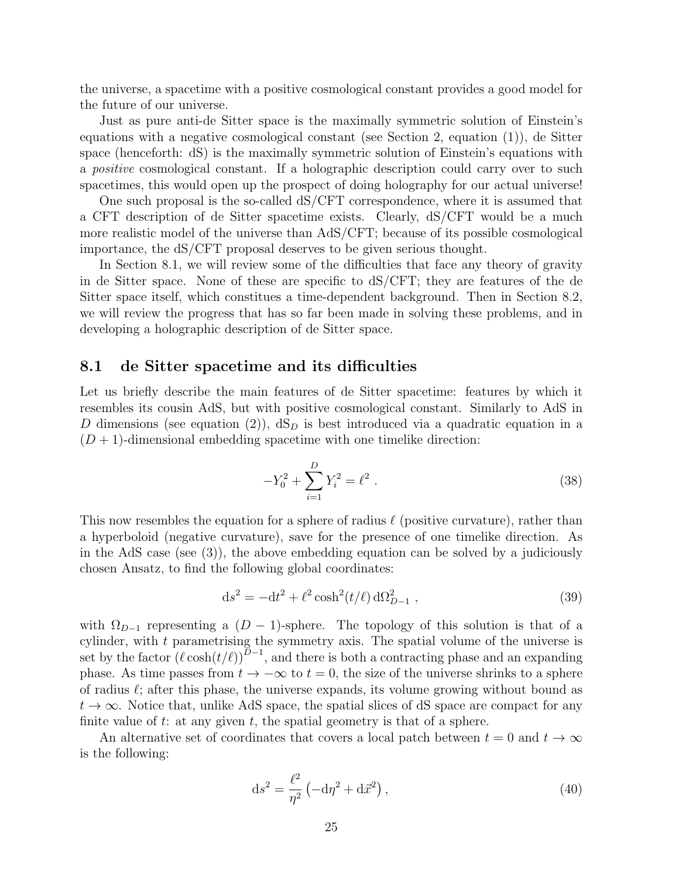the universe, a spacetime with a positive cosmological constant provides a good model for the future of our universe.

Just as pure anti-de Sitter space is the maximally symmetric solution of Einstein's equations with a negative cosmological constant (see Section 2, equation (1)), de Sitter space (henceforth: dS) is the maximally symmetric solution of Einstein's equations with a *positive* cosmological constant. If a holographic description could carry over to such spacetimes, this would open up the prospect of doing holography for our actual universe!

One such proposal is the so-called dS/CFT correspondence, where it is assumed that a CFT description of de Sitter spacetime exists. Clearly, dS/CFT would be a much more realistic model of the universe than AdS/CFT; because of its possible cosmological importance, the dS/CFT proposal deserves to be given serious thought.

In Section 8.1, we will review some of the difficulties that face any theory of gravity in de Sitter space. None of these are specific to dS/CFT; they are features of the de Sitter space itself, which constitues a time-dependent background. Then in Section 8.2, we will review the progress that has so far been made in solving these problems, and in developing a holographic description of de Sitter space.

## 8.1 de Sitter spacetime and its difficulties

Let us briefly describe the main features of de Sitter spacetime: features by which it resembles its cousin AdS, but with positive cosmological constant. Similarly to AdS in $D$ dimensions (see equation (2)), $\mathrm{dS}_D$ is best introduced via a quadratic equation in a $(D+1)$-dimensional embedding spacetime with one timelike direction:

$$-Y_0^2 + \sum_{i=1}^{D} Y_i^2 = \ell^2 \ . \tag{38}$$

This now resembles the equation for a sphere of radius $\ell$ (positive curvature), rather than a hyperboloid (negative curvature), save for the presence of one timelike direction. As in the AdS case (see (3)), the above embedding equation can be solved by a judiciously chosen Ansatz, to find the following global coordinates:

$$\mathrm{d}s^2 = -\mathrm{d}t^2 + \ell^2 \cosh^2(t/\ell)\, \mathrm{d}\Omega_{D-1}^2 \ , \tag{39}$$

with $\Omega_{D-1}$ representing a $(D-1)$-sphere. The topology of this solution is that of a cylinder, with $t$ parametrising the symmetry axis. The spatial volume of the universe is set by the factor $(\ell \cosh(t/\ell))^{D-1}$, and there is both a contracting phase and an expanding phase. As time passes from $t \to -\infty$ to $t = 0$, the size of the universe shrinks to a sphere of radius $\ell$; after this phase, the universe expands, its volume growing without bound as $t \to \infty$. Notice that, unlike AdS space, the spatial slices of dS space are compact for any finite value of $t$: at any given $t$, the spatial geometry is that of a sphere.

An alternative set of coordinates that covers a local patch between $t = 0$ and $t \to \infty$ is the following:

$$\mathrm{d}s^2 = \frac{\ell^2}{\eta^2} \left(-\mathrm{d}\eta^2 + \mathrm{d}\vec{x}^2\right), \tag{40}$$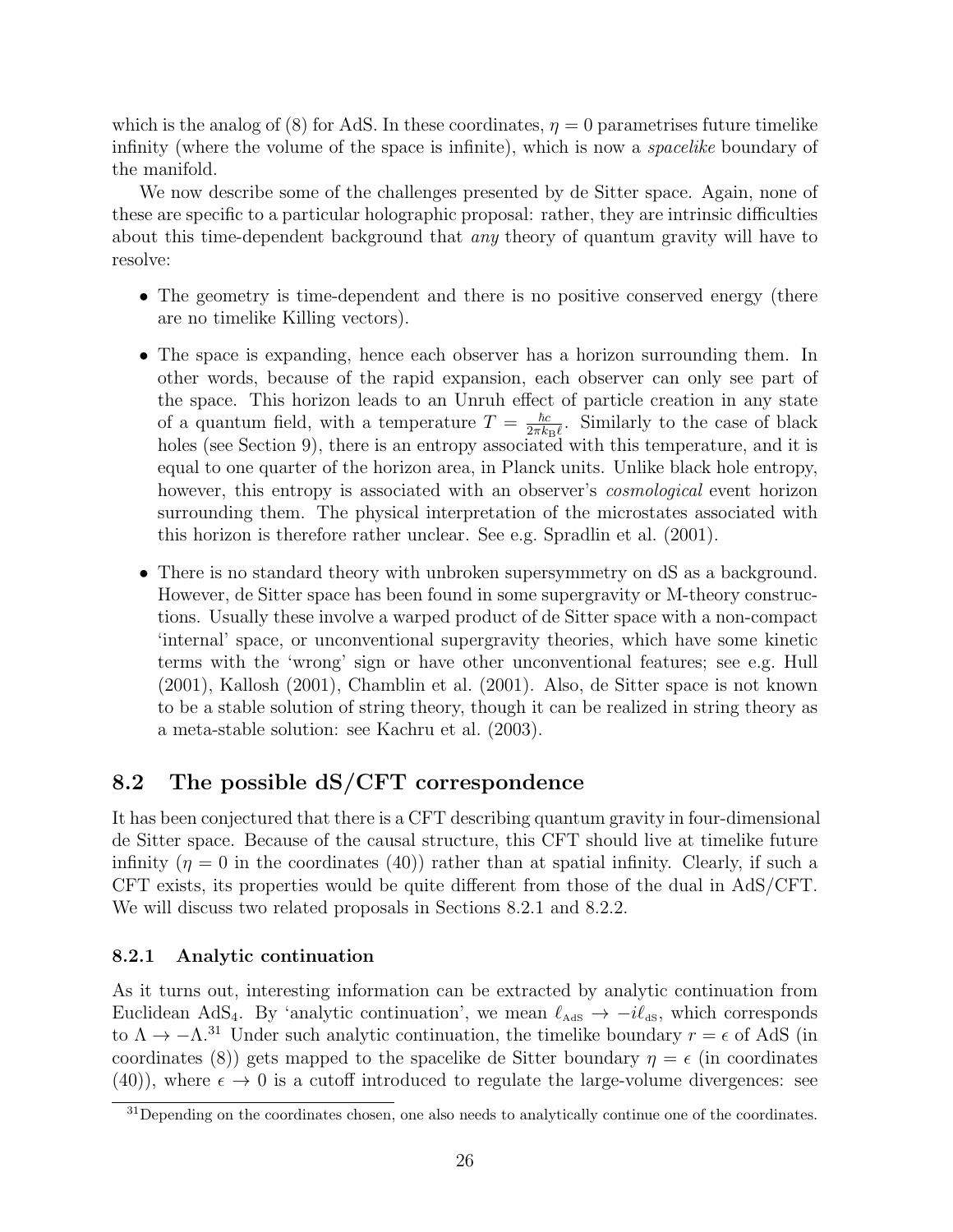which is the analog of (8) for AdS. In these coordinates, $\eta = 0$ parametrises future timelike infinity (where the volume of the space is infinite), which is now a *spacelike* boundary of the manifold.

We now describe some of the challenges presented by de Sitter space. Again, none of these are specific to a particular holographic proposal: rather, they are intrinsic difficulties about this time-dependent background that *any* theory of quantum gravity will have to resolve:

- The geometry is time-dependent and there is no positive conserved energy (there are no timelike Killing vectors).
- The space is expanding, hence each observer has a horizon surrounding them. In other words, because of the rapid expansion, each observer can only see part of the space. This horizon leads to an Unruh effect of particle creation in any state of a quantum field, with a temperature $T = \frac{\hbar c}{2\pi k_{\rm B}\ell}$. Similarly to the case of black holes (see Section 9), there is an entropy associated with this temperature, and it is equal to one quarter of the horizon area, in Planck units. Unlike black hole entropy, however, this entropy is associated with an observer's *cosmological* event horizon surrounding them. The physical interpretation of the microstates associated with this horizon is therefore rather unclear. See e.g. Spradlin et al. (2001).
- There is no standard theory with unbroken supersymmetry on dS as a background. However, de Sitter space has been found in some supergravity or M-theory constructions. Usually these involve a warped product of de Sitter space with a non-compact 'internal' space, or unconventional supergravity theories, which have some kinetic terms with the 'wrong' sign or have other unconventional features; see e.g. Hull (2001), Kallosh (2001), Chamblin et al. (2001). Also, de Sitter space is not known to be a stable solution of string theory, though it can be realized in string theory as a meta-stable solution: see Kachru et al. (2003).

## 8.2 The possible dS/CFT correspondence

It has been conjectured that there is a CFT describing quantum gravity in four-dimensional de Sitter space. Because of the causal structure, this CFT should live at timelike future infinity ($\eta = 0$ in the coordinates (40)) rather than at spatial infinity. Clearly, if such a CFT exists, its properties would be quite different from those of the dual in AdS/CFT. We will discuss two related proposals in Sections 8.2.1 and 8.2.2.

### 8.2.1 Analytic continuation

As it turns out, interesting information can be extracted by analytic continuation from Euclidean AdS$_4$. By 'analytic continuation', we mean $\ell_{\rm AdS} \to -i\ell_{\rm dS}$, which corresponds to $\Lambda \to -\Lambda$.[31] Under such analytic continuation, the timelike boundary $r = \epsilon$ of AdS (in coordinates (8)) gets mapped to the spacelike de Sitter boundary $\eta = \epsilon$ (in coordinates (40)), where $\epsilon \to 0$ is a cutoff introduced to regulate the large-volume divergences: see

[31] Depending on the coordinates chosen, one also needs to analytically continue one of the coordinates.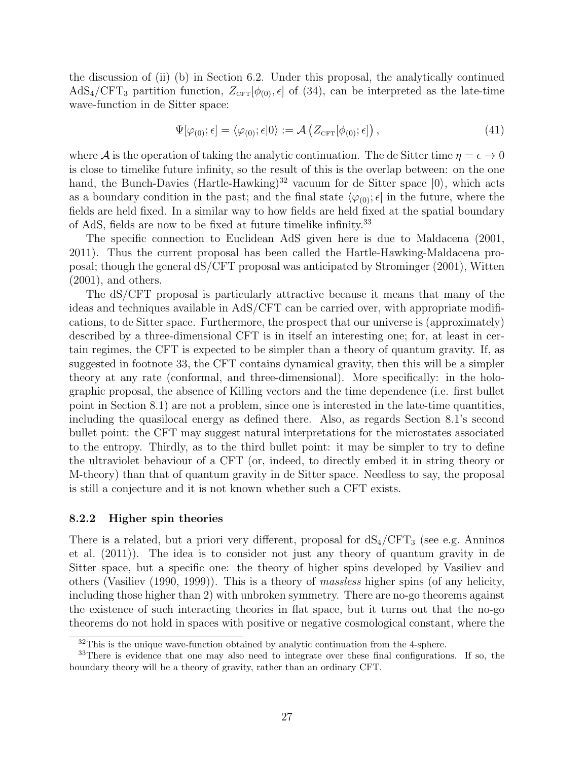the discussion of (ii) (b) in Section 6.2. Under this proposal, the analytically continued $\mathrm{AdS}_4/\mathrm{CFT}_3$ partition function, $Z_{\rm CFT}[\phi_{(0)}, \epsilon]$ of (34), can be interpreted as the late-time wave-function in de Sitter space:

$$\Psi[\varphi_{(0)}; \epsilon] = \langle \varphi_{(0)}; \epsilon | 0 \rangle := \mathcal{A}\left(Z_{\rm CFT}[\phi_{(0)}; \epsilon]\right), \tag{41}$$

where $\mathcal{A}$ is the operation of taking the analytic continuation. The de Sitter time $\eta = \epsilon \to 0$ is close to timelike future infinity, so the result of this is the overlap between: on the one hand, the Bunch-Davies (Hartle-Hawking)[32] vacuum for de Sitter space $|0\rangle$, which acts as a boundary condition in the past; and the final state $\langle \varphi_{(0)}; \epsilon|$ in the future, where the fields are held fixed. In a similar way to how fields are held fixed at the spatial boundary of AdS, fields are now to be fixed at future timelike infinity.[33]

The specific connection to Euclidean AdS given here is due to Maldacena (2001, 2011). Thus the current proposal has been called the Hartle-Hawking-Maldacena proposal; though the general dS/CFT proposal was anticipated by Strominger (2001), Witten (2001), and others.

The dS/CFT proposal is particularly attractive because it means that many of the ideas and techniques available in AdS/CFT can be carried over, with appropriate modifications, to de Sitter space. Furthermore, the prospect that our universe is (approximately) described by a three-dimensional CFT is in itself an interesting one; for, at least in certain regimes, the CFT is expected to be simpler than a theory of quantum gravity. If, as suggested in footnote 33, the CFT contains dynamical gravity, then this will be a simpler theory at any rate (conformal, and three-dimensional). More specifically: in the holographic proposal, the absence of Killing vectors and the time dependence (i.e. first bullet point in Section 8.1) are not a problem, since one is interested in the late-time quantities, including the quasilocal energy as defined there. Also, as regards Section 8.1's second bullet point: the CFT may suggest natural interpretations for the microstates associated to the entropy. Thirdly, as to the third bullet point: it may be simpler to try to define the ultraviolet behaviour of a CFT (or, indeed, to directly embed it in string theory or M-theory) than that of quantum gravity in de Sitter space. Needless to say, the proposal is still a conjecture and it is not known whether such a CFT exists.

### 8.2.2 Higher spin theories

There is a related, but a priori very different, proposal for $\mathrm{dS}_4/\mathrm{CFT}_3$ (see e.g. Anninos et al. (2011)). The idea is to consider not just any theory of quantum gravity in de Sitter space, but a specific one: the theory of higher spins developed by Vasiliev and others (Vasiliev (1990, 1999)). This is a theory of *massless* higher spins (of any helicity, including those higher than 2) with unbroken symmetry. There are no-go theorems against the existence of such interacting theories in flat space, but it turns out that the no-go theorems do not hold in spaces with positive or negative cosmological constant, where the

[32] This is the unique wave-function obtained by analytic continuation from the 4-sphere.

[33] There is evidence that one may also need to integrate over these final configurations. If so, the boundary theory will be a theory of gravity, rather than an ordinary CFT.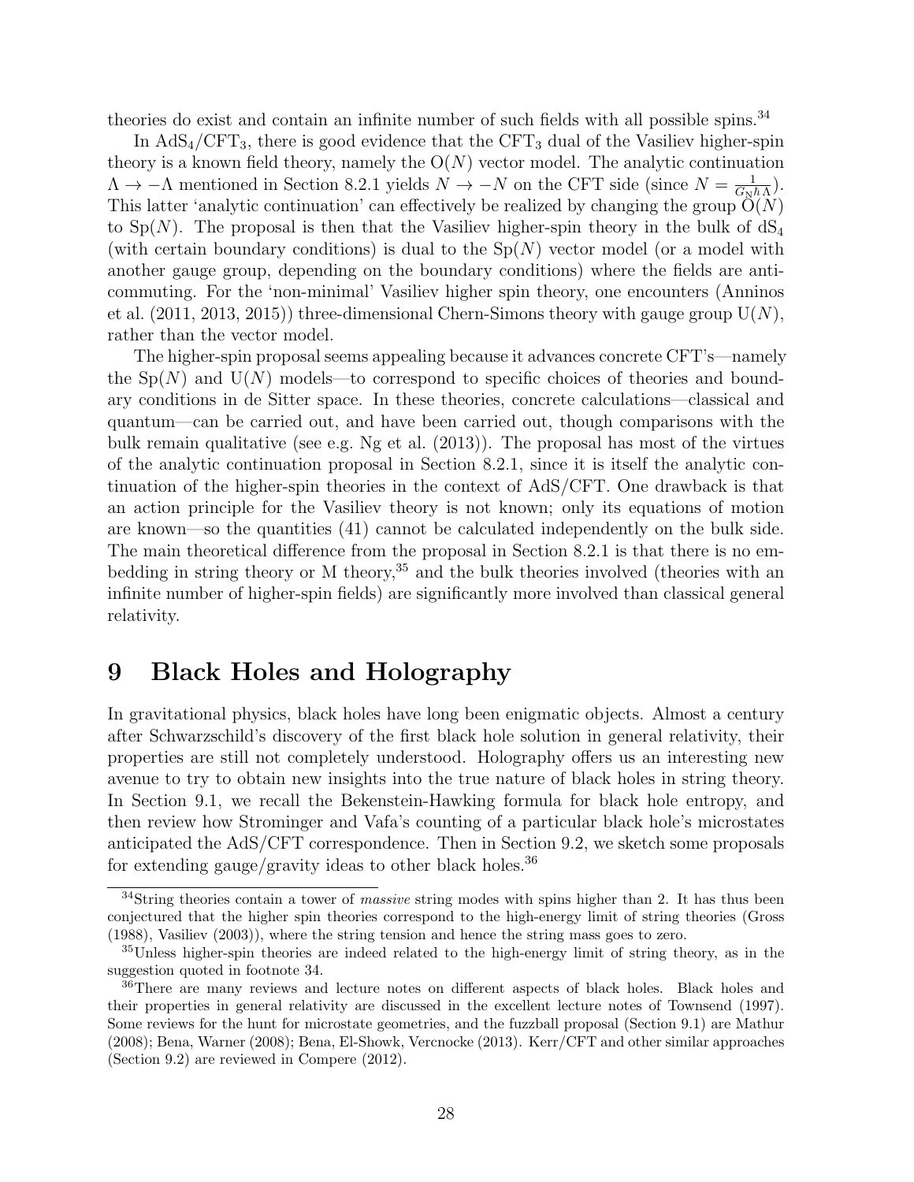theories do exist and contain an infinite number of such fields with all possible spins.[34]

In $\mathrm{AdS}_4/\mathrm{CFT}_3$, there is good evidence that the $\mathrm{CFT}_3$ dual of the Vasiliev higher-spin theory is a known field theory, namely the $\mathrm{O}(N)$ vector model. The analytic continuation $\Lambda \to -\Lambda$ mentioned in Section 8.2.1 yields $N \to -N$ on the CFT side (since $N = \frac{1}{G_\mathrm{N}\hbar\Lambda}$). This latter 'analytic continuation' can effectively be realized by changing the group $\mathrm{O}(N)$ to $\mathrm{Sp}(N)$. The proposal is then that the Vasiliev higher-spin theory in the bulk of $\mathrm{dS}_4$ (with certain boundary conditions) is dual to the $\mathrm{Sp}(N)$ vector model (or a model with another gauge group, depending on the boundary conditions) where the fields are anti-commuting. For the 'non-minimal' Vasiliev higher spin theory, one encounters (Anninos et al. (2011, 2013, 2015)) three-dimensional Chern-Simons theory with gauge group $\mathrm{U}(N)$, rather than the vector model.

The higher-spin proposal seems appealing because it advances concrete CFT's—namely the $\mathrm{Sp}(N)$ and $\mathrm{U}(N)$ models—to correspond to specific choices of theories and boundary conditions in de Sitter space. In these theories, concrete calculations—classical and quantum—can be carried out, and have been carried out, though comparisons with the bulk remain qualitative (see e.g. Ng et al. (2013)). The proposal has most of the virtues of the analytic continuation proposal in Section 8.2.1, since it is itself the analytic continuation of the higher-spin theories in the context of AdS/CFT. One drawback is that an action principle for the Vasiliev theory is not known; only its equations of motion are known—so the quantities (41) cannot be calculated independently on the bulk side. The main theoretical difference from the proposal in Section 8.2.1 is that there is no embedding in string theory or M theory,[35] and the bulk theories involved (theories with an infinite number of higher-spin fields) are significantly more involved than classical general relativity.

# 9 Black Holes and Holography

In gravitational physics, black holes have long been enigmatic objects. Almost a century after Schwarzschild's discovery of the first black hole solution in general relativity, their properties are still not completely understood. Holography offers us an interesting new avenue to try to obtain new insights into the true nature of black holes in string theory. In Section 9.1, we recall the Bekenstein-Hawking formula for black hole entropy, and then review how Strominger and Vafa's counting of a particular black hole's microstates anticipated the AdS/CFT correspondence. Then in Section 9.2, we sketch some proposals for extending gauge/gravity ideas to other black holes.[36]

---

[34] String theories contain a tower of *massive* string modes with spins higher than 2. It has thus been conjectured that the higher spin theories correspond to the high-energy limit of string theories (Gross (1988), Vasiliev (2003)), where the string tension and hence the string mass goes to zero.

[35] Unless higher-spin theories are indeed related to the high-energy limit of string theory, as in the suggestion quoted in footnote 34.

[36] There are many reviews and lecture notes on different aspects of black holes. Black holes and their properties in general relativity are discussed in the excellent lecture notes of Townsend (1997). Some reviews for the hunt for microstate geometries, and the fuzzball proposal (Section 9.1) are Mathur (2008); Bena, Warner (2008); Bena, El-Showk, Vercnocke (2013). Kerr/CFT and other similar approaches (Section 9.2) are reviewed in Compere (2012).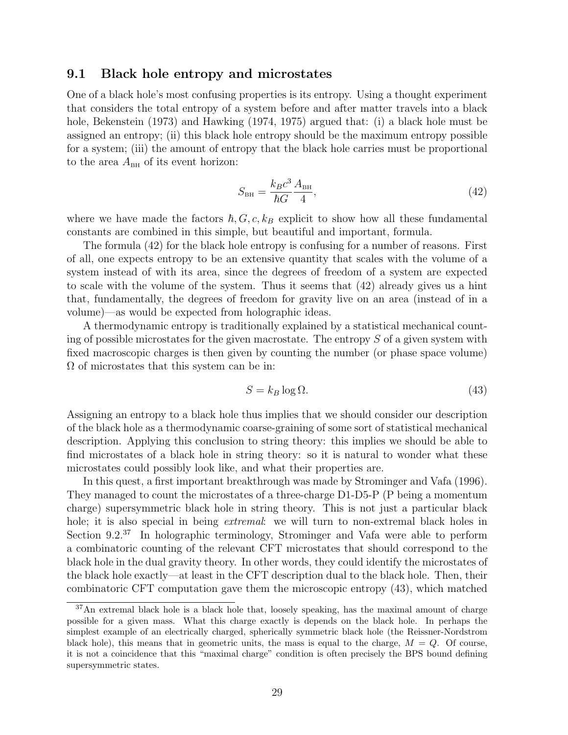### 9.1 Black hole entropy and microstates

One of a black hole's most confusing properties is its entropy. Using a thought experiment that considers the total entropy of a system before and after matter travels into a black hole, Bekenstein (1973) and Hawking (1974, 1975) argued that: (i) a black hole must be assigned an entropy; (ii) this black hole entropy should be the maximum entropy possible for a system; (iii) the amount of entropy that the black hole carries must be proportional to the area $A_{\text{BH}}$ of its event horizon:

$$S_{\text{BH}} = \frac{k_B c^3}{\hbar G}\frac{A_{\text{BH}}}{4}, \tag{42}$$

where we have made the factors $\hbar, G, c, k_B$ explicit to show how all these fundamental constants are combined in this simple, but beautiful and important, formula.

The formula (42) for the black hole entropy is confusing for a number of reasons. First of all, one expects entropy to be an extensive quantity that scales with the volume of a system instead of with its area, since the degrees of freedom of a system are expected to scale with the volume of the system. Thus it seems that (42) already gives us a hint that, fundamentally, the degrees of freedom for gravity live on an area (instead of in a volume)—as would be expected from holographic ideas.

A thermodynamic entropy is traditionally explained by a statistical mechanical counting of possible microstates for the given macrostate. The entropy $S$ of a given system with fixed macroscopic charges is then given by counting the number (or phase space volume) $\Omega$ of microstates that this system can be in:

$$S = k_B \log \Omega. \tag{43}$$

Assigning an entropy to a black hole thus implies that we should consider our description of the black hole as a thermodynamic coarse-graining of some sort of statistical mechanical description. Applying this conclusion to string theory: this implies we should be able to find microstates of a black hole in string theory: so it is natural to wonder what these microstates could possibly look like, and what their properties are.

In this quest, a first important breakthrough was made by Strominger and Vafa (1996). They managed to count the microstates of a three-charge D1-D5-P (P being a momentum charge) supersymmetric black hole in string theory. This is not just a particular black hole; it is also special in being *extremal*: we will turn to non-extremal black holes in Section 9.2.[37] In holographic terminology, Strominger and Vafa were able to perform a combinatoric counting of the relevant CFT microstates that should correspond to the black hole in the dual gravity theory. In other words, they could identify the microstates of the black hole exactly—at least in the CFT description dual to the black hole. Then, their combinatoric CFT computation gave them the microscopic entropy (43), which matched

[37] An extremal black hole is a black hole that, loosely speaking, has the maximal amount of charge possible for a given mass. What this charge exactly is depends on the black hole. In perhaps the simplest example of an electrically charged, spherically symmetric black hole (the Reissner-Nordstrom black hole), this means that in geometric units, the mass is equal to the charge, $M = Q$. Of course, it is not a coincidence that this "maximal charge" condition is often precisely the BPS bound defining supersymmetric states.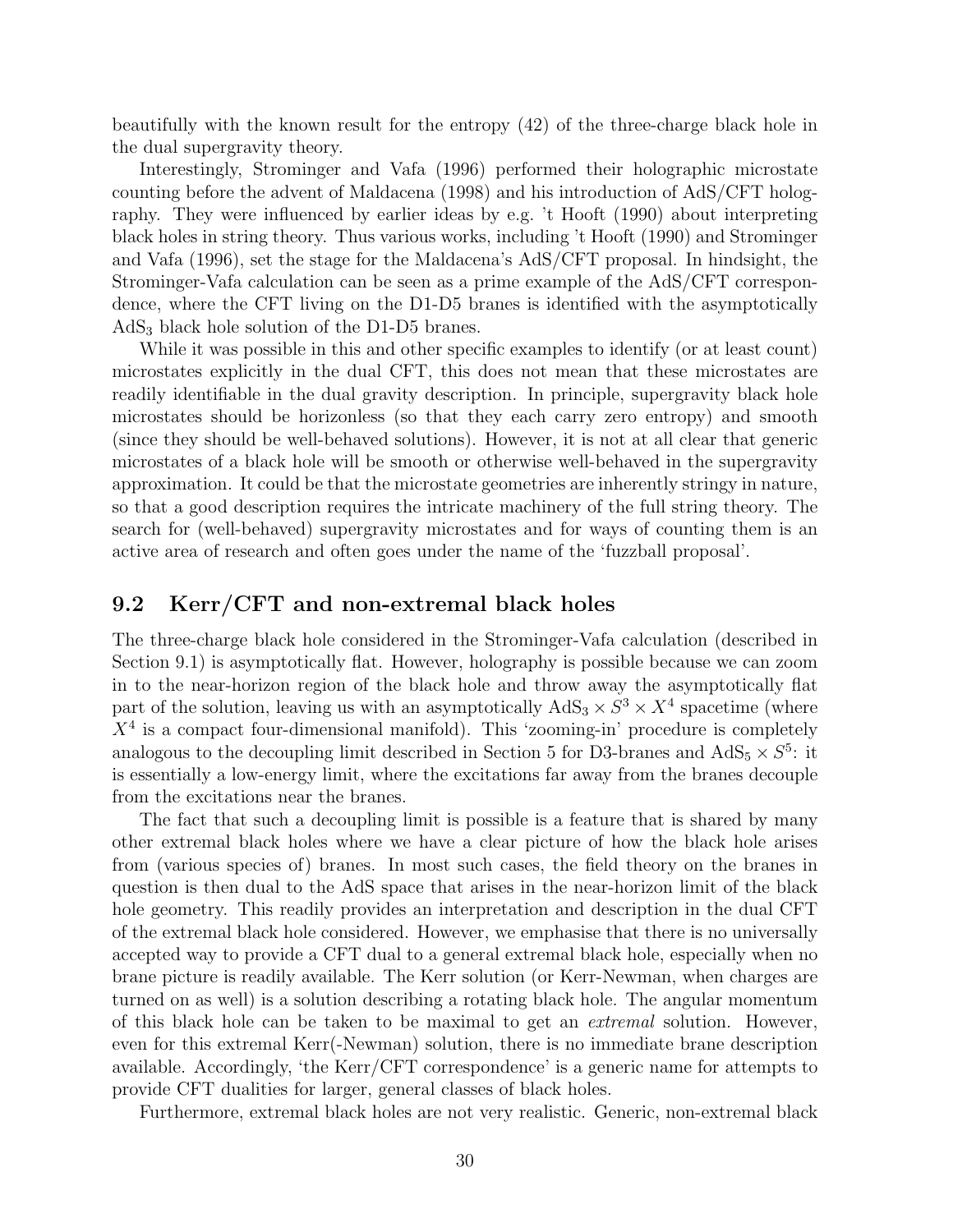beautifully with the known result for the entropy (42) of the three-charge black hole in the dual supergravity theory.

Interestingly, Strominger and Vafa (1996) performed their holographic microstate counting before the advent of Maldacena (1998) and his introduction of AdS/CFT holography. They were influenced by earlier ideas by e.g. 't Hooft (1990) about interpreting black holes in string theory. Thus various works, including 't Hooft (1990) and Strominger and Vafa (1996), set the stage for the Maldacena's AdS/CFT proposal. In hindsight, the Strominger-Vafa calculation can be seen as a prime example of the AdS/CFT correspondence, where the CFT living on the D1-D5 branes is identified with the asymptotically $\mathrm{AdS}_3$ black hole solution of the D1-D5 branes.

While it was possible in this and other specific examples to identify (or at least count) microstates explicitly in the dual CFT, this does not mean that these microstates are readily identifiable in the dual gravity description. In principle, supergravity black hole microstates should be horizonless (so that they each carry zero entropy) and smooth (since they should be well-behaved solutions). However, it is not at all clear that generic microstates of a black hole will be smooth or otherwise well-behaved in the supergravity approximation. It could be that the microstate geometries are inherently stringy in nature, so that a good description requires the intricate machinery of the full string theory. The search for (well-behaved) supergravity microstates and for ways of counting them is an active area of research and often goes under the name of the 'fuzzball proposal'.

## 9.2 Kerr/CFT and non-extremal black holes

The three-charge black hole considered in the Strominger-Vafa calculation (described in Section 9.1) is asymptotically flat. However, holography is possible because we can zoom in to the near-horizon region of the black hole and throw away the asymptotically flat part of the solution, leaving us with an asymptotically $\mathrm{AdS}_3 \times S^3 \times X^4$ spacetime (where $X^4$ is a compact four-dimensional manifold). This 'zooming-in' procedure is completely analogous to the decoupling limit described in Section 5 for D3-branes and $\mathrm{AdS}_5 \times S^5$: it is essentially a low-energy limit, where the excitations far away from the branes decouple from the excitations near the branes.

The fact that such a decoupling limit is possible is a feature that is shared by many other extremal black holes where we have a clear picture of how the black hole arises from (various species of) branes. In most such cases, the field theory on the branes in question is then dual to the AdS space that arises in the near-horizon limit of the black hole geometry. This readily provides an interpretation and description in the dual CFT of the extremal black hole considered. However, we emphasise that there is no universally accepted way to provide a CFT dual to a general extremal black hole, especially when no brane picture is readily available. The Kerr solution (or Kerr-Newman, when charges are turned on as well) is a solution describing a rotating black hole. The angular momentum of this black hole can be taken to be maximal to get an *extremal* solution. However, even for this extremal Kerr(-Newman) solution, there is no immediate brane description available. Accordingly, 'the Kerr/CFT correspondence' is a generic name for attempts to provide CFT dualities for larger, general classes of black holes.

Furthermore, extremal black holes are not very realistic. Generic, non-extremal black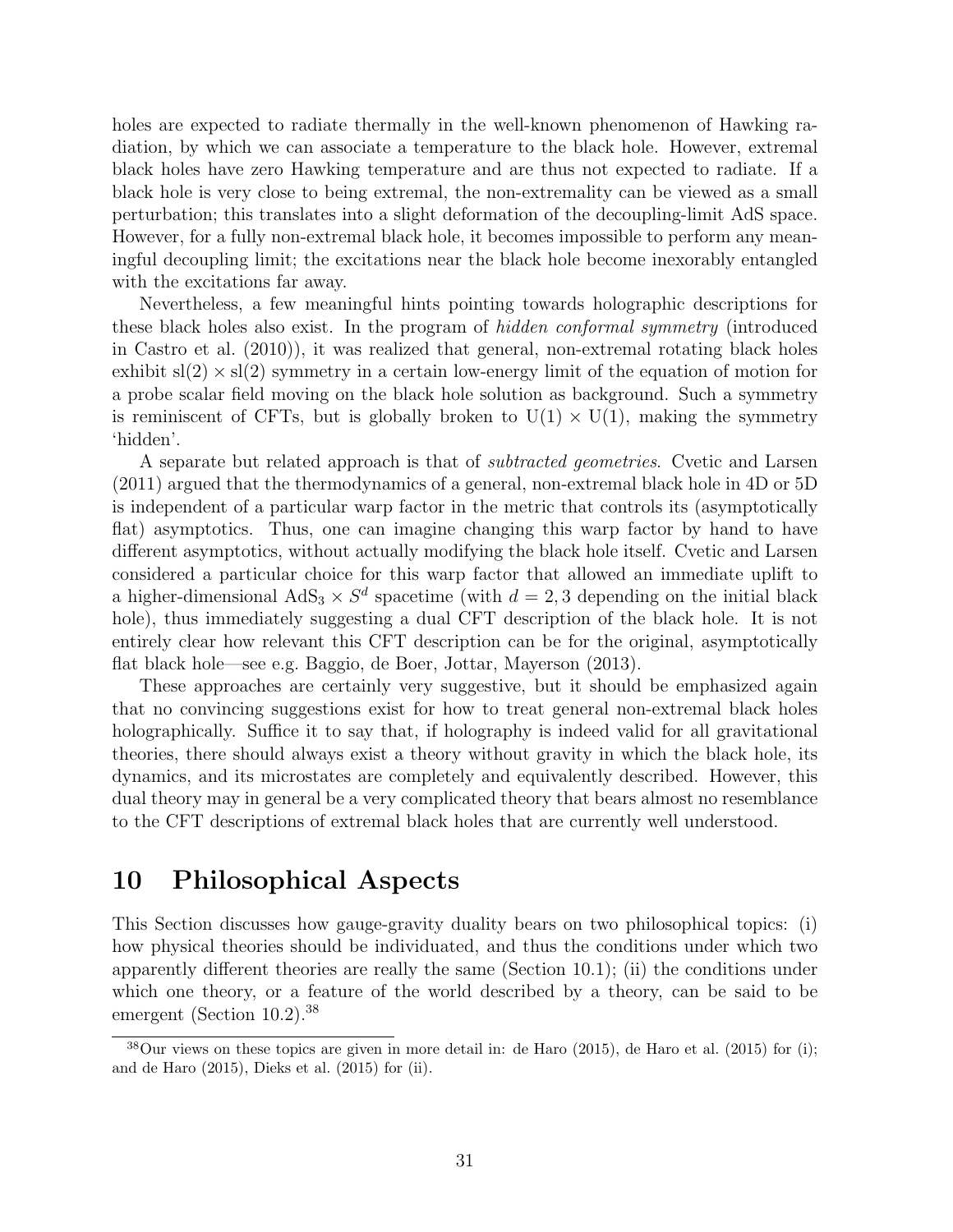holes are expected to radiate thermally in the well-known phenomenon of Hawking radiation, by which we can associate a temperature to the black hole. However, extremal black holes have zero Hawking temperature and are thus not expected to radiate. If a black hole is very close to being extremal, the non-extremality can be viewed as a small perturbation; this translates into a slight deformation of the decoupling-limit AdS space. However, for a fully non-extremal black hole, it becomes impossible to perform any meaningful decoupling limit; the excitations near the black hole become inexorably entangled with the excitations far away.

Nevertheless, a few meaningful hints pointing towards holographic descriptions for these black holes also exist. In the program of *hidden conformal symmetry* (introduced in Castro et al. (2010)), it was realized that general, non-extremal rotating black holes exhibit $\mathrm{sl}(2) \times \mathrm{sl}(2)$ symmetry in a certain low-energy limit of the equation of motion for a probe scalar field moving on the black hole solution as background. Such a symmetry is reminiscent of CFTs, but is globally broken to $\mathrm{U}(1) \times \mathrm{U}(1)$, making the symmetry 'hidden'.

A separate but related approach is that of *subtracted geometries*. Cvetic and Larsen (2011) argued that the thermodynamics of a general, non-extremal black hole in 4D or 5D is independent of a particular warp factor in the metric that controls its (asymptotically flat) asymptotics. Thus, one can imagine changing this warp factor by hand to have different asymptotics, without actually modifying the black hole itself. Cvetic and Larsen considered a particular choice for this warp factor that allowed an immediate uplift to a higher-dimensional $\mathrm{AdS}_3 \times S^d$ spacetime (with $d = 2, 3$ depending on the initial black hole), thus immediately suggesting a dual CFT description of the black hole. It is not entirely clear how relevant this CFT description can be for the original, asymptotically flat black hole—see e.g. Baggio, de Boer, Jottar, Mayerson (2013).

These approaches are certainly very suggestive, but it should be emphasized again that no convincing suggestions exist for how to treat general non-extremal black holes holographically. Suffice it to say that, if holography is indeed valid for all gravitational theories, there should always exist a theory without gravity in which the black hole, its dynamics, and its microstates are completely and equivalently described. However, this dual theory may in general be a very complicated theory that bears almost no resemblance to the CFT descriptions of extremal black holes that are currently well understood.

# 10 Philosophical Aspects

This Section discusses how gauge-gravity duality bears on two philosophical topics: (i) how physical theories should be individuated, and thus the conditions under which two apparently different theories are really the same (Section 10.1); (ii) the conditions under which one theory, or a feature of the world described by a theory, can be said to be emergent (Section 10.2).[38]

[38] Our views on these topics are given in more detail in: de Haro (2015), de Haro et al. (2015) for (i); and de Haro (2015), Dieks et al. (2015) for (ii).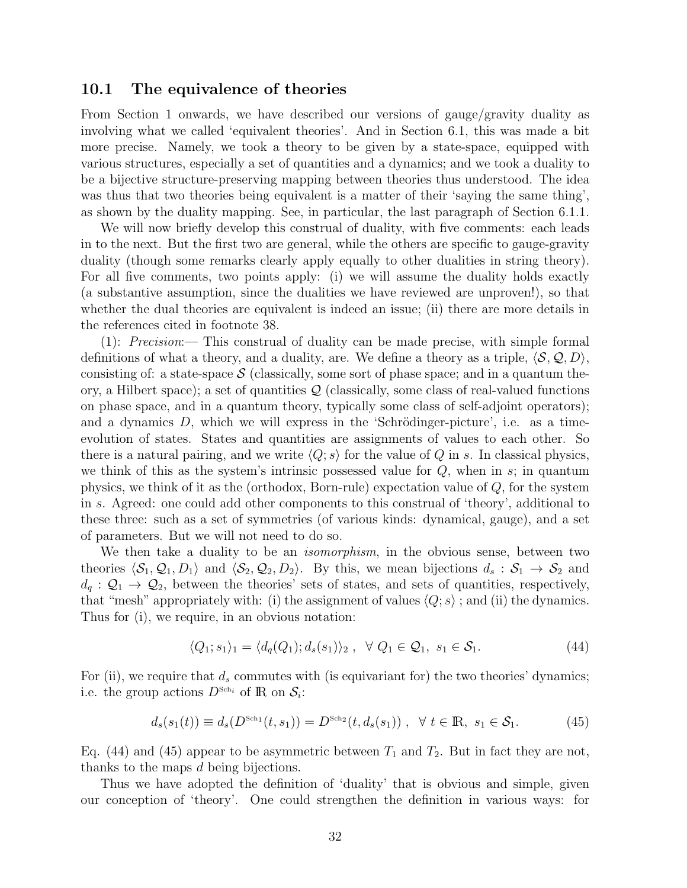### 10.1 The equivalence of theories

From Section 1 onwards, we have described our versions of gauge/gravity duality as involving what we called 'equivalent theories'. And in Section 6.1, this was made a bit more precise. Namely, we took a theory to be given by a state-space, equipped with various structures, especially a set of quantities and a dynamics; and we took a duality to be a bijective structure-preserving mapping between theories thus understood. The idea was thus that two theories being equivalent is a matter of their 'saying the same thing', as shown by the duality mapping. See, in particular, the last paragraph of Section 6.1.1.

We will now briefly develop this construal of duality, with five comments: each leads in to the next. But the first two are general, while the others are specific to gauge-gravity duality (though some remarks clearly apply equally to other dualities in string theory). For all five comments, two points apply: (i) we will assume the duality holds exactly (a substantive assumption, since the dualities we have reviewed are unproven!), so that whether the dual theories are equivalent is indeed an issue; (ii) there are more details in the references cited in footnote 38.

(1): *Precision*:— This construal of duality can be made precise, with simple formal definitions of what a theory, and a duality, are. We define a theory as a triple, $\langle \mathcal{S}, \mathcal{Q}, D \rangle$, consisting of: a state-space $\mathcal{S}$ (classically, some sort of phase space; and in a quantum theory, a Hilbert space); a set of quantities $\mathcal{Q}$ (classically, some class of real-valued functions on phase space, and in a quantum theory, typically some class of self-adjoint operators); and a dynamics $D$, which we will express in the 'Schrödinger-picture', i.e. as a time-evolution of states. States and quantities are assignments of values to each other. So there is a natural pairing, and we write $\langle Q; s \rangle$ for the value of $Q$ in $s$. In classical physics, we think of this as the system's intrinsic possessed value for $Q$, when in $s$; in quantum physics, we think of it as the (orthodox, Born-rule) expectation value of $Q$, for the system in $s$. Agreed: one could add other components to this construal of 'theory', additional to these three: such as a set of symmetries (of various kinds: dynamical, gauge), and a set of parameters. But we will not need to do so.

We then take a duality to be an *isomorphism*, in the obvious sense, between two theories $\langle \mathcal{S}_1, \mathcal{Q}_1, D_1 \rangle$ and $\langle \mathcal{S}_2, \mathcal{Q}_2, D_2 \rangle$. By this, we mean bijections $d_s : \mathcal{S}_1 \to \mathcal{S}_2$ and $d_q : \mathcal{Q}_1 \to \mathcal{Q}_2$, between the theories' sets of states, and sets of quantities, respectively, that "mesh" appropriately with: (i) the assignment of values $\langle Q; s \rangle$ ; and (ii) the dynamics. Thus for (i), we require, in an obvious notation:

$$\langle Q_1; s_1 \rangle_1 = \langle d_q(Q_1); d_s(s_1) \rangle_2 \ , \ \ \forall \ Q_1 \in \mathcal{Q}_1, \ s_1 \in \mathcal{S}_1. \tag{44}$$

For (ii), we require that $d_s$ commutes with (is equivariant for) the two theories' dynamics; i.e. the group actions $D^{\mathrm{Sch}_i}$ of $\mathbb{R}$ on $\mathcal{S}_i$:

$$d_s(s_1(t)) \equiv d_s(D^{\mathrm{Sch}1}(t, s_1)) = D^{\mathrm{Sch}2}(t, d_s(s_1)) \ , \ \ \forall \ t \in \mathbb{R}, \ s_1 \in \mathcal{S}_1. \tag{45}$$

Eq. (44) and (45) appear to be asymmetric between $T_1$ and $T_2$. But in fact they are not, thanks to the maps $d$ being bijections.

Thus we have adopted the definition of 'duality' that is obvious and simple, given our conception of 'theory'. One could strengthen the definition in various ways: for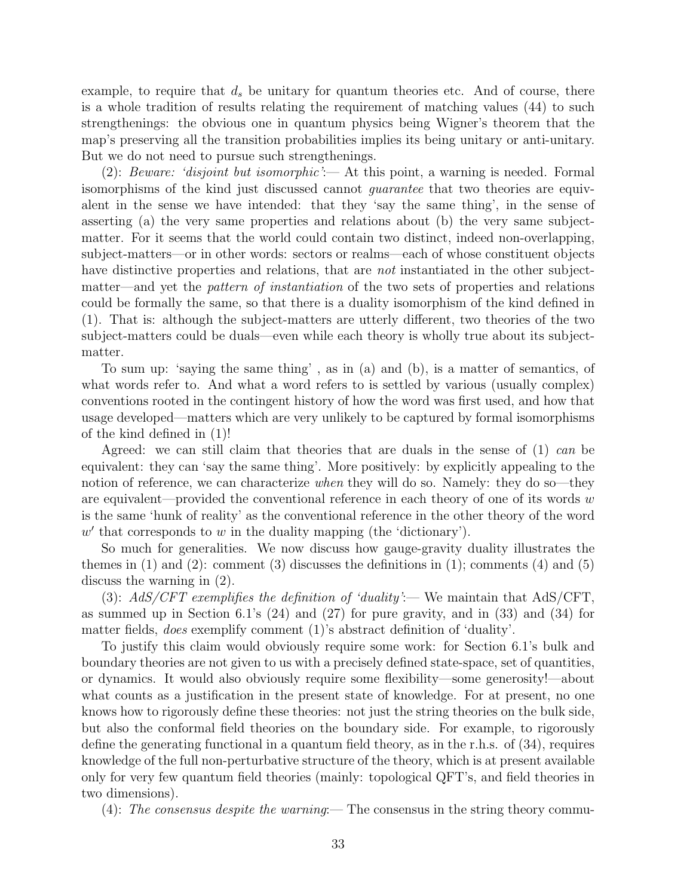example, to require that $d_s$ be unitary for quantum theories etc. And of course, there is a whole tradition of results relating the requirement of matching values (44) to such strengthenings: the obvious one in quantum physics being Wigner's theorem that the map's preserving all the transition probabilities implies its being unitary or anti-unitary. But we do not need to pursue such strengthenings.

(2): *Beware: 'disjoint but isomorphic'*:— At this point, a warning is needed. Formal isomorphisms of the kind just discussed cannot *guarantee* that two theories are equivalent in the sense we have intended: that they 'say the same thing', in the sense of asserting (a) the very same properties and relations about (b) the very same subject-matter. For it seems that the world could contain two distinct, indeed non-overlapping, subject-matters—or in other words: sectors or realms—each of whose constituent objects have distinctive properties and relations, that are *not* instantiated in the other subject-matter—and yet the *pattern of instantiation* of the two sets of properties and relations could be formally the same, so that there is a duality isomorphism of the kind defined in (1). That is: although the subject-matters are utterly different, two theories of the two subject-matters could be duals—even while each theory is wholly true about its subject-matter.

To sum up: 'saying the same thing' , as in (a) and (b), is a matter of semantics, of what words refer to. And what a word refers to is settled by various (usually complex) conventions rooted in the contingent history of how the word was first used, and how that usage developed—matters which are very unlikely to be captured by formal isomorphisms of the kind defined in (1)!

Agreed: we can still claim that theories that are duals in the sense of (1) *can* be equivalent: they can 'say the same thing'. More positively: by explicitly appealing to the notion of reference, we can characterize *when* they will do so. Namely: they do so—they are equivalent—provided the conventional reference in each theory of one of its words $w$ is the same 'hunk of reality' as the conventional reference in the other theory of the word $w'$ that corresponds to $w$ in the duality mapping (the 'dictionary').

So much for generalities. We now discuss how gauge-gravity duality illustrates the themes in (1) and (2): comment (3) discusses the definitions in (1); comments (4) and (5) discuss the warning in (2).

(3): *AdS/CFT exemplifies the definition of 'duality'*:— We maintain that AdS/CFT, as summed up in Section 6.1's (24) and (27) for pure gravity, and in (33) and (34) for matter fields, *does* exemplify comment (1)'s abstract definition of 'duality'.

To justify this claim would obviously require some work: for Section 6.1's bulk and boundary theories are not given to us with a precisely defined state-space, set of quantities, or dynamics. It would also obviously require some flexibility—some generosity!—about what counts as a justification in the present state of knowledge. For at present, no one knows how to rigorously define these theories: not just the string theories on the bulk side, but also the conformal field theories on the boundary side. For example, to rigorously define the generating functional in a quantum field theory, as in the r.h.s. of (34), requires knowledge of the full non-perturbative structure of the theory, which is at present available only for very few quantum field theories (mainly: topological QFT's, and field theories in two dimensions).

(4): *The consensus despite the warning*:— The consensus in the string theory commu-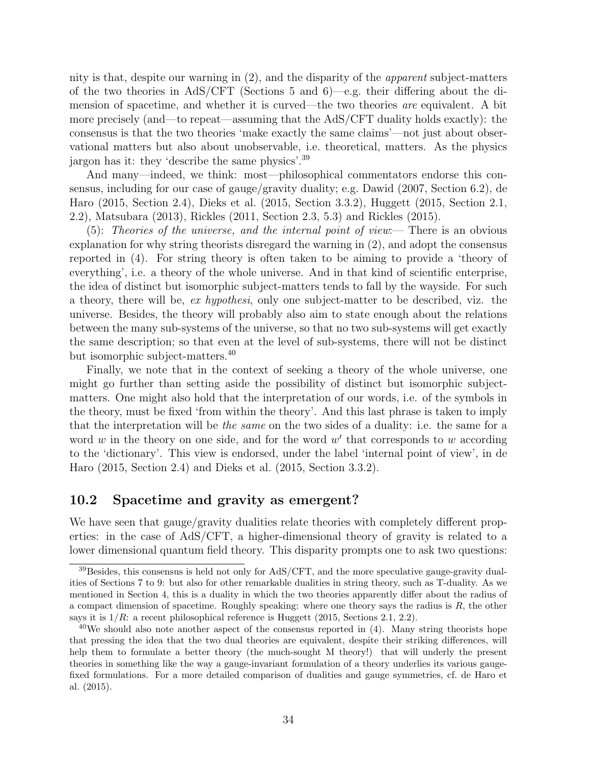nity is that, despite our warning in (2), and the disparity of the *apparent* subject-matters of the two theories in AdS/CFT (Sections 5 and 6)—e.g. their differing about the dimension of spacetime, and whether it is curved—the two theories *are* equivalent. A bit more precisely (and—to repeat—assuming that the AdS/CFT duality holds exactly): the consensus is that the two theories 'make exactly the same claims'—not just about observational matters but also about unobservable, i.e. theoretical, matters. As the physics jargon has it: they 'describe the same physics'.[39]

And many—indeed, we think: most—philosophical commentators endorse this consensus, including for our case of gauge/gravity duality; e.g. Dawid (2007, Section 6.2), de Haro (2015, Section 2.4), Dieks et al. (2015, Section 3.3.2), Huggett (2015, Section 2.1, 2.2), Matsubara (2013), Rickles (2011, Section 2.3, 5.3) and Rickles (2015).

(5): *Theories of the universe, and the internal point of view*:— There is an obvious explanation for why string theorists disregard the warning in (2), and adopt the consensus reported in (4). For string theory is often taken to be aiming to provide a 'theory of everything', i.e. a theory of the whole universe. And in that kind of scientific enterprise, the idea of distinct but isomorphic subject-matters tends to fall by the wayside. For such a theory, there will be, *ex hypothesi*, only one subject-matter to be described, viz. the universe. Besides, the theory will probably also aim to state enough about the relations between the many sub-systems of the universe, so that no two sub-systems will get exactly the same description; so that even at the level of sub-systems, there will not be distinct but isomorphic subject-matters.[40]

Finally, we note that in the context of seeking a theory of the whole universe, one might go further than setting aside the possibility of distinct but isomorphic subject-matters. One might also hold that the interpretation of our words, i.e. of the symbols in the theory, must be fixed 'from within the theory'. And this last phrase is taken to imply that the interpretation will be *the same* on the two sides of a duality: i.e. the same for a word $w$ in the theory on one side, and for the word $w'$ that corresponds to $w$ according to the 'dictionary'. This view is endorsed, under the label 'internal point of view', in de Haro (2015, Section 2.4) and Dieks et al. (2015, Section 3.3.2).

## 10.2 Spacetime and gravity as emergent?

We have seen that gauge/gravity dualities relate theories with completely different properties: in the case of AdS/CFT, a higher-dimensional theory of gravity is related to a lower dimensional quantum field theory. This disparity prompts one to ask two questions:

---

[39] Besides, this consensus is held not only for AdS/CFT, and the more speculative gauge-gravity dualities of Sections 7 to 9: but also for other remarkable dualities in string theory, such as T-duality. As we mentioned in Section 4, this is a duality in which the two theories apparently differ about the radius of a compact dimension of spacetime. Roughly speaking: where one theory says the radius is $R$, the other says it is $1/R$: a recent philosophical reference is Huggett (2015, Sections 2.1, 2.2).

[40] We should also note another aspect of the consensus reported in (4). Many string theorists hope that pressing the idea that the two dual theories are equivalent, despite their striking differences, will help them to formulate a better theory (the much-sought M theory!) that will underly the present theories in something like the way a gauge-invariant formulation of a theory underlies its various gauge-fixed formulations. For a more detailed comparison of dualities and gauge symmetries, cf. de Haro et al. (2015).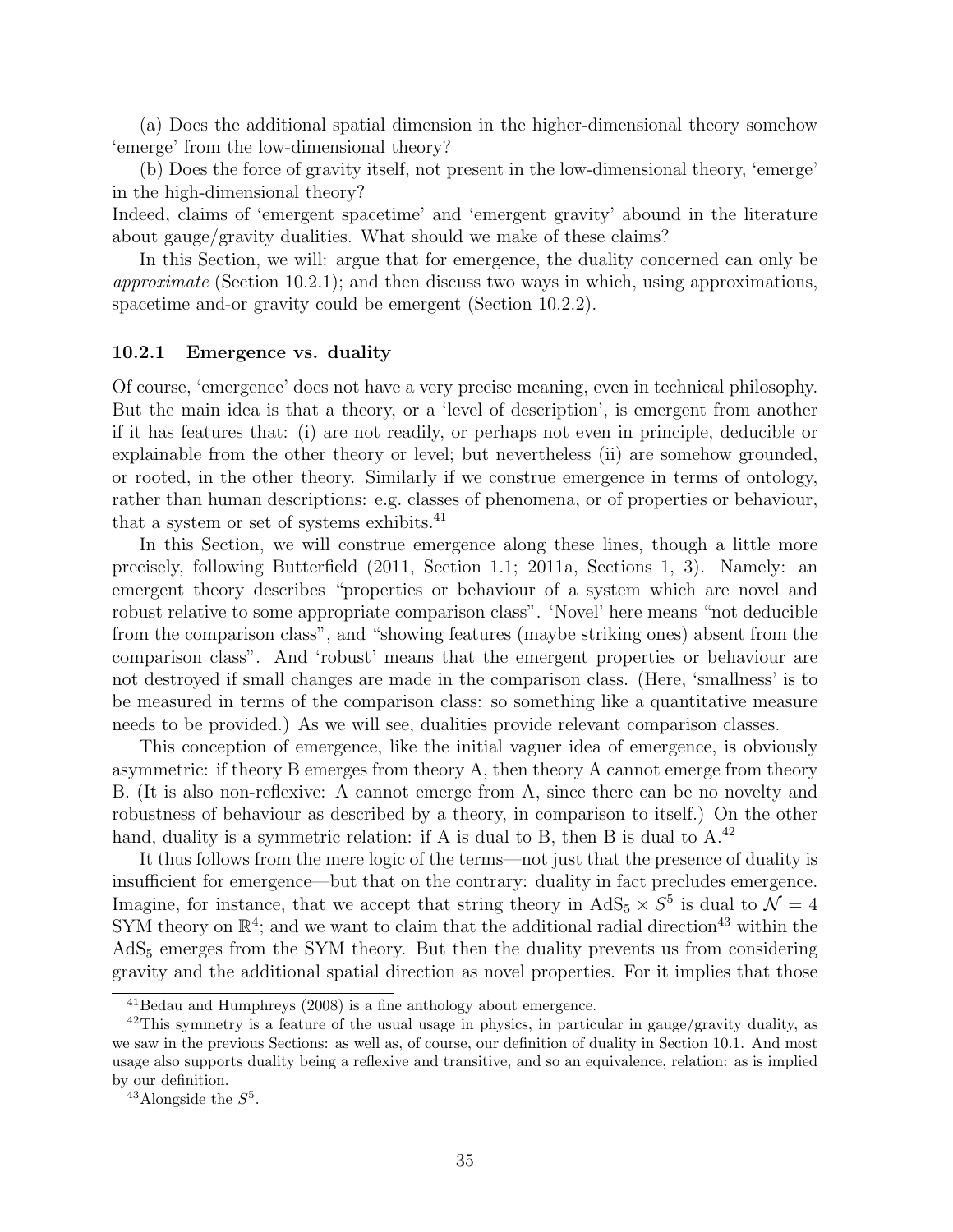(a) Does the additional spatial dimension in the higher-dimensional theory somehow 'emerge' from the low-dimensional theory?

(b) Does the force of gravity itself, not present in the low-dimensional theory, 'emerge' in the high-dimensional theory?

Indeed, claims of 'emergent spacetime' and 'emergent gravity' abound in the literature about gauge/gravity dualities. What should we make of these claims?

In this Section, we will: argue that for emergence, the duality concerned can only be *approximate* (Section 10.2.1); and then discuss two ways in which, using approximations, spacetime and-or gravity could be emergent (Section 10.2.2).

### 10.2.1 Emergence vs. duality

Of course, 'emergence' does not have a very precise meaning, even in technical philosophy. But the main idea is that a theory, or a 'level of description', is emergent from another if it has features that: (i) are not readily, or perhaps not even in principle, deducible or explainable from the other theory or level; but nevertheless (ii) are somehow grounded, or rooted, in the other theory. Similarly if we construe emergence in terms of ontology, rather than human descriptions: e.g. classes of phenomena, or of properties or behaviour, that a system or set of systems exhibits.[41]

In this Section, we will construe emergence along these lines, though a little more precisely, following Butterfield (2011, Section 1.1; 2011a, Sections 1, 3). Namely: an emergent theory describes "properties or behaviour of a system which are novel and robust relative to some appropriate comparison class". 'Novel' here means "not deducible from the comparison class", and "showing features (maybe striking ones) absent from the comparison class". And 'robust' means that the emergent properties or behaviour are not destroyed if small changes are made in the comparison class. (Here, 'smallness' is to be measured in terms of the comparison class: so something like a quantitative measure needs to be provided.) As we will see, dualities provide relevant comparison classes.

This conception of emergence, like the initial vaguer idea of emergence, is obviously asymmetric: if theory B emerges from theory A, then theory A cannot emerge from theory B. (It is also non-reflexive: A cannot emerge from A, since there can be no novelty and robustness of behaviour as described by a theory, in comparison to itself.) On the other hand, duality is a symmetric relation: if A is dual to B, then B is dual to A.[42]

It thus follows from the mere logic of the terms—not just that the presence of duality is insufficient for emergence—but that on the contrary: duality in fact precludes emergence. Imagine, for instance, that we accept that string theory in $\text{AdS}_5 \times S^5$ is dual to $\mathcal{N} = 4$ SYM theory on $\mathbb{R}^4$; and we want to claim that the additional radial direction[43] within the $\text{AdS}_5$ emerges from the SYM theory. But then the duality prevents us from considering gravity and the additional spatial direction as novel properties. For it implies that those

[41] Bedau and Humphreys (2008) is a fine anthology about emergence.

[42] This symmetry is a feature of the usual usage in physics, in particular in gauge/gravity duality, as we saw in the previous Sections: as well as, of course, our definition of duality in Section 10.1. And most usage also supports duality being a reflexive and transitive, and so an equivalence, relation: as is implied by our definition.

[43] Alongside the $S^5$.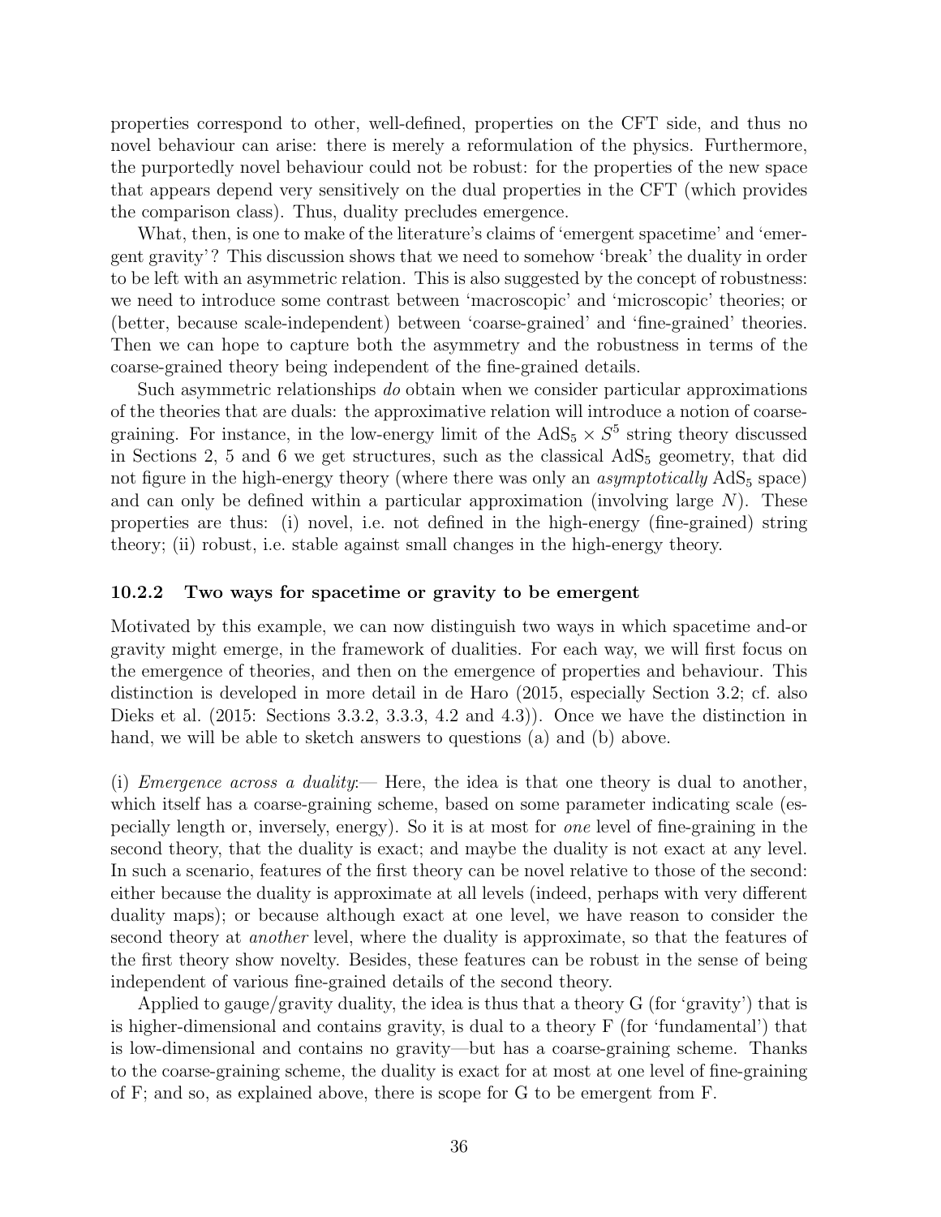properties correspond to other, well-defined, properties on the CFT side, and thus no novel behaviour can arise: there is merely a reformulation of the physics. Furthermore, the purportedly novel behaviour could not be robust: for the properties of the new space that appears depend very sensitively on the dual properties in the CFT (which provides the comparison class). Thus, duality precludes emergence.

What, then, is one to make of the literature's claims of 'emergent spacetime' and 'emergent gravity'? This discussion shows that we need to somehow 'break' the duality in order to be left with an asymmetric relation. This is also suggested by the concept of robustness: we need to introduce some contrast between 'macroscopic' and 'microscopic' theories; or (better, because scale-independent) between 'coarse-grained' and 'fine-grained' theories. Then we can hope to capture both the asymmetry and the robustness in terms of the coarse-grained theory being independent of the fine-grained details.

Such asymmetric relationships *do* obtain when we consider particular approximations of the theories that are duals: the approximative relation will introduce a notion of coarse-graining. For instance, in the low-energy limit of the $\text{AdS}_5 \times S^5$ string theory discussed in Sections 2, 5 and 6 we get structures, such as the classical $\text{AdS}_5$ geometry, that did not figure in the high-energy theory (where there was only an *asymptotically* $\text{AdS}_5$ space) and can only be defined within a particular approximation (involving large $N$). These properties are thus: (i) novel, i.e. not defined in the high-energy (fine-grained) string theory; (ii) robust, i.e. stable against small changes in the high-energy theory.

### 10.2.2 Two ways for spacetime or gravity to be emergent

Motivated by this example, we can now distinguish two ways in which spacetime and-or gravity might emerge, in the framework of dualities. For each way, we will first focus on the emergence of theories, and then on the emergence of properties and behaviour. This distinction is developed in more detail in de Haro (2015, especially Section 3.2; cf. also Dieks et al. (2015: Sections 3.3.2, 3.3.3, 4.2 and 4.3)). Once we have the distinction in hand, we will be able to sketch answers to questions (a) and (b) above.

(i) *Emergence across a duality*:— Here, the idea is that one theory is dual to another, which itself has a coarse-graining scheme, based on some parameter indicating scale (especially length or, inversely, energy). So it is at most for *one* level of fine-graining in the second theory, that the duality is exact; and maybe the duality is not exact at any level. In such a scenario, features of the first theory can be novel relative to those of the second: either because the duality is approximate at all levels (indeed, perhaps with very different duality maps); or because although exact at one level, we have reason to consider the second theory at *another* level, where the duality is approximate, so that the features of the first theory show novelty. Besides, these features can be robust in the sense of being independent of various fine-grained details of the second theory.

Applied to gauge/gravity duality, the idea is thus that a theory G (for 'gravity') that is is higher-dimensional and contains gravity, is dual to a theory F (for 'fundamental') that is low-dimensional and contains no gravity—but has a coarse-graining scheme. Thanks to the coarse-graining scheme, the duality is exact for at most at one level of fine-graining of F; and so, as explained above, there is scope for G to be emergent from F.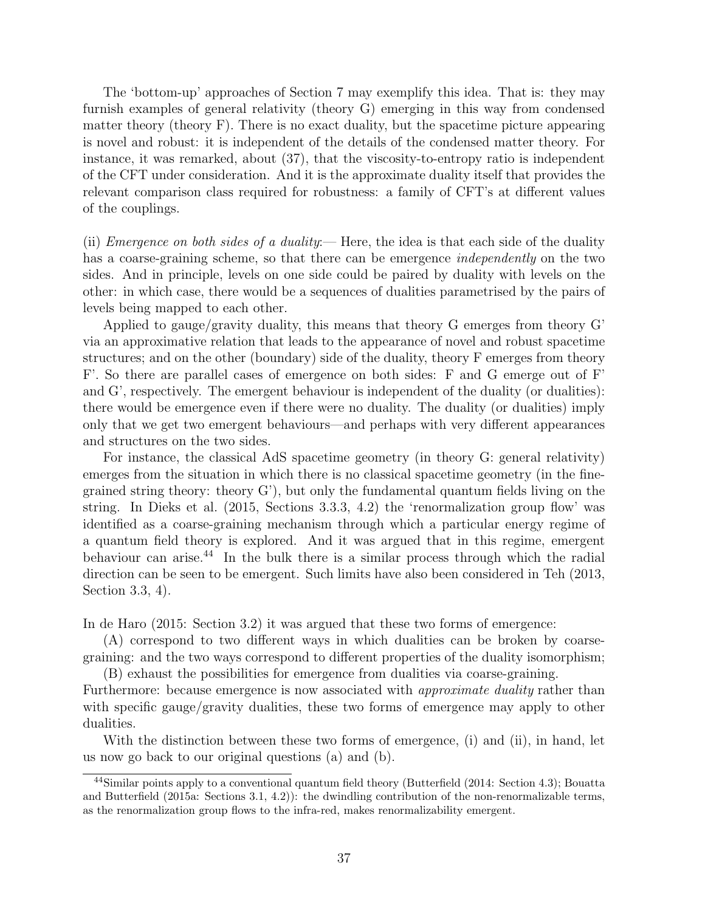The 'bottom-up' approaches of Section 7 may exemplify this idea. That is: they may furnish examples of general relativity (theory G) emerging in this way from condensed matter theory (theory F). There is no exact duality, but the spacetime picture appearing is novel and robust: it is independent of the details of the condensed matter theory. For instance, it was remarked, about (37), that the viscosity-to-entropy ratio is independent of the CFT under consideration. And it is the approximate duality itself that provides the relevant comparison class required for robustness: a family of CFT's at different values of the couplings.

(ii) *Emergence on both sides of a duality*:— Here, the idea is that each side of the duality has a coarse-graining scheme, so that there can be emergence *independently* on the two sides. And in principle, levels on one side could be paired by duality with levels on the other: in which case, there would be a sequences of dualities parametrised by the pairs of levels being mapped to each other.

Applied to gauge/gravity duality, this means that theory G emerges from theory G' via an approximative relation that leads to the appearance of novel and robust spacetime structures; and on the other (boundary) side of the duality, theory F emerges from theory F'. So there are parallel cases of emergence on both sides: F and G emerge out of F' and G', respectively. The emergent behaviour is independent of the duality (or dualities): there would be emergence even if there were no duality. The duality (or dualities) imply only that we get two emergent behaviours—and perhaps with very different appearances and structures on the two sides.

For instance, the classical AdS spacetime geometry (in theory G: general relativity) emerges from the situation in which there is no classical spacetime geometry (in the fine-grained string theory: theory G'), but only the fundamental quantum fields living on the string. In Dieks et al. (2015, Sections 3.3.3, 4.2) the 'renormalization group flow' was identified as a coarse-graining mechanism through which a particular energy regime of a quantum field theory is explored. And it was argued that in this regime, emergent behaviour can arise.[44] In the bulk there is a similar process through which the radial direction can be seen to be emergent. Such limits have also been considered in Teh (2013, Section 3.3, 4).

In de Haro (2015: Section 3.2) it was argued that these two forms of emergence:

(A) correspond to two different ways in which dualities can be broken by coarse-graining: and the two ways correspond to different properties of the duality isomorphism;

(B) exhaust the possibilities for emergence from dualities via coarse-graining.

Furthermore: because emergence is now associated with *approximate duality* rather than with specific gauge/gravity dualities, these two forms of emergence may apply to other dualities.

With the distinction between these two forms of emergence, (i) and (ii), in hand, let us now go back to our original questions (a) and (b).

[44] Similar points apply to a conventional quantum field theory (Butterfield (2014: Section 4.3); Bouatta and Butterfield (2015a: Sections 3.1, 4.2)): the dwindling contribution of the non-renormalizable terms, as the renormalization group flows to the infra-red, makes renormalizability emergent.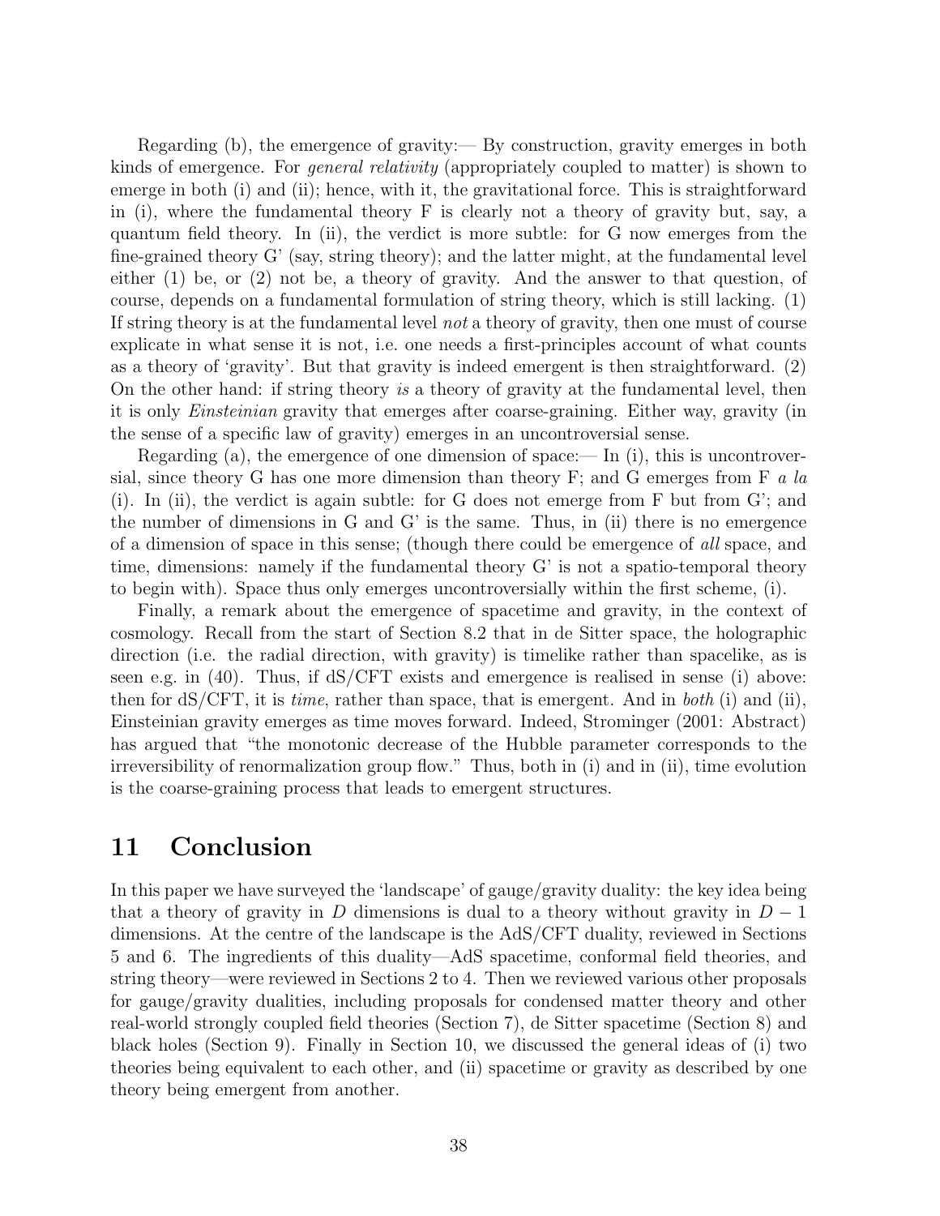Regarding (b), the emergence of gravity:— By construction, gravity emerges in both kinds of emergence. For *general relativity* (appropriately coupled to matter) is shown to emerge in both (i) and (ii); hence, with it, the gravitational force. This is straightforward in (i), where the fundamental theory F is clearly not a theory of gravity but, say, a quantum field theory. In (ii), the verdict is more subtle: for G now emerges from the fine-grained theory G' (say, string theory); and the latter might, at the fundamental level either (1) be, or (2) not be, a theory of gravity. And the answer to that question, of course, depends on a fundamental formulation of string theory, which is still lacking. (1) If string theory is at the fundamental level *not* a theory of gravity, then one must of course explicate in what sense it is not, i.e. one needs a first-principles account of what counts as a theory of 'gravity'. But that gravity is indeed emergent is then straightforward. (2) On the other hand: if string theory *is* a theory of gravity at the fundamental level, then it is only *Einsteinian* gravity that emerges after coarse-graining. Either way, gravity (in the sense of a specific law of gravity) emerges in an uncontroversial sense.

Regarding (a), the emergence of one dimension of space:— In (i), this is uncontroversial, since theory G has one more dimension than theory F; and G emerges from F *a la* (i). In (ii), the verdict is again subtle: for G does not emerge from F but from G'; and the number of dimensions in G and G' is the same. Thus, in (ii) there is no emergence of a dimension of space in this sense; (though there could be emergence of *all* space, and time, dimensions: namely if the fundamental theory G' is not a spatio-temporal theory to begin with). Space thus only emerges uncontroversially within the first scheme, (i).

Finally, a remark about the emergence of spacetime and gravity, in the context of cosmology. Recall from the start of Section 8.2 that in de Sitter space, the holographic direction (i.e. the radial direction, with gravity) is timelike rather than spacelike, as is seen e.g. in (40). Thus, if dS/CFT exists and emergence is realised in sense (i) above: then for dS/CFT, it is *time*, rather than space, that is emergent. And in *both* (i) and (ii), Einsteinian gravity emerges as time moves forward. Indeed, Strominger (2001: Abstract) has argued that "the monotonic decrease of the Hubble parameter corresponds to the irreversibility of renormalization group flow." Thus, both in (i) and in (ii), time evolution is the coarse-graining process that leads to emergent structures.

# 11 Conclusion

In this paper we have surveyed the 'landscape' of gauge/gravity duality: the key idea being that a theory of gravity in $D$ dimensions is dual to a theory without gravity in $D-1$ dimensions. At the centre of the landscape is the AdS/CFT duality, reviewed in Sections 5 and 6. The ingredients of this duality—AdS spacetime, conformal field theories, and string theory—were reviewed in Sections 2 to 4. Then we reviewed various other proposals for gauge/gravity dualities, including proposals for condensed matter theory and other real-world strongly coupled field theories (Section 7), de Sitter spacetime (Section 8) and black holes (Section 9). Finally in Section 10, we discussed the general ideas of (i) two theories being equivalent to each other, and (ii) spacetime or gravity as described by one theory being emergent from another.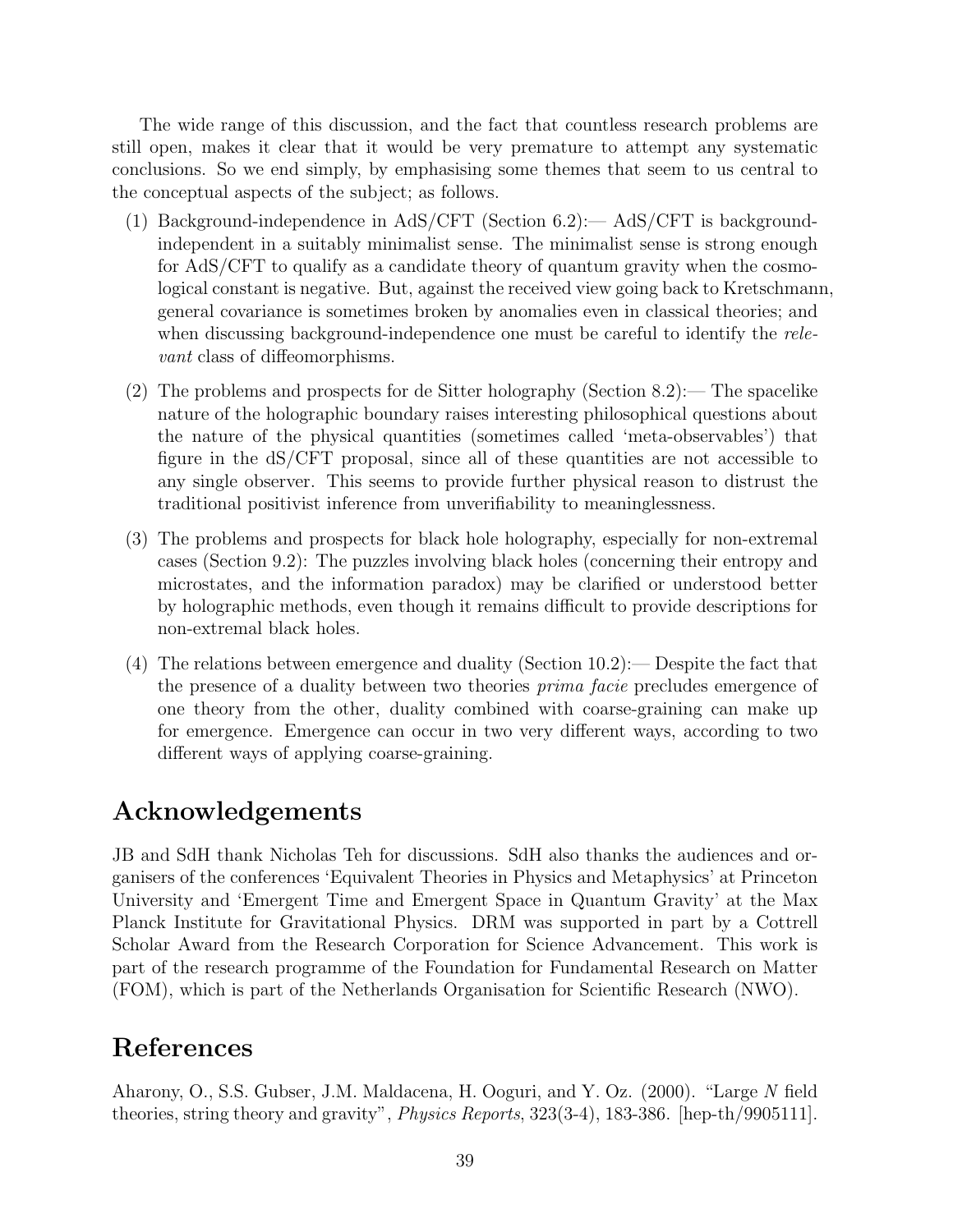The wide range of this discussion, and the fact that countless research problems are still open, makes it clear that it would be very premature to attempt any systematic conclusions. So we end simply, by emphasising some themes that seem to us central to the conceptual aspects of the subject; as follows.

(1) Background-independence in AdS/CFT (Section 6.2):— AdS/CFT is background-independent in a suitably minimalist sense. The minimalist sense is strong enough for AdS/CFT to qualify as a candidate theory of quantum gravity when the cosmological constant is negative. But, against the received view going back to Kretschmann, general covariance is sometimes broken by anomalies even in classical theories; and when discussing background-independence one must be careful to identify the *relevant* class of diffeomorphisms.

(2) The problems and prospects for de Sitter holography (Section 8.2):— The spacelike nature of the holographic boundary raises interesting philosophical questions about the nature of the physical quantities (sometimes called 'meta-observables') that figure in the dS/CFT proposal, since all of these quantities are not accessible to any single observer. This seems to provide further physical reason to distrust the traditional positivist inference from unverifiability to meaninglessness.

(3) The problems and prospects for black hole holography, especially for non-extremal cases (Section 9.2): The puzzles involving black holes (concerning their entropy and microstates, and the information paradox) may be clarified or understood better by holographic methods, even though it remains difficult to provide descriptions for non-extremal black holes.

(4) The relations between emergence and duality (Section 10.2):— Despite the fact that the presence of a duality between two theories *prima facie* precludes emergence of one theory from the other, duality combined with coarse-graining can make up for emergence. Emergence can occur in two very different ways, according to two different ways of applying coarse-graining.

## Acknowledgements

JB and SdH thank Nicholas Teh for discussions. SdH also thanks the audiences and organisers of the conferences 'Equivalent Theories in Physics and Metaphysics' at Princeton University and 'Emergent Time and Emergent Space in Quantum Gravity' at the Max Planck Institute for Gravitational Physics. DRM was supported in part by a Cottrell Scholar Award from the Research Corporation for Science Advancement. This work is part of the research programme of the Foundation for Fundamental Research on Matter (FOM), which is part of the Netherlands Organisation for Scientific Research (NWO).

## References

Aharony, O., S.S. Gubser, J.M. Maldacena, H. Ooguri, and Y. Oz. (2000). "Large $N$ field theories, string theory and gravity", *Physics Reports*, 323(3-4), 183-386. [hep-th/9905111].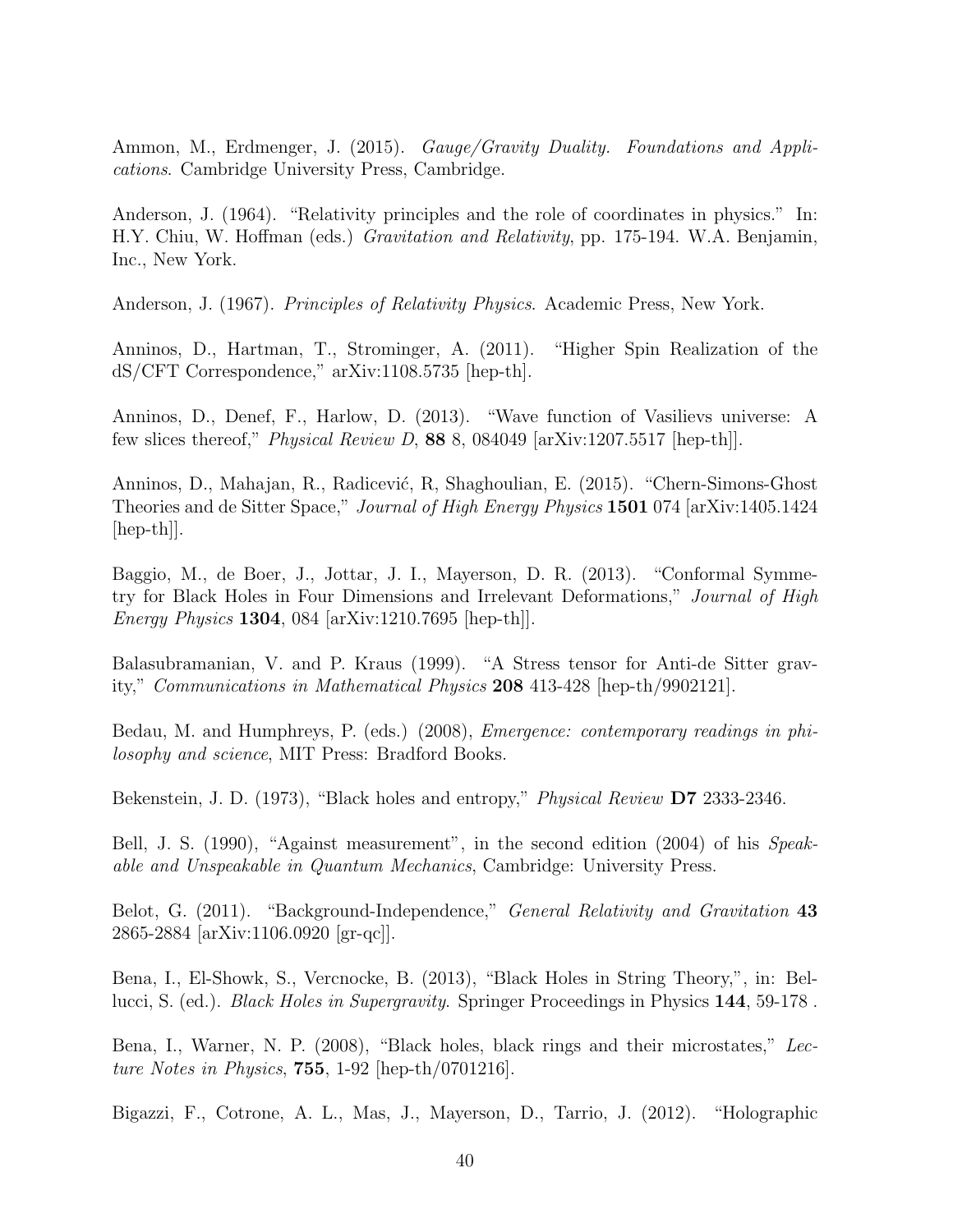Ammon, M., Erdmenger, J. (2015). *Gauge/Gravity Duality. Foundations and Applications*. Cambridge University Press, Cambridge.

Anderson, J. (1964). "Relativity principles and the role of coordinates in physics." In: H.Y. Chiu, W. Hoffman (eds.) *Gravitation and Relativity*, pp. 175-194. W.A. Benjamin, Inc., New York.

Anderson, J. (1967). *Principles of Relativity Physics*. Academic Press, New York.

Anninos, D., Hartman, T., Strominger, A. (2011). "Higher Spin Realization of the dS/CFT Correspondence," arXiv:1108.5735 [hep-th].

Anninos, D., Denef, F., Harlow, D. (2013). "Wave function of Vasilievs universe: A few slices thereof," *Physical Review D*, **88** 8, 084049 [arXiv:1207.5517 [hep-th]].

Anninos, D., Mahajan, R., Radicević, R, Shaghoulian, E. (2015). "Chern-Simons-Ghost Theories and de Sitter Space," *Journal of High Energy Physics* **1501** 074 [arXiv:1405.1424 [hep-th]].

Baggio, M., de Boer, J., Jottar, J. I., Mayerson, D. R. (2013). "Conformal Symmetry for Black Holes in Four Dimensions and Irrelevant Deformations," *Journal of High Energy Physics* **1304**, 084 [arXiv:1210.7695 [hep-th]].

Balasubramanian, V. and P. Kraus (1999). "A Stress tensor for Anti-de Sitter gravity," *Communications in Mathematical Physics* **208** 413-428 [hep-th/9902121].

Bedau, M. and Humphreys, P. (eds.) (2008), *Emergence: contemporary readings in philosophy and science*, MIT Press: Bradford Books.

Bekenstein, J. D. (1973), "Black holes and entropy," *Physical Review* **D7** 2333-2346.

Bell, J. S. (1990), "Against measurement", in the second edition (2004) of his *Speakable and Unspeakable in Quantum Mechanics*, Cambridge: University Press.

Belot, G. (2011). "Background-Independence," *General Relativity and Gravitation* **43** 2865-2884 [arXiv:1106.0920 [gr-qc]].

Bena, I., El-Showk, S., Vercnocke, B. (2013), "Black Holes in String Theory,", in: Bellucci, S. (ed.). *Black Holes in Supergravity*. Springer Proceedings in Physics **144**, 59-178 .

Bena, I., Warner, N. P. (2008), "Black holes, black rings and their microstates," *Lecture Notes in Physics*, **755**, 1-92 [hep-th/0701216].

Bigazzi, F., Cotrone, A. L., Mas, J., Mayerson, D., Tarrio, J. (2012). "Holographic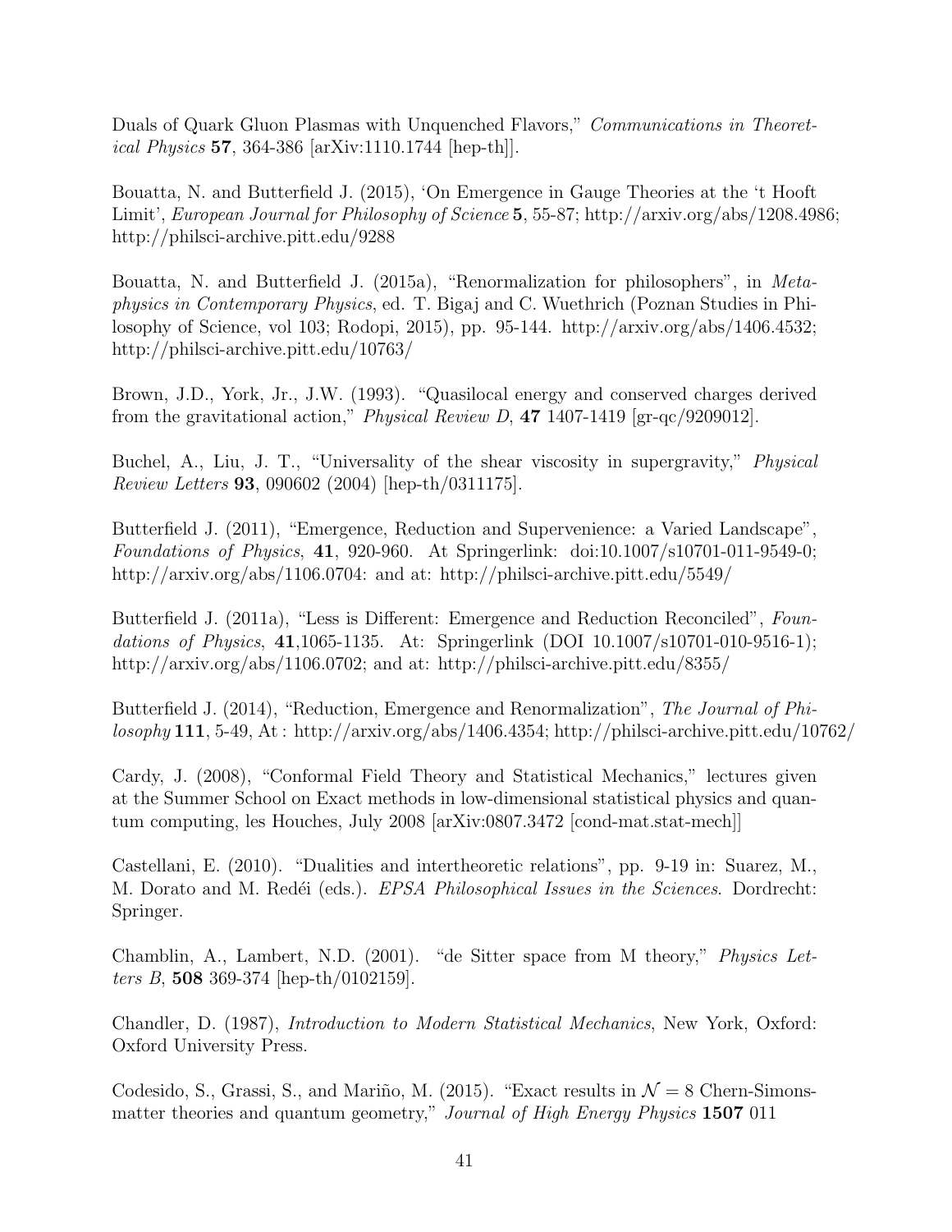Duals of Quark Gluon Plasmas with Unquenched Flavors," *Communications in Theoretical Physics* **57**, 364-386 [arXiv:1110.1744 [hep-th]].

Bouatta, N. and Butterfield J. (2015), 'On Emergence in Gauge Theories at the 't Hooft Limit', *European Journal for Philosophy of Science* **5**, 55-87; http://arxiv.org/abs/1208.4986; http://philsci-archive.pitt.edu/9288

Bouatta, N. and Butterfield J. (2015a), "Renormalization for philosophers", in *Metaphysics in Contemporary Physics*, ed. T. Bigaj and C. Wuethrich (Poznan Studies in Philosophy of Science, vol 103; Rodopi, 2015), pp. 95-144. http://arxiv.org/abs/1406.4532; http://philsci-archive.pitt.edu/10763/

Brown, J.D., York, Jr., J.W. (1993). "Quasilocal energy and conserved charges derived from the gravitational action," *Physical Review D*, **47** 1407-1419 [gr-qc/9209012].

Buchel, A., Liu, J. T., "Universality of the shear viscosity in supergravity," *Physical Review Letters* **93**, 090602 (2004) [hep-th/0311175].

Butterfield J. (2011), "Emergence, Reduction and Supervenience: a Varied Landscape", *Foundations of Physics*, **41**, 920-960. At Springerlink: doi:10.1007/s10701-011-9549-0; http://arxiv.org/abs/1106.0704: and at: http://philsci-archive.pitt.edu/5549/

Butterfield J. (2011a), "Less is Different: Emergence and Reduction Reconciled", *Foundations of Physics*, **41**,1065-1135. At: Springerlink (DOI 10.1007/s10701-010-9516-1); http://arxiv.org/abs/1106.0702; and at: http://philsci-archive.pitt.edu/8355/

Butterfield J. (2014), "Reduction, Emergence and Renormalization", *The Journal of Philosophy* **111**, 5-49, At : http://arxiv.org/abs/1406.4354; http://philsci-archive.pitt.edu/10762/

Cardy, J. (2008), "Conformal Field Theory and Statistical Mechanics," lectures given at the Summer School on Exact methods in low-dimensional statistical physics and quantum computing, les Houches, July 2008 [arXiv:0807.3472 [cond-mat.stat-mech]]

Castellani, E. (2010). "Dualities and intertheoretic relations", pp. 9-19 in: Suarez, M., M. Dorato and M. Redéi (eds.). *EPSA Philosophical Issues in the Sciences*. Dordrecht: Springer.

Chamblin, A., Lambert, N.D. (2001). "de Sitter space from M theory," *Physics Letters B*, **508** 369-374 [hep-th/0102159].

Chandler, D. (1987), *Introduction to Modern Statistical Mechanics*, New York, Oxford: Oxford University Press.

Codesido, S., Grassi, S., and Mariño, M. (2015). "Exact results in $\mathcal{N} = 8$ Chern-Simons-matter theories and quantum geometry," *Journal of High Energy Physics* **1507** 011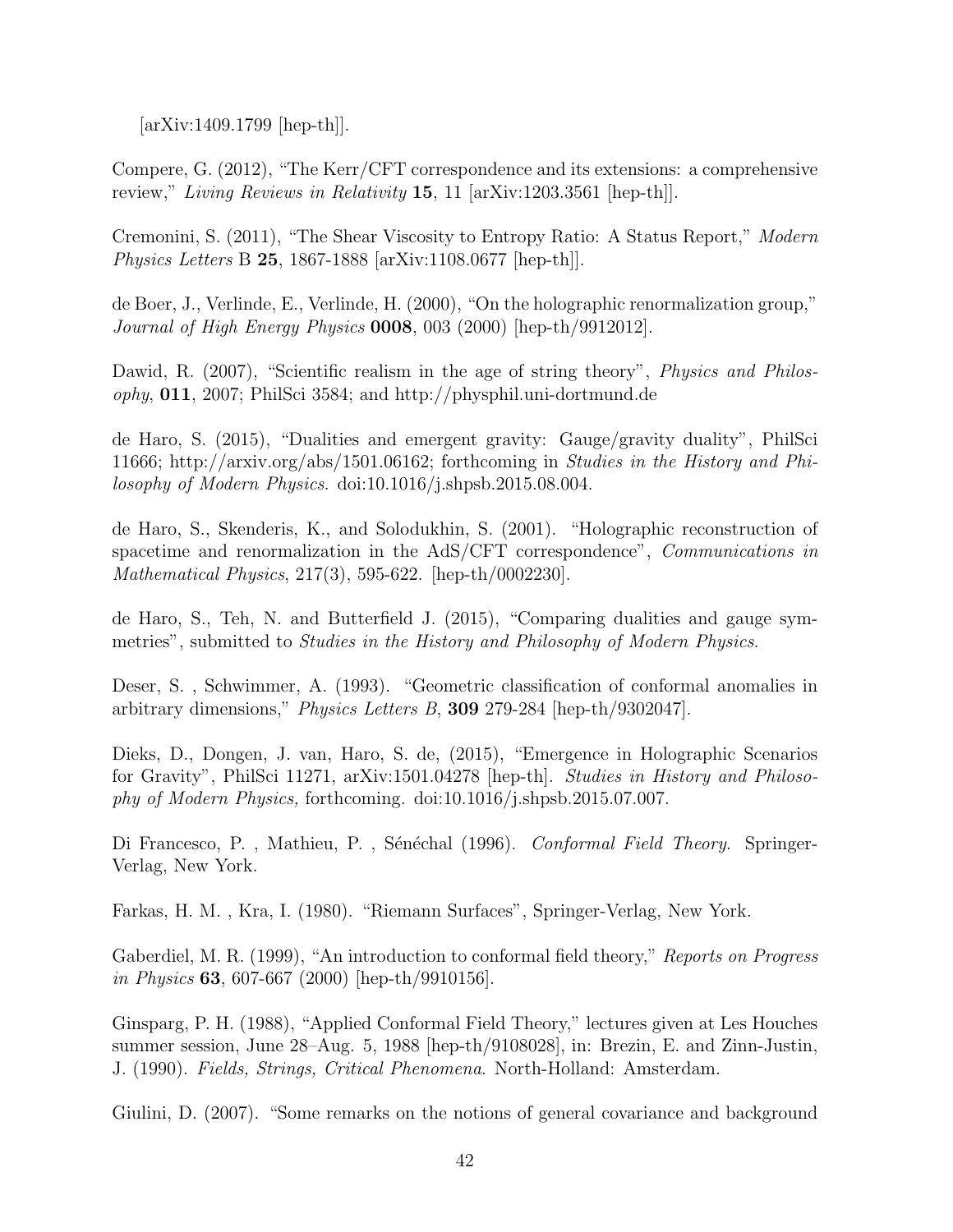[arXiv:1409.1799 [hep-th]].

Compere, G. (2012), "The Kerr/CFT correspondence and its extensions: a comprehensive review," *Living Reviews in Relativity* **15**, 11 [arXiv:1203.3561 [hep-th]].

Cremonini, S. (2011), "The Shear Viscosity to Entropy Ratio: A Status Report," *Modern Physics Letters* B **25**, 1867-1888 [arXiv:1108.0677 [hep-th]].

de Boer, J., Verlinde, E., Verlinde, H. (2000), "On the holographic renormalization group," *Journal of High Energy Physics* **0008**, 003 (2000) [hep-th/9912012].

Dawid, R. (2007), "Scientific realism in the age of string theory", *Physics and Philosophy*, **011**, 2007; PhilSci 3584; and http://physphil.uni-dortmund.de

de Haro, S. (2015), "Dualities and emergent gravity: Gauge/gravity duality", PhilSci 11666; http://arxiv.org/abs/1501.06162; forthcoming in *Studies in the History and Philosophy of Modern Physics*. doi:10.1016/j.shpsb.2015.08.004.

de Haro, S., Skenderis, K., and Solodukhin, S. (2001). "Holographic reconstruction of spacetime and renormalization in the AdS/CFT correspondence", *Communications in Mathematical Physics*, 217(3), 595-622. [hep-th/0002230].

de Haro, S., Teh, N. and Butterfield J. (2015), "Comparing dualities and gauge symmetries", submitted to *Studies in the History and Philosophy of Modern Physics*.

Deser, S. , Schwimmer, A. (1993). "Geometric classification of conformal anomalies in arbitrary dimensions," *Physics Letters B*, **309** 279-284 [hep-th/9302047].

Dieks, D., Dongen, J. van, Haro, S. de, (2015), "Emergence in Holographic Scenarios for Gravity", PhilSci 11271, arXiv:1501.04278 [hep-th]. *Studies in History and Philosophy of Modern Physics,* forthcoming. doi:10.1016/j.shpsb.2015.07.007.

Di Francesco, P. , Mathieu, P. , Sénéchal (1996). *Conformal Field Theory*. Springer-Verlag, New York.

Farkas, H. M. , Kra, I. (1980). "Riemann Surfaces", Springer-Verlag, New York.

Gaberdiel, M. R. (1999), "An introduction to conformal field theory," *Reports on Progress in Physics* **63**, 607-667 (2000) [hep-th/9910156].

Ginsparg, P. H. (1988), "Applied Conformal Field Theory," lectures given at Les Houches summer session, June 28–Aug. 5, 1988 [hep-th/9108028], in: Brezin, E. and Zinn-Justin, J. (1990). *Fields, Strings, Critical Phenomena*. North-Holland: Amsterdam.

Giulini, D. (2007). "Some remarks on the notions of general covariance and background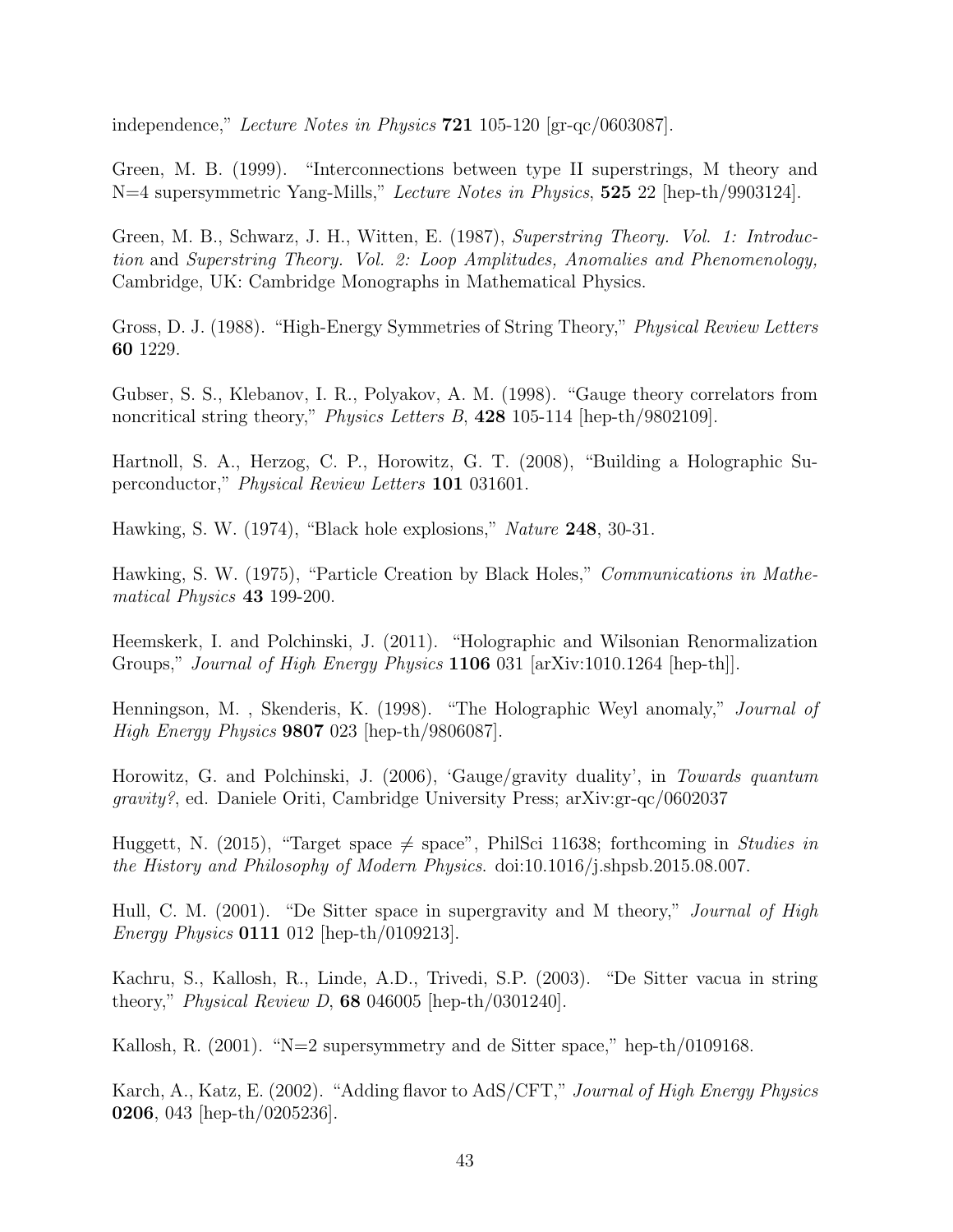independence," *Lecture Notes in Physics* **721** 105-120 [gr-qc/0603087].

Green, M. B. (1999). "Interconnections between type II superstrings, M theory and N=4 supersymmetric Yang-Mills," *Lecture Notes in Physics*, **525** 22 [hep-th/9903124].

Green, M. B., Schwarz, J. H., Witten, E. (1987), *Superstring Theory. Vol. 1: Introduction* and *Superstring Theory. Vol. 2: Loop Amplitudes, Anomalies and Phenomenology,* Cambridge, UK: Cambridge Monographs in Mathematical Physics.

Gross, D. J. (1988). "High-Energy Symmetries of String Theory," *Physical Review Letters* **60** 1229.

Gubser, S. S., Klebanov, I. R., Polyakov, A. M. (1998). "Gauge theory correlators from noncritical string theory," *Physics Letters B*, **428** 105-114 [hep-th/9802109].

Hartnoll, S. A., Herzog, C. P., Horowitz, G. T. (2008), "Building a Holographic Superconductor," *Physical Review Letters* **101** 031601.

Hawking, S. W. (1974), "Black hole explosions," *Nature* **248**, 30-31.

Hawking, S. W. (1975), "Particle Creation by Black Holes," *Communications in Mathematical Physics* **43** 199-200.

Heemskerk, I. and Polchinski, J. (2011). "Holographic and Wilsonian Renormalization Groups," *Journal of High Energy Physics* **1106** 031 [arXiv:1010.1264 [hep-th]].

Henningson, M. , Skenderis, K. (1998). "The Holographic Weyl anomaly," *Journal of High Energy Physics* **9807** 023 [hep-th/9806087].

Horowitz, G. and Polchinski, J. (2006), 'Gauge/gravity duality', in *Towards quantum gravity?*, ed. Daniele Oriti, Cambridge University Press; arXiv:gr-qc/0602037

Huggett, N. (2015), "Target space $\neq$ space", PhilSci 11638; forthcoming in *Studies in the History and Philosophy of Modern Physics.* doi:10.1016/j.shpsb.2015.08.007.

Hull, C. M. (2001). "De Sitter space in supergravity and M theory," *Journal of High Energy Physics* **0111** 012 [hep-th/0109213].

Kachru, S., Kallosh, R., Linde, A.D., Trivedi, S.P. (2003). "De Sitter vacua in string theory," *Physical Review D*, **68** 046005 [hep-th/0301240].

Kallosh, R. (2001). "N=2 supersymmetry and de Sitter space," hep-th/0109168.

Karch, A., Katz, E. (2002). "Adding flavor to AdS/CFT," *Journal of High Energy Physics* **0206**, 043 [hep-th/0205236].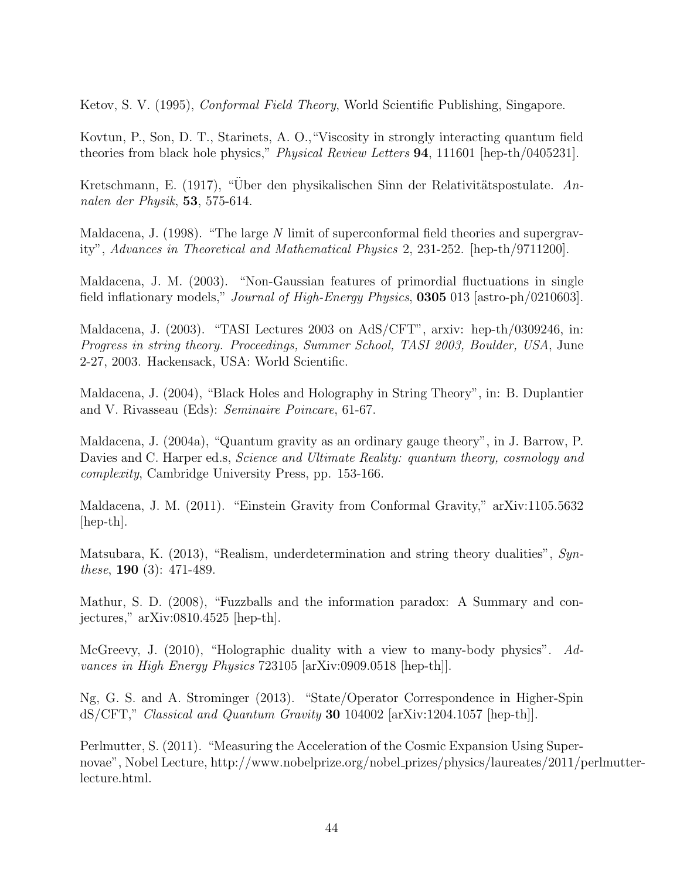Ketov, S. V. (1995), *Conformal Field Theory*, World Scientific Publishing, Singapore.

Kovtun, P., Son, D. T., Starinets, A. O.,"Viscosity in strongly interacting quantum field theories from black hole physics," *Physical Review Letters* **94**, 111601 [hep-th/0405231].

Kretschmann, E. (1917), "Über den physikalischen Sinn der Relativitätspostulate. *Annalen der Physik*, **53**, 575-614.

Maldacena, J. (1998). "The large $N$ limit of superconformal field theories and supergravity", *Advances in Theoretical and Mathematical Physics* 2, 231-252. [hep-th/9711200].

Maldacena, J. M. (2003). "Non-Gaussian features of primordial fluctuations in single field inflationary models," *Journal of High-Energy Physics*, **0305** 013 [astro-ph/0210603].

Maldacena, J. (2003). "TASI Lectures 2003 on AdS/CFT", arxiv: hep-th/0309246, in: *Progress in string theory. Proceedings, Summer School, TASI 2003, Boulder, USA*, June 2-27, 2003. Hackensack, USA: World Scientific.

Maldacena, J. (2004), "Black Holes and Holography in String Theory", in: B. Duplantier and V. Rivasseau (Eds): *Seminaire Poincare*, 61-67.

Maldacena, J. (2004a), "Quantum gravity as an ordinary gauge theory", in J. Barrow, P. Davies and C. Harper ed.s, *Science and Ultimate Reality: quantum theory, cosmology and complexity*, Cambridge University Press, pp. 153-166.

Maldacena, J. M. (2011). "Einstein Gravity from Conformal Gravity," arXiv:1105.5632 [hep-th].

Matsubara, K. (2013), "Realism, underdetermination and string theory dualities", *Synthese*, **190** (3): 471-489.

Mathur, S. D. (2008), "Fuzzballs and the information paradox: A Summary and conjectures," arXiv:0810.4525 [hep-th].

McGreevy, J. (2010), "Holographic duality with a view to many-body physics". *Advances in High Energy Physics* 723105 [arXiv:0909.0518 [hep-th]].

Ng, G. S. and A. Strominger (2013). "State/Operator Correspondence in Higher-Spin dS/CFT," *Classical and Quantum Gravity* **30** 104002 [arXiv:1204.1057 [hep-th]].

Perlmutter, S. (2011). "Measuring the Acceleration of the Cosmic Expansion Using Supernovae", Nobel Lecture, http://www.nobelprize.org/nobel_prizes/physics/laureates/2011/perlmutter-lecture.html.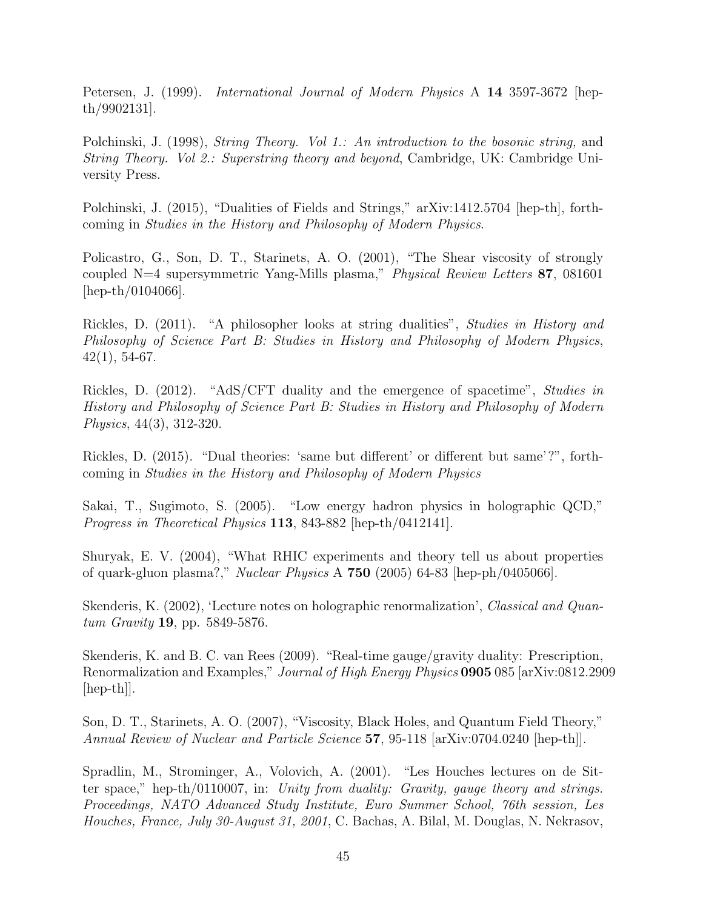Petersen, J. (1999). *International Journal of Modern Physics* A **14** 3597-3672 [hep-th/9902131].

Polchinski, J. (1998), *String Theory. Vol 1.: An introduction to the bosonic string,* and *String Theory. Vol 2.: Superstring theory and beyond*, Cambridge, UK: Cambridge University Press.

Polchinski, J. (2015), "Dualities of Fields and Strings," arXiv:1412.5704 [hep-th], forthcoming in *Studies in the History and Philosophy of Modern Physics*.

Policastro, G., Son, D. T., Starinets, A. O. (2001), "The Shear viscosity of strongly coupled N=4 supersymmetric Yang-Mills plasma," *Physical Review Letters* **87**, 081601 [hep-th/0104066].

Rickles, D. (2011). "A philosopher looks at string dualities", *Studies in History and Philosophy of Science Part B: Studies in History and Philosophy of Modern Physics*, 42(1), 54-67.

Rickles, D. (2012). "AdS/CFT duality and the emergence of spacetime", *Studies in History and Philosophy of Science Part B: Studies in History and Philosophy of Modern Physics*, 44(3), 312-320.

Rickles, D. (2015). "Dual theories: 'same but different' or different but same'?", forthcoming in *Studies in the History and Philosophy of Modern Physics*

Sakai, T., Sugimoto, S. (2005). "Low energy hadron physics in holographic QCD," *Progress in Theoretical Physics* **113**, 843-882 [hep-th/0412141].

Shuryak, E. V. (2004), "What RHIC experiments and theory tell us about properties of quark-gluon plasma?," *Nuclear Physics* A **750** (2005) 64-83 [hep-ph/0405066].

Skenderis, K. (2002), 'Lecture notes on holographic renormalization', *Classical and Quantum Gravity* **19**, pp. 5849-5876.

Skenderis, K. and B. C. van Rees (2009). "Real-time gauge/gravity duality: Prescription, Renormalization and Examples," *Journal of High Energy Physics* **0905** 085 [arXiv:0812.2909 [hep-th]].

Son, D. T., Starinets, A. O. (2007), "Viscosity, Black Holes, and Quantum Field Theory," *Annual Review of Nuclear and Particle Science* **57**, 95-118 [arXiv:0704.0240 [hep-th]].

Spradlin, M., Strominger, A., Volovich, A. (2001). "Les Houches lectures on de Sitter space," hep-th/0110007, in: *Unity from duality: Gravity, gauge theory and strings. Proceedings, NATO Advanced Study Institute, Euro Summer School, 76th session, Les Houches, France, July 30-August 31, 2001*, C. Bachas, A. Bilal, M. Douglas, N. Nekrasov,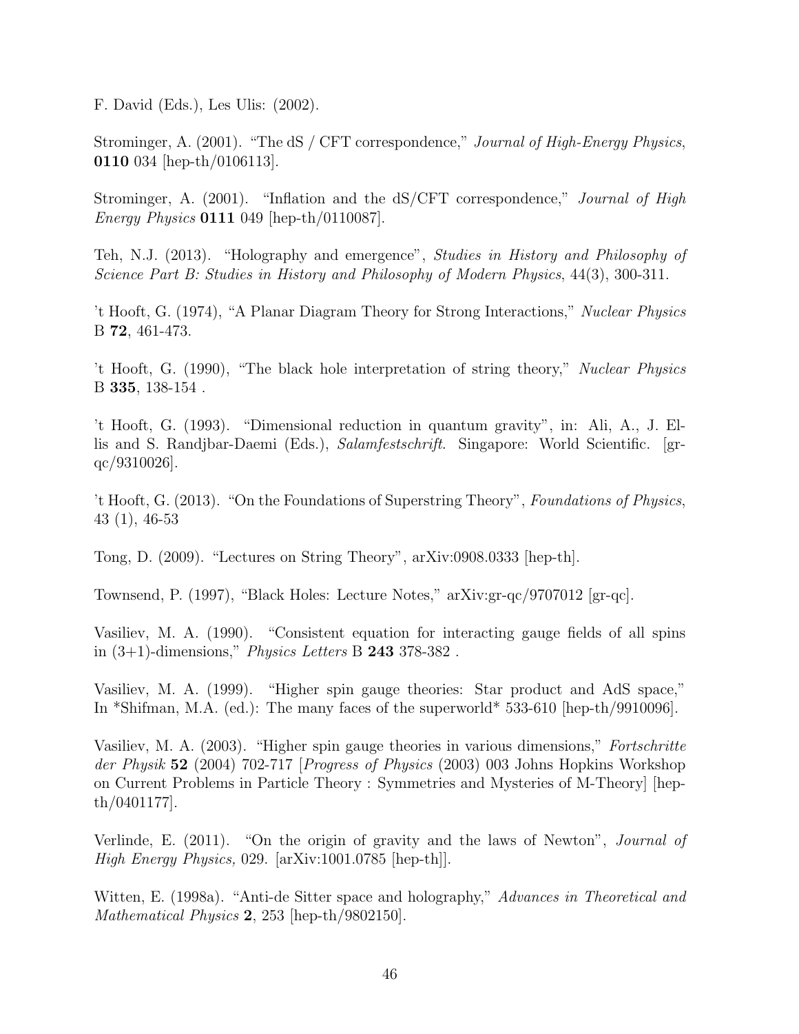F. David (Eds.), Les Ulis: (2002).

Strominger, A. (2001). "The dS / CFT correspondence," *Journal of High-Energy Physics*, **0110** 034 [hep-th/0106113].

Strominger, A. (2001). "Inflation and the dS/CFT correspondence," *Journal of High Energy Physics* **0111** 049 [hep-th/0110087].

Teh, N.J. (2013). "Holography and emergence", *Studies in History and Philosophy of Science Part B: Studies in History and Philosophy of Modern Physics*, 44(3), 300-311.

't Hooft, G. (1974), "A Planar Diagram Theory for Strong Interactions," *Nuclear Physics* B **72**, 461-473.

't Hooft, G. (1990), "The black hole interpretation of string theory," *Nuclear Physics* B **335**, 138-154 .

't Hooft, G. (1993). "Dimensional reduction in quantum gravity", in: Ali, A., J. Ellis and S. Randjbar-Daemi (Eds.), *Salamfestschrift*. Singapore: World Scientific. [gr-qc/9310026].

't Hooft, G. (2013). "On the Foundations of Superstring Theory", *Foundations of Physics*, 43 (1), 46-53

Tong, D. (2009). "Lectures on String Theory", arXiv:0908.0333 [hep-th].

Townsend, P. (1997), "Black Holes: Lecture Notes," arXiv:gr-qc/9707012 [gr-qc].

Vasiliev, M. A. (1990). "Consistent equation for interacting gauge fields of all spins in (3+1)-dimensions," *Physics Letters* B **243** 378-382 .

Vasiliev, M. A. (1999). "Higher spin gauge theories: Star product and AdS space," In *Shifman, M.A. (ed.): The many faces of the superworld* 533-610 [hep-th/9910096].

Vasiliev, M. A. (2003). "Higher spin gauge theories in various dimensions," *Fortschritte der Physik* **52** (2004) 702-717 [*Progress of Physics* (2003) 003 Johns Hopkins Workshop on Current Problems in Particle Theory : Symmetries and Mysteries of M-Theory] [hep-th/0401177].

Verlinde, E. (2011). "On the origin of gravity and the laws of Newton", *Journal of High Energy Physics,* 029. [arXiv:1001.0785 [hep-th]].

Witten, E. (1998a). "Anti-de Sitter space and holography," *Advances in Theoretical and Mathematical Physics* **2**, 253 [hep-th/9802150].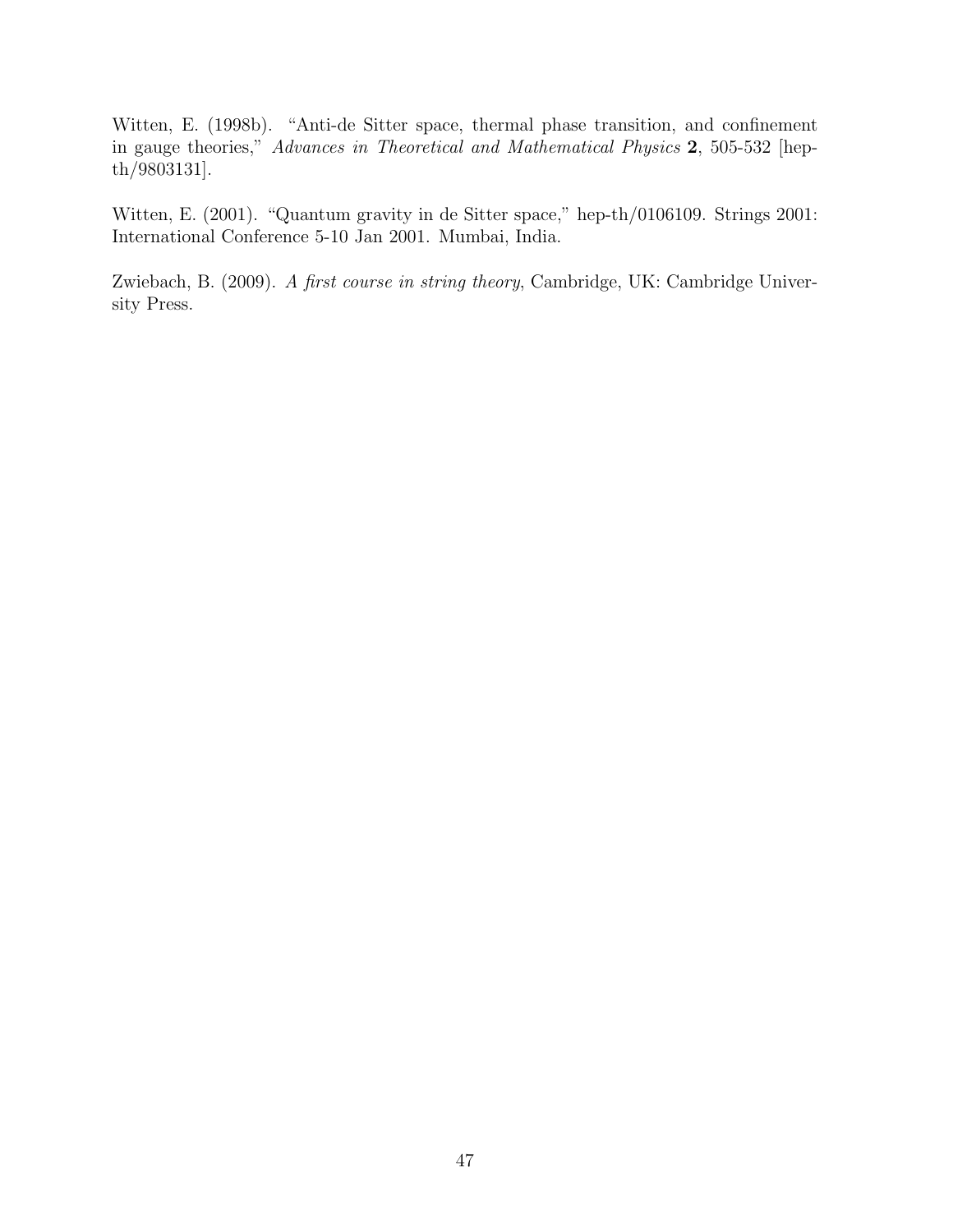Witten, E. (1998b). "Anti-de Sitter space, thermal phase transition, and confinement in gauge theories," *Advances in Theoretical and Mathematical Physics* **2**, 505-532 [hep-th/9803131].

Witten, E. (2001). "Quantum gravity in de Sitter space," hep-th/0106109. Strings 2001: International Conference 5-10 Jan 2001. Mumbai, India.

Zwiebach, B. (2009). *A first course in string theory*, Cambridge, UK: Cambridge University Press.